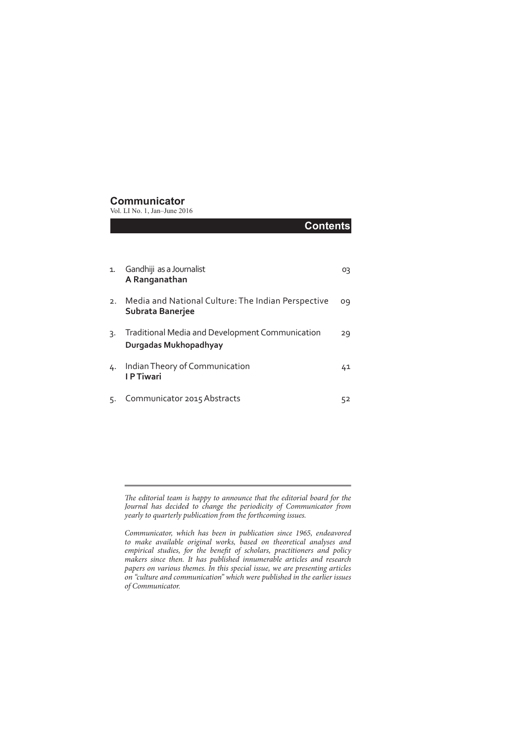# Communicator

Vol. LI No. 1, Jan–June 2016

## Contents

| | | |
|---|---|---|
| 1. | Gandhiji as a Journalist<br>**A Ranganathan** | 03 |
| 2. | Media and National Culture: The Indian Perspective<br>**Subrata Banerjee** | 09 |
| 3. | Traditional Media and Development Communication<br>**Durgadas Mukhopadhyay** | 29 |
| 4. | Indian Theory of Communication<br>**I P Tiwari** | 41 |
| 5. | Communicator 2015 Abstracts | 52 |

---

*The editorial team is happy to announce that the editorial board for the Journal has decided to change the periodicity of Communicator from yearly to quarterly publication from the forthcoming issues.*

*Communicator, which has been in publication since 1965, endeavored to make available original works, based on theoretical analyses and empirical studies, for the benefit of scholars, practitioners and policy makers since then. It has published innumerable articles and research papers on various themes. In this special issue, we are presenting articles on "culture and communication" which were published in the earlier issues of Communicator.*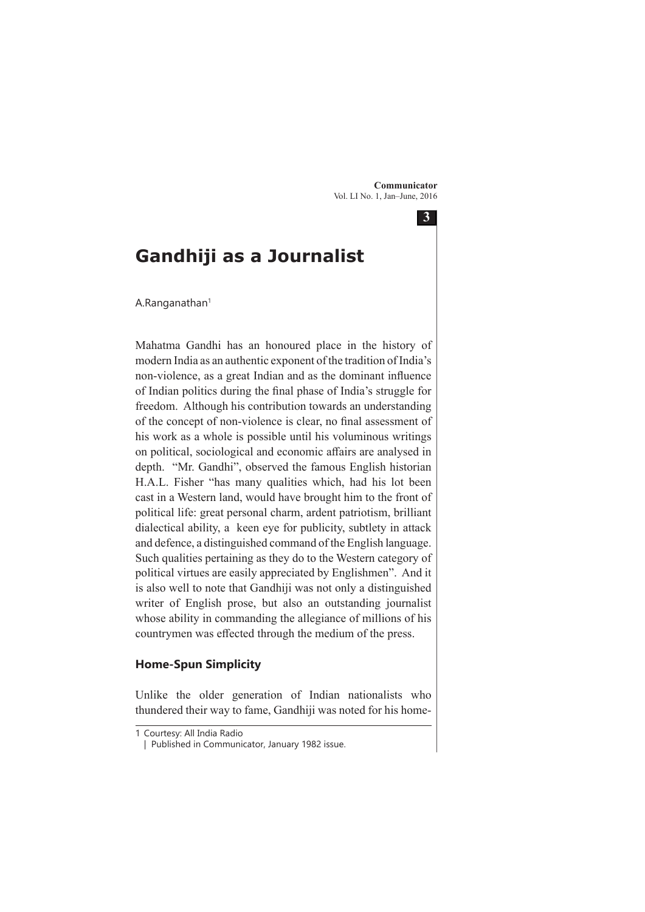# Gandhiji as a Journalist

A.Ranganathan[1]

Mahatma Gandhi has an honoured place in the history of modern India as an authentic exponent of the tradition of India's non-violence, as a great Indian and as the dominant influence of Indian politics during the final phase of India's struggle for freedom. Although his contribution towards an understanding of the concept of non-violence is clear, no final assessment of his work as a whole is possible until his voluminous writings on political, sociological and economic affairs are analysed in depth. "Mr. Gandhi", observed the famous English historian H.A.L. Fisher "has many qualities which, had his lot been cast in a Western land, would have brought him to the front of political life: great personal charm, ardent patriotism, brilliant dialectical ability, a keen eye for publicity, subtlety in attack and defence, a distinguished command of the English language. Such qualities pertaining as they do to the Western category of political virtues are easily appreciated by Englishmen". And it is also well to note that Gandhiji was not only a distinguished writer of English prose, but also an outstanding journalist whose ability in commanding the allegiance of millions of his countrymen was effected through the medium of the press.

## Home-Spun Simplicity

Unlike the older generation of Indian nationalists who thundered their way to fame, Gandhiji was noted for his home-

1 Courtesy: All India Radio
| Published in Communicator, January 1982 issue.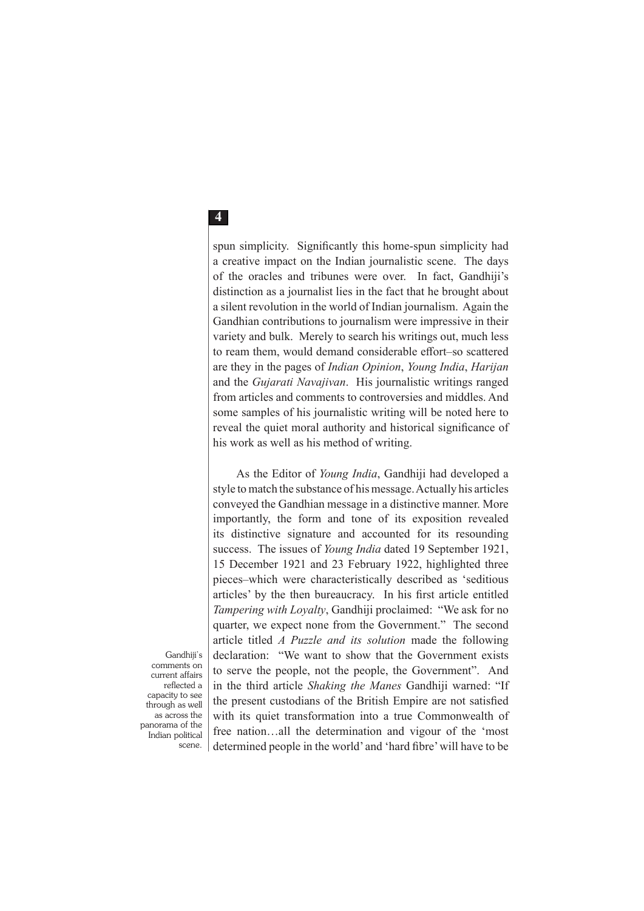spun simplicity. Significantly this home-spun simplicity had a creative impact on the Indian journalistic scene. The days of the oracles and tribunes were over. In fact, Gandhiji's distinction as a journalist lies in the fact that he brought about a silent revolution in the world of Indian journalism. Again the Gandhian contributions to journalism were impressive in their variety and bulk. Merely to search his writings out, much less to ream them, would demand considerable effort–so scattered are they in the pages of *Indian Opinion*, *Young India*, *Harijan* and the *Gujarati Navajivan*. His journalistic writings ranged from articles and comments to controversies and middles. And some samples of his journalistic writing will be noted here to reveal the quiet moral authority and historical significance of his work as well as his method of writing.

As the Editor of *Young India*, Gandhiji had developed a style to match the substance of his message. Actually his articles conveyed the Gandhian message in a distinctive manner. More importantly, the form and tone of its exposition revealed its distinctive signature and accounted for its resounding success. The issues of *Young India* dated 19 September 1921, 15 December 1921 and 23 February 1922, highlighted three pieces–which were characteristically described as 'seditious articles' by the then bureaucracy. In his first article entitled *Tampering with Loyalty*, Gandhiji proclaimed: "We ask for no quarter, we expect none from the Government." The second article titled *A Puzzle and its solution* made the following declaration: "We want to show that the Government exists to serve the people, not the people, the Government". And in the third article *Shaking the Manes* Gandhiji warned: "If the present custodians of the British Empire are not satisfied with its quiet transformation into a true Commonwealth of free nation…all the determination and vigour of the 'most determined people in the world' and 'hard fibre' will have to be

Gandhiji's comments on current affairs reflected a capacity to see through as well as across the panorama of the Indian political scene.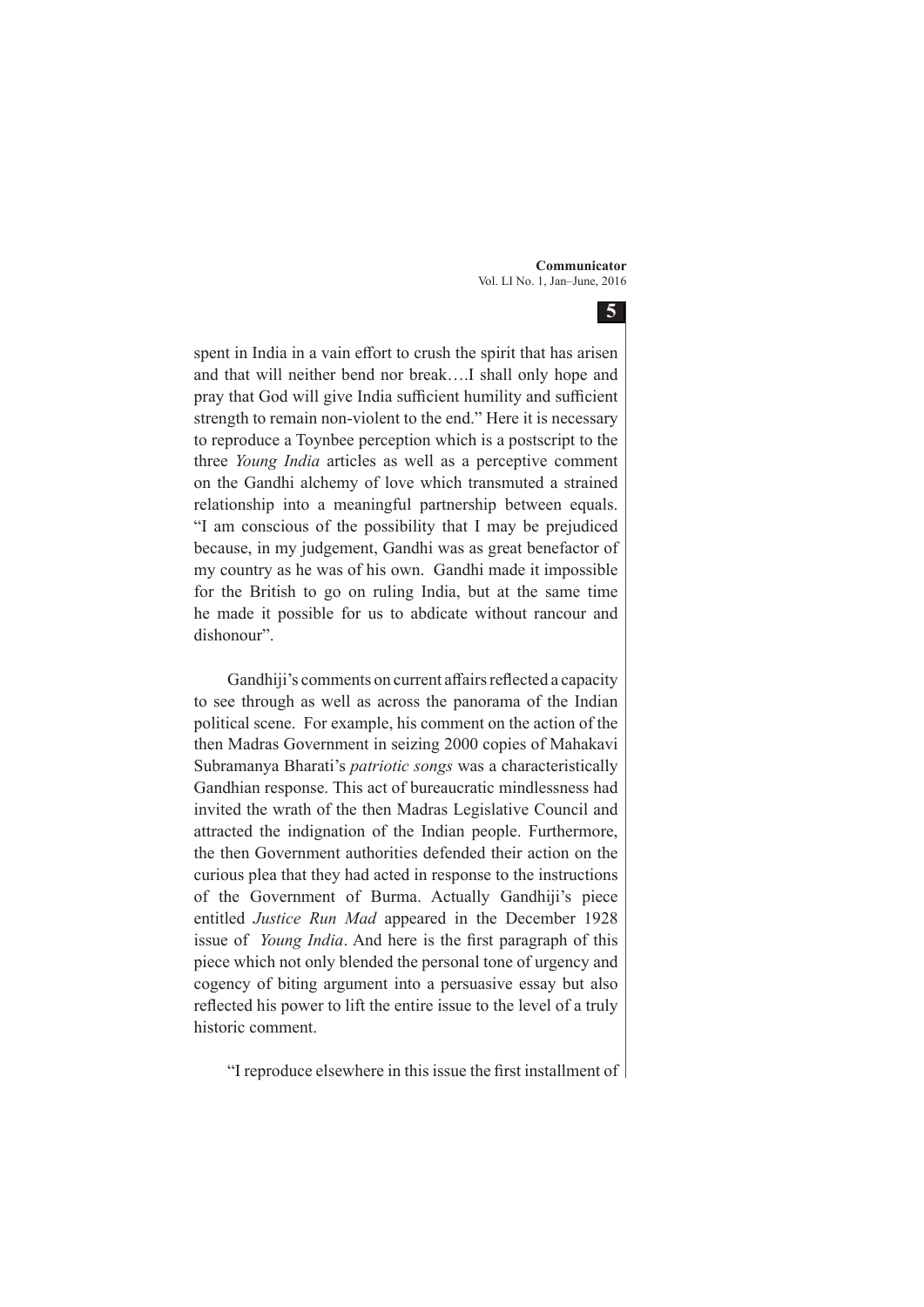spent in India in a vain effort to crush the spirit that has arisen and that will neither bend nor break….I shall only hope and pray that God will give India sufficient humility and sufficient strength to remain non-violent to the end." Here it is necessary to reproduce a Toynbee perception which is a postscript to the three *Young India* articles as well as a perceptive comment on the Gandhi alchemy of love which transmuted a strained relationship into a meaningful partnership between equals. "I am conscious of the possibility that I may be prejudiced because, in my judgement, Gandhi was as great benefactor of my country as he was of his own. Gandhi made it impossible for the British to go on ruling India, but at the same time he made it possible for us to abdicate without rancour and dishonour".

Gandhiji's comments on current affairs reflected a capacity to see through as well as across the panorama of the Indian political scene. For example, his comment on the action of the then Madras Government in seizing 2000 copies of Mahakavi Subramanya Bharati's *patriotic songs* was a characteristically Gandhian response. This act of bureaucratic mindlessness had invited the wrath of the then Madras Legislative Council and attracted the indignation of the Indian people. Furthermore, the then Government authorities defended their action on the curious plea that they had acted in response to the instructions of the Government of Burma. Actually Gandhiji's piece entitled *Justice Run Mad* appeared in the December 1928 issue of *Young India*. And here is the first paragraph of this piece which not only blended the personal tone of urgency and cogency of biting argument into a persuasive essay but also reflected his power to lift the entire issue to the level of a truly historic comment.

"I reproduce elsewhere in this issue the first installment of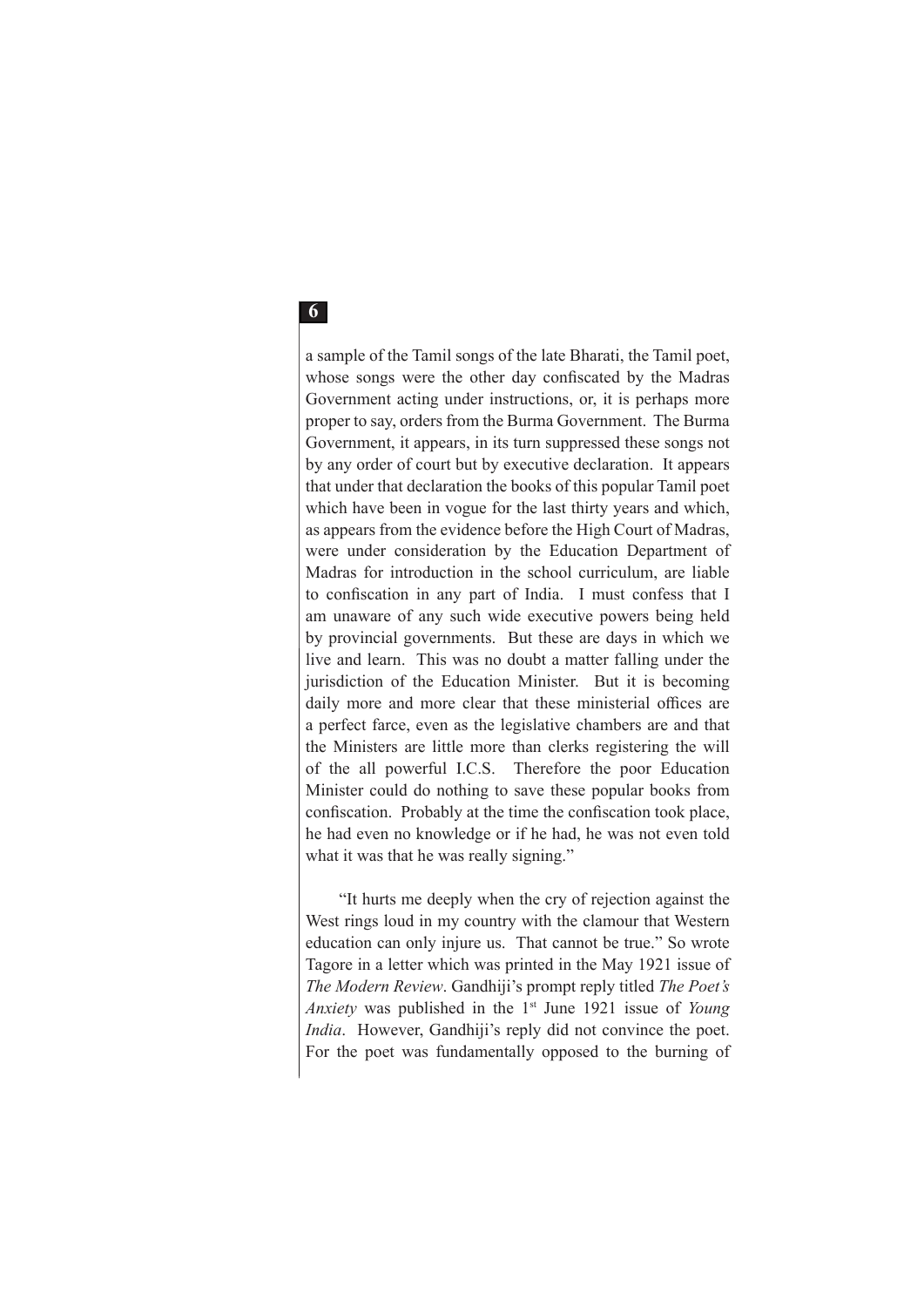a sample of the Tamil songs of the late Bharati, the Tamil poet, whose songs were the other day confiscated by the Madras Government acting under instructions, or, it is perhaps more proper to say, orders from the Burma Government. The Burma Government, it appears, in its turn suppressed these songs not by any order of court but by executive declaration. It appears that under that declaration the books of this popular Tamil poet which have been in vogue for the last thirty years and which, as appears from the evidence before the High Court of Madras, were under consideration by the Education Department of Madras for introduction in the school curriculum, are liable to confiscation in any part of India. I must confess that I am unaware of any such wide executive powers being held by provincial governments. But these are days in which we live and learn. This was no doubt a matter falling under the jurisdiction of the Education Minister. But it is becoming daily more and more clear that these ministerial offices are a perfect farce, even as the legislative chambers are and that the Ministers are little more than clerks registering the will of the all powerful I.C.S. Therefore the poor Education Minister could do nothing to save these popular books from confiscation. Probably at the time the confiscation took place, he had even no knowledge or if he had, he was not even told what it was that he was really signing."

"It hurts me deeply when the cry of rejection against the West rings loud in my country with the clamour that Western education can only injure us. That cannot be true." So wrote Tagore in a letter which was printed in the May 1921 issue of *The Modern Review*. Gandhiji's prompt reply titled *The Poet's Anxiety* was published in the 1st June 1921 issue of *Young India*. However, Gandhiji's reply did not convince the poet. For the poet was fundamentally opposed to the burning of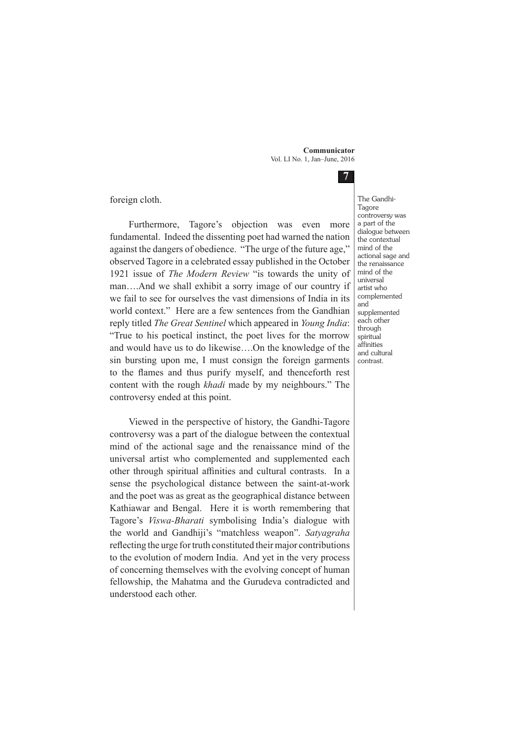foreign cloth.

Furthermore, Tagore's objection was even more fundamental. Indeed the dissenting poet had warned the nation against the dangers of obedience. "The urge of the future age," observed Tagore in a celebrated essay published in the October 1921 issue of *The Modern Review* "is towards the unity of man….And we shall exhibit a sorry image of our country if we fail to see for ourselves the vast dimensions of India in its world context." Here are a few sentences from the Gandhian reply titled *The Great Sentinel* which appeared in *Young India*: "True to his poetical instinct, the poet lives for the morrow and would have us to do likewise….On the knowledge of the sin bursting upon me, I must consign the foreign garments to the flames and thus purify myself, and thenceforth rest content with the rough *khadi* made by my neighbours." The controversy ended at this point.

The Gandhi-Tagore controversy was a part of the dialogue between the contextual mind of the actional sage and the renaissance mind of the universal artist who complemented and supplemented each other through spiritual affinities and cultural contrast.

Viewed in the perspective of history, the Gandhi-Tagore controversy was a part of the dialogue between the contextual mind of the actional sage and the renaissance mind of the universal artist who complemented and supplemented each other through spiritual affinities and cultural contrasts. In a sense the psychological distance between the saint-at-work and the poet was as great as the geographical distance between Kathiawar and Bengal. Here it is worth remembering that Tagore's *Viswa-Bharati* symbolising India's dialogue with the world and Gandhiji's "matchless weapon". *Satyagraha* reflecting the urge for truth constituted their major contributions to the evolution of modern India. And yet in the very process of concerning themselves with the evolving concept of human fellowship, the Mahatma and the Gurudeva contradicted and understood each other.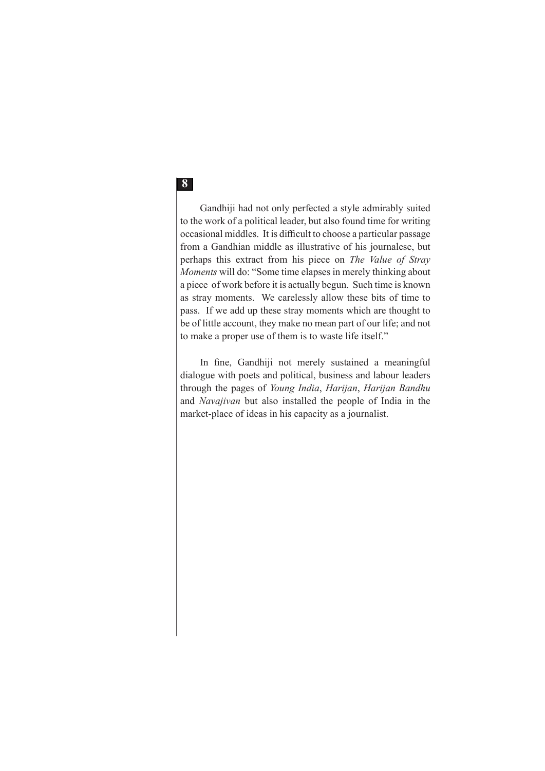Gandhiji had not only perfected a style admirably suited to the work of a political leader, but also found time for writing occasional middles. It is difficult to choose a particular passage from a Gandhian middle as illustrative of his journalese, but perhaps this extract from his piece on *The Value of Stray Moments* will do: "Some time elapses in merely thinking about a piece of work before it is actually begun. Such time is known as stray moments. We carelessly allow these bits of time to pass. If we add up these stray moments which are thought to be of little account, they make no mean part of our life; and not to make a proper use of them is to waste life itself."

In fine, Gandhiji not merely sustained a meaningful dialogue with poets and political, business and labour leaders through the pages of *Young India*, *Harijan*, *Harijan Bandhu* and *Navajivan* but also installed the people of India in the market-place of ideas in his capacity as a journalist.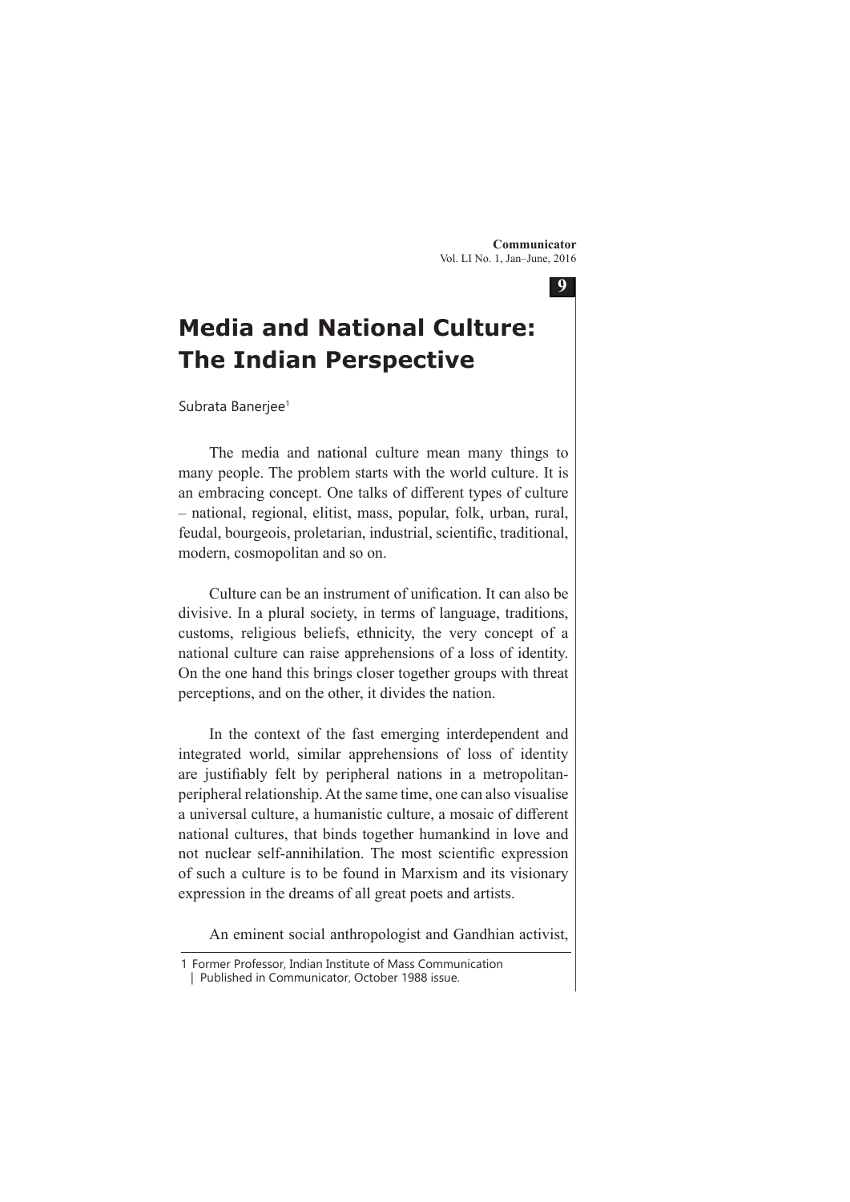# Media and National Culture: The Indian Perspective

Subrata Banerjee[1]

The media and national culture mean many things to many people. The problem starts with the world culture. It is an embracing concept. One talks of different types of culture – national, regional, elitist, mass, popular, folk, urban, rural, feudal, bourgeois, proletarian, industrial, scientific, traditional, modern, cosmopolitan and so on.

Culture can be an instrument of unification. It can also be divisive. In a plural society, in terms of language, traditions, customs, religious beliefs, ethnicity, the very concept of a national culture can raise apprehensions of a loss of identity. On the one hand this brings closer together groups with threat perceptions, and on the other, it divides the nation.

In the context of the fast emerging interdependent and integrated world, similar apprehensions of loss of identity are justifiably felt by peripheral nations in a metropolitan-peripheral relationship. At the same time, one can also visualise a universal culture, a humanistic culture, a mosaic of different national cultures, that binds together humankind in love and not nuclear self-annihilation. The most scientific expression of such a culture is to be found in Marxism and its visionary expression in the dreams of all great poets and artists.

An eminent social anthropologist and Gandhian activist,

1 Former Professor, Indian Institute of Mass Communication | Published in Communicator, October 1988 issue.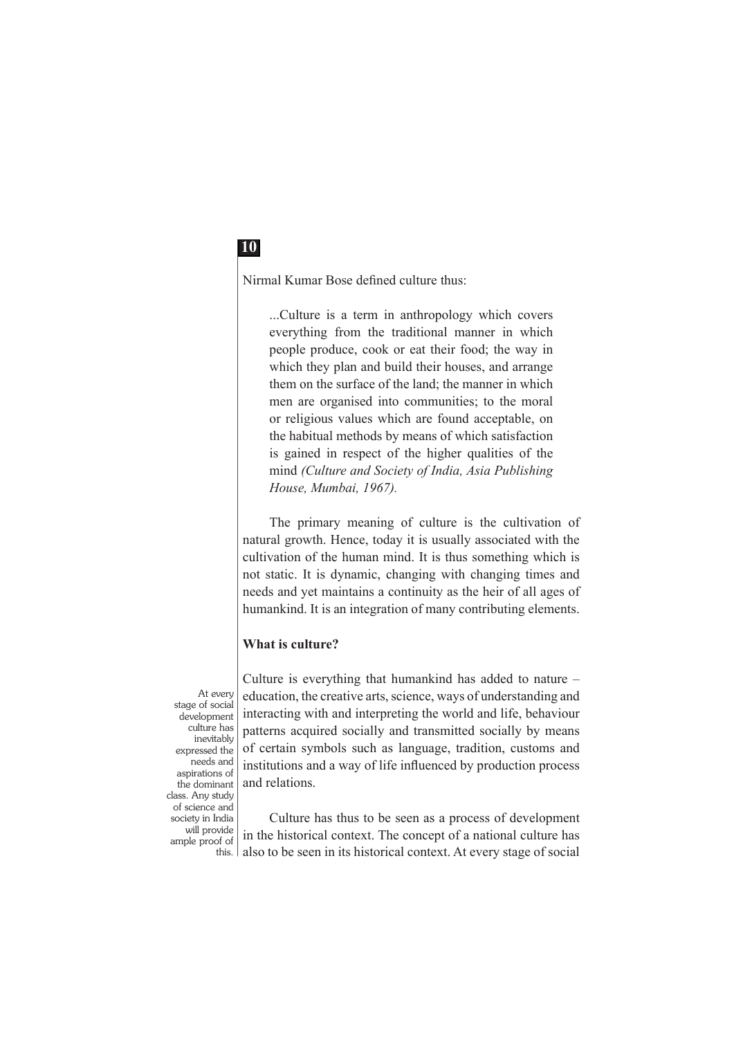Nirmal Kumar Bose defined culture thus:

> ...Culture is a term in anthropology which covers everything from the traditional manner in which people produce, cook or eat their food; the way in which they plan and build their houses, and arrange them on the surface of the land; the manner in which men are organised into communities; to the moral or religious values which are found acceptable, on the habitual methods by means of which satisfaction is gained in respect of the higher qualities of the mind *(Culture and Society of India, Asia Publishing House, Mumbai, 1967).*

The primary meaning of culture is the cultivation of natural growth. Hence, today it is usually associated with the cultivation of the human mind. It is thus something which is not static. It is dynamic, changing with changing times and needs and yet maintains a continuity as the heir of all ages of humankind. It is an integration of many contributing elements.

**What is culture?**

Culture is everything that humankind has added to nature – education, the creative arts, science, ways of understanding and interacting with and interpreting the world and life, behaviour patterns acquired socially and transmitted socially by means of certain symbols such as language, tradition, customs and institutions and a way of life influenced by production process and relations.

> At every stage of social development culture has inevitably expressed the needs and aspirations of the dominant class. Any study of science and society in India will provide ample proof of this.

Culture has thus to be seen as a process of development in the historical context. The concept of a national culture has also to be seen in its historical context. At every stage of social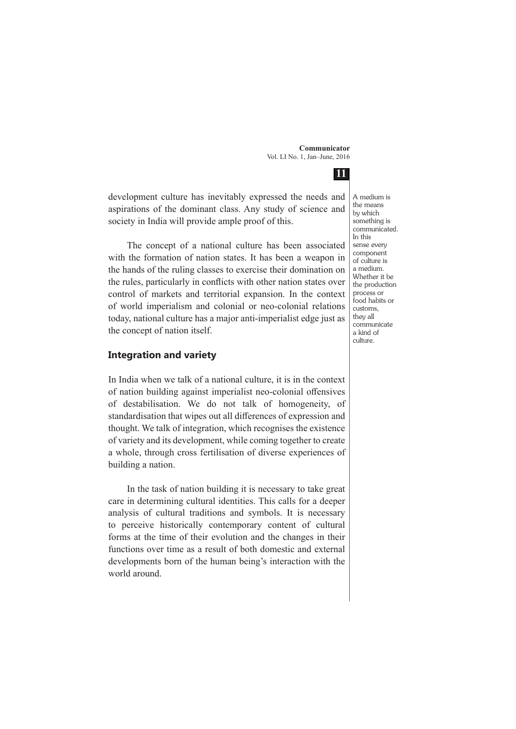development culture has inevitably expressed the needs and aspirations of the dominant class. Any study of science and society in India will provide ample proof of this.

The concept of a national culture has been associated with the formation of nation states. It has been a weapon in the hands of the ruling classes to exercise their domination on the rules, particularly in conflicts with other nation states over control of markets and territorial expansion. In the context of world imperialism and colonial or neo-colonial relations today, national culture has a major anti-imperialist edge just as the concept of nation itself.

A medium is the means by which something is communicated. In this sense every component of culture is a medium. Whether it be the production process or food habits or customs, they all communicate a kind of culture.

## Integration and variety

In India when we talk of a national culture, it is in the context of nation building against imperialist neo-colonial offensives of destabilisation. We do not talk of homogeneity, of standardisation that wipes out all differences of expression and thought. We talk of integration, which recognises the existence of variety and its development, while coming together to create a whole, through cross fertilisation of diverse experiences of building a nation.

In the task of nation building it is necessary to take great care in determining cultural identities. This calls for a deeper analysis of cultural traditions and symbols. It is necessary to perceive historically contemporary content of cultural forms at the time of their evolution and the changes in their functions over time as a result of both domestic and external developments born of the human being's interaction with the world around.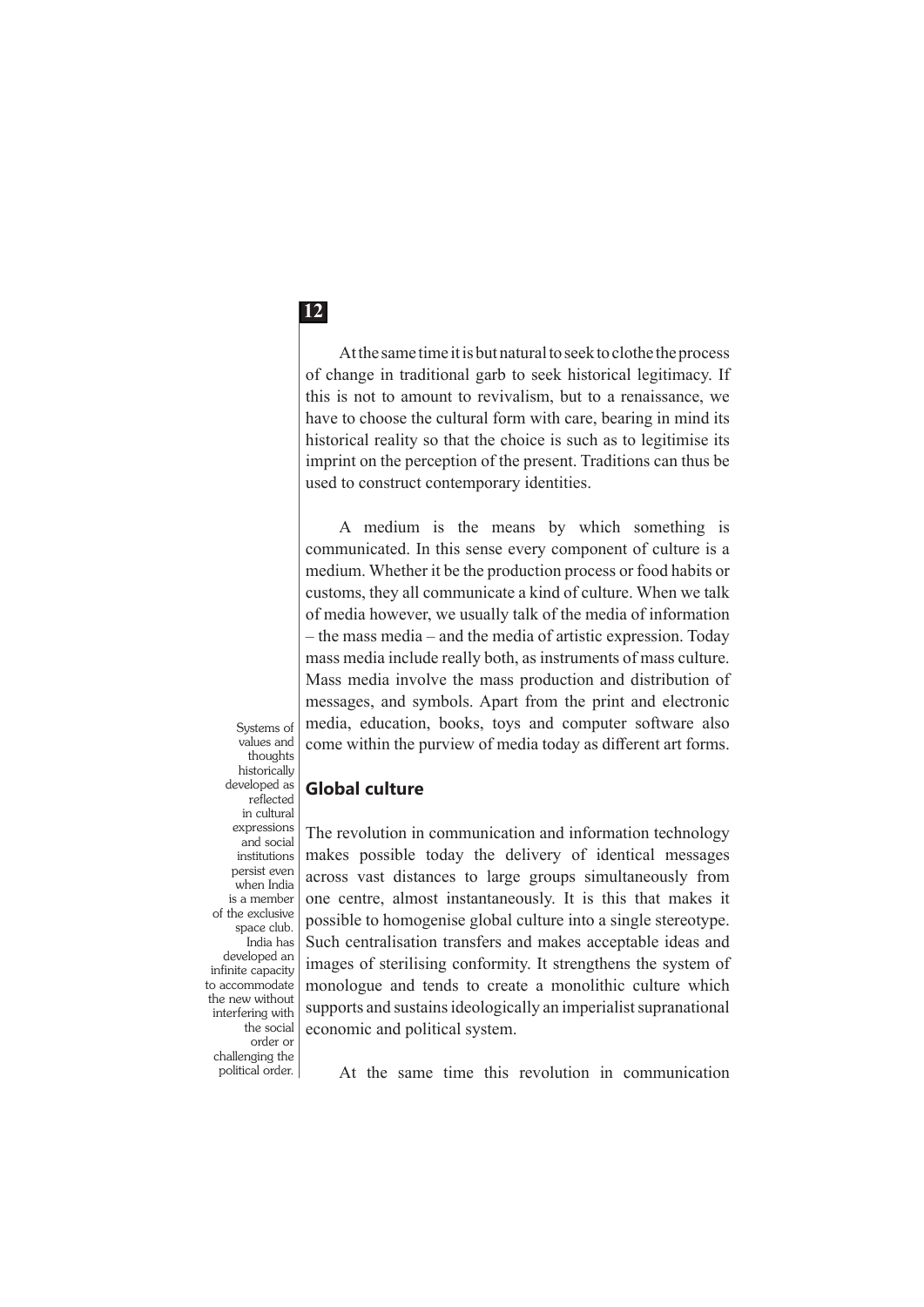At the same time it is but natural to seek to clothe the process of change in traditional garb to seek historical legitimacy. If this is not to amount to revivalism, but to a renaissance, we have to choose the cultural form with care, bearing in mind its historical reality so that the choice is such as to legitimise its imprint on the perception of the present. Traditions can thus be used to construct contemporary identities.

A medium is the means by which something is communicated. In this sense every component of culture is a medium. Whether it be the production process or food habits or customs, they all communicate a kind of culture. When we talk of media however, we usually talk of the media of information – the mass media – and the media of artistic expression. Today mass media include really both, as instruments of mass culture. Mass media involve the mass production and distribution of messages, and symbols. Apart from the print and electronic media, education, books, toys and computer software also come within the purview of media today as different art forms.

> Systems of values and thoughts historically developed as reflected in cultural expressions and social institutions persist even when India is a member of the exclusive space club. India has developed an infinite capacity to accommodate the new without interfering with the social order or challenging the political order.

## Global culture

The revolution in communication and information technology makes possible today the delivery of identical messages across vast distances to large groups simultaneously from one centre, almost instantaneously. It is this that makes it possible to homogenise global culture into a single stereotype. Such centralisation transfers and makes acceptable ideas and images of sterilising conformity. It strengthens the system of monologue and tends to create a monolithic culture which supports and sustains ideologically an imperialist supranational economic and political system.

At the same time this revolution in communication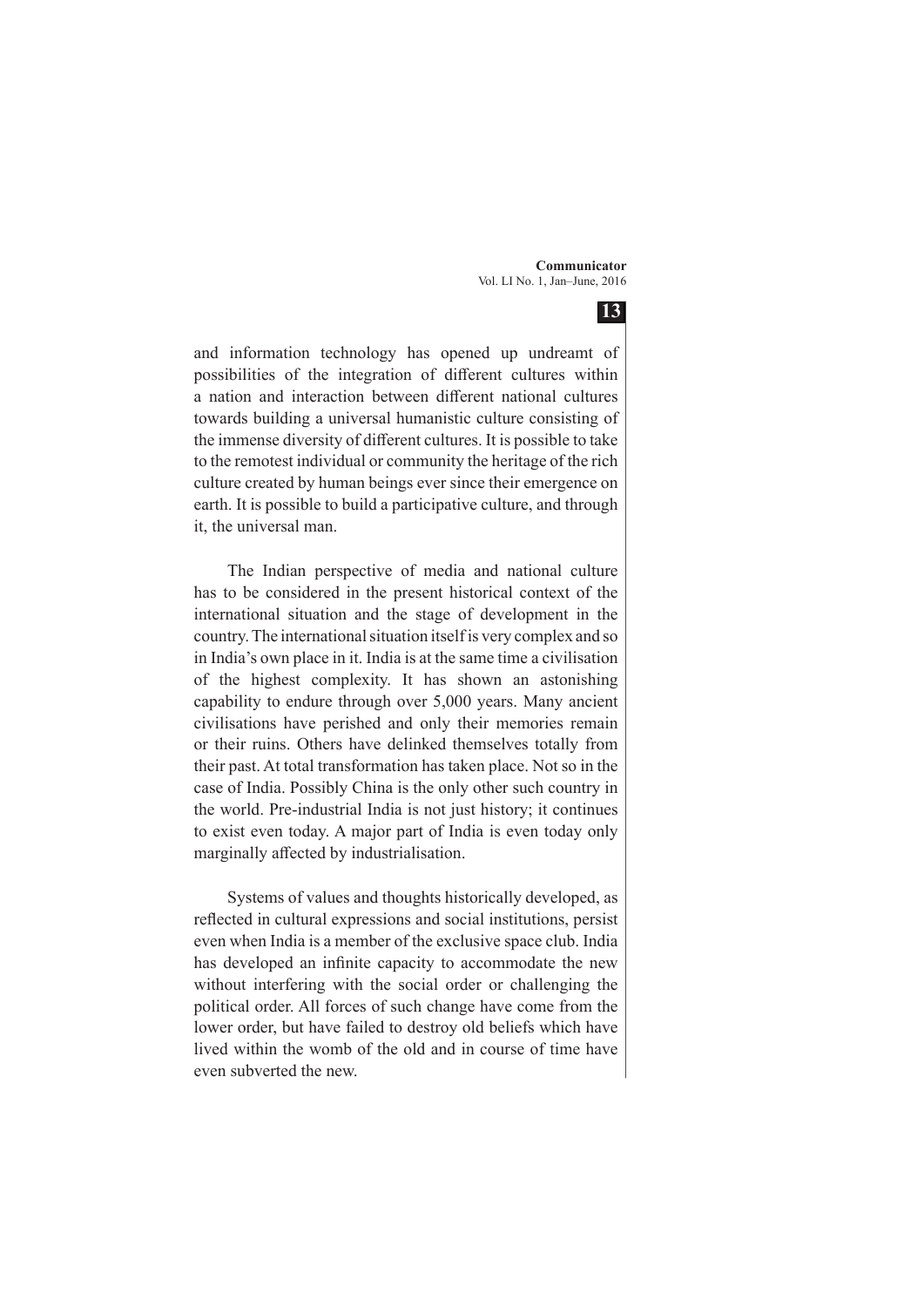and information technology has opened up undreamt of possibilities of the integration of different cultures within a nation and interaction between different national cultures towards building a universal humanistic culture consisting of the immense diversity of different cultures. It is possible to take to the remotest individual or community the heritage of the rich culture created by human beings ever since their emergence on earth. It is possible to build a participative culture, and through it, the universal man.

The Indian perspective of media and national culture has to be considered in the present historical context of the international situation and the stage of development in the country. The international situation itself is very complex and so in India's own place in it. India is at the same time a civilisation of the highest complexity. It has shown an astonishing capability to endure through over 5,000 years. Many ancient civilisations have perished and only their memories remain or their ruins. Others have delinked themselves totally from their past. At total transformation has taken place. Not so in the case of India. Possibly China is the only other such country in the world. Pre-industrial India is not just history; it continues to exist even today. A major part of India is even today only marginally affected by industrialisation.

Systems of values and thoughts historically developed, as reflected in cultural expressions and social institutions, persist even when India is a member of the exclusive space club. India has developed an infinite capacity to accommodate the new without interfering with the social order or challenging the political order. All forces of such change have come from the lower order, but have failed to destroy old beliefs which have lived within the womb of the old and in course of time have even subverted the new.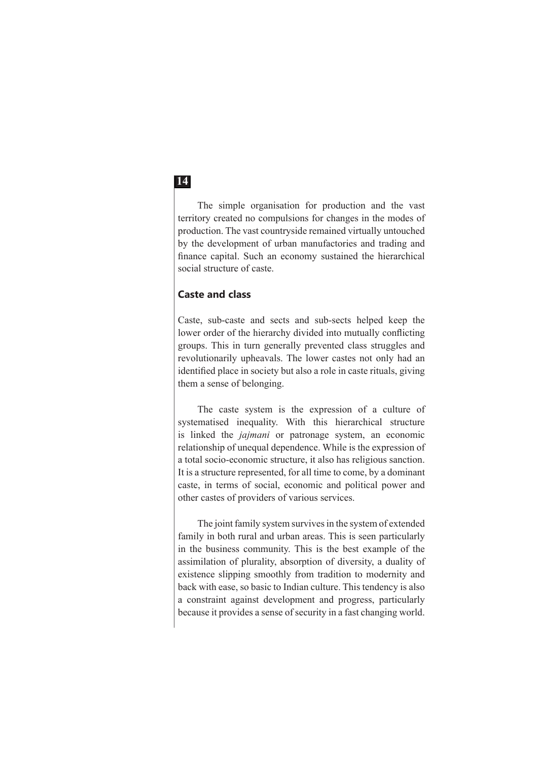The simple organisation for production and the vast territory created no compulsions for changes in the modes of production. The vast countryside remained virtually untouched by the development of urban manufactories and trading and finance capital. Such an economy sustained the hierarchical social structure of caste.

## Caste and class

Caste, sub-caste and sects and sub-sects helped keep the lower order of the hierarchy divided into mutually conflicting groups. This in turn generally prevented class struggles and revolutionarily upheavals. The lower castes not only had an identified place in society but also a role in caste rituals, giving them a sense of belonging.

The caste system is the expression of a culture of systematised inequality. With this hierarchical structure is linked the *jajmani* or patronage system, an economic relationship of unequal dependence. While is the expression of a total socio-economic structure, it also has religious sanction. It is a structure represented, for all time to come, by a dominant caste, in terms of social, economic and political power and other castes of providers of various services.

The joint family system survives in the system of extended family in both rural and urban areas. This is seen particularly in the business community. This is the best example of the assimilation of plurality, absorption of diversity, a duality of existence slipping smoothly from tradition to modernity and back with ease, so basic to Indian culture. This tendency is also a constraint against development and progress, particularly because it provides a sense of security in a fast changing world.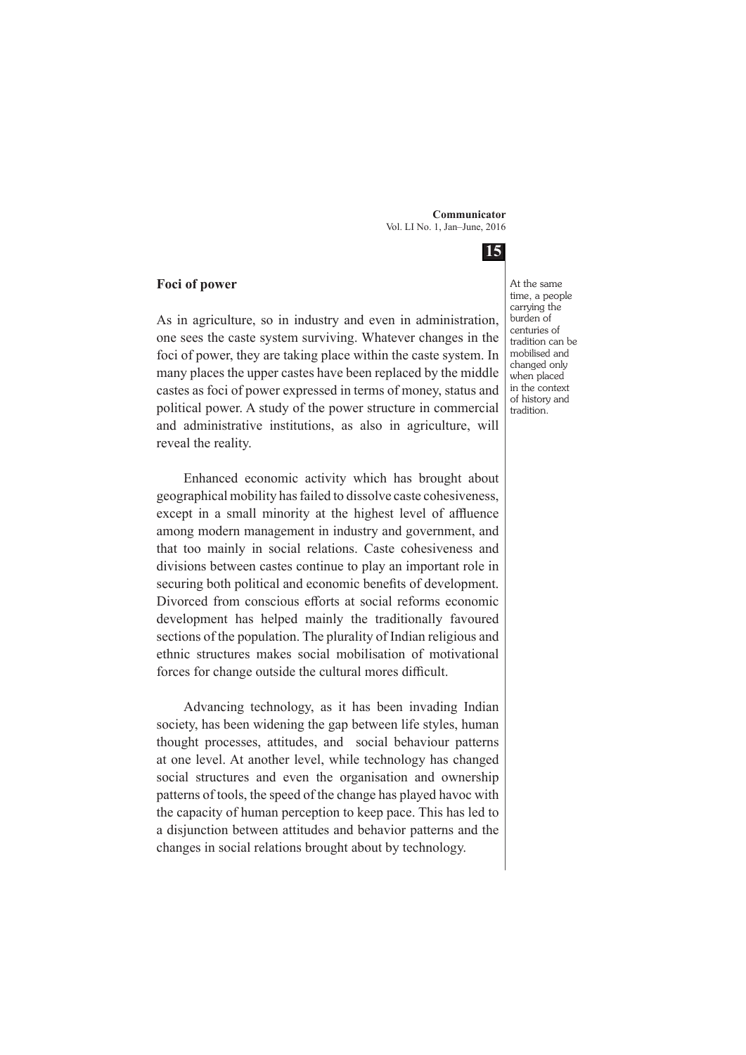## Foci of power

As in agriculture, so in industry and even in administration, one sees the caste system surviving. Whatever changes in the foci of power, they are taking place within the caste system. In many places the upper castes have been replaced by the middle castes as foci of power expressed in terms of money, status and political power. A study of the power structure in commercial and administrative institutions, as also in agriculture, will reveal the reality.

Enhanced economic activity which has brought about geographical mobility has failed to dissolve caste cohesiveness, except in a small minority at the highest level of affluence among modern management in industry and government, and that too mainly in social relations. Caste cohesiveness and divisions between castes continue to play an important role in securing both political and economic benefits of development. Divorced from conscious efforts at social reforms economic development has helped mainly the traditionally favoured sections of the population. The plurality of Indian religious and ethnic structures makes social mobilisation of motivational forces for change outside the cultural mores difficult.

At the same time, a people carrying the burden of centuries of tradition can be mobilised and changed only when placed in the context of history and tradition.

Advancing technology, as it has been invading Indian society, has been widening the gap between life styles, human thought processes, attitudes, and social behaviour patterns at one level. At another level, while technology has changed social structures and even the organisation and ownership patterns of tools, the speed of the change has played havoc with the capacity of human perception to keep pace. This has led to a disjunction between attitudes and behavior patterns and the changes in social relations brought about by technology.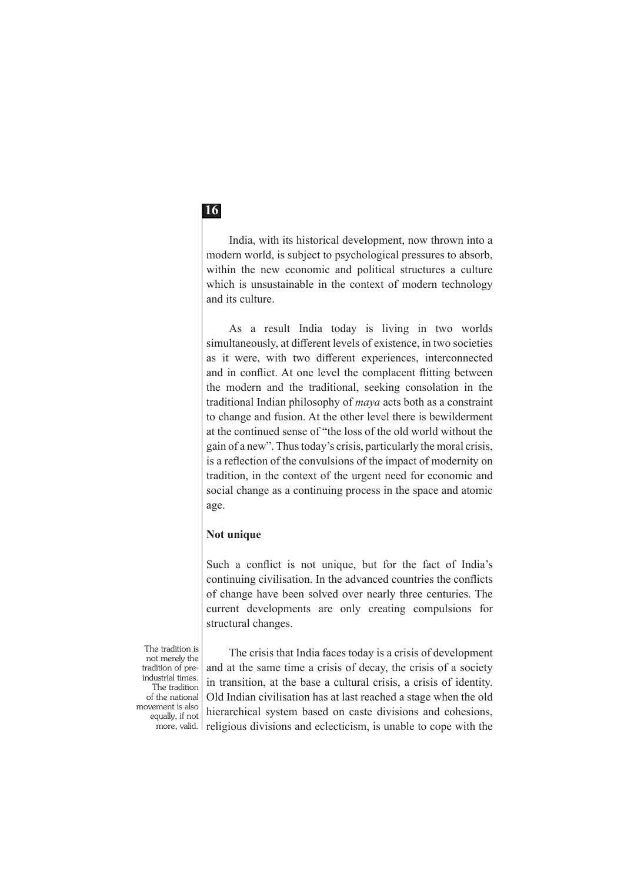India, with its historical development, now thrown into a modern world, is subject to psychological pressures to absorb, within the new economic and political structures a culture which is unsustainable in the context of modern technology and its culture.

As a result India today is living in two worlds simultaneously, at different levels of existence, in two societies as it were, with two different experiences, interconnected and in conflict. At one level the complacent flitting between the modern and the traditional, seeking consolation in the traditional Indian philosophy of *maya* acts both as a constraint to change and fusion. At the other level there is bewilderment at the continued sense of "the loss of the old world without the gain of a new". Thus today's crisis, particularly the moral crisis, is a reflection of the convulsions of the impact of modernity on tradition, in the context of the urgent need for economic and social change as a continuing process in the space and atomic age.

**Not unique**

Such a conflict is not unique, but for the fact of India's continuing civilisation. In the advanced countries the conflicts of change have been solved over nearly three centuries. The current developments are only creating compulsions for structural changes.

> The tradition is not merely the tradition of pre-industrial times. The tradition of the national movement is also equally, if not more, valid.

The crisis that India faces today is a crisis of development and at the same time a crisis of decay, the crisis of a society in transition, at the base a cultural crisis, a crisis of identity. Old Indian civilisation has at last reached a stage when the old hierarchical system based on caste divisions and cohesions, religious divisions and eclecticism, is unable to cope with the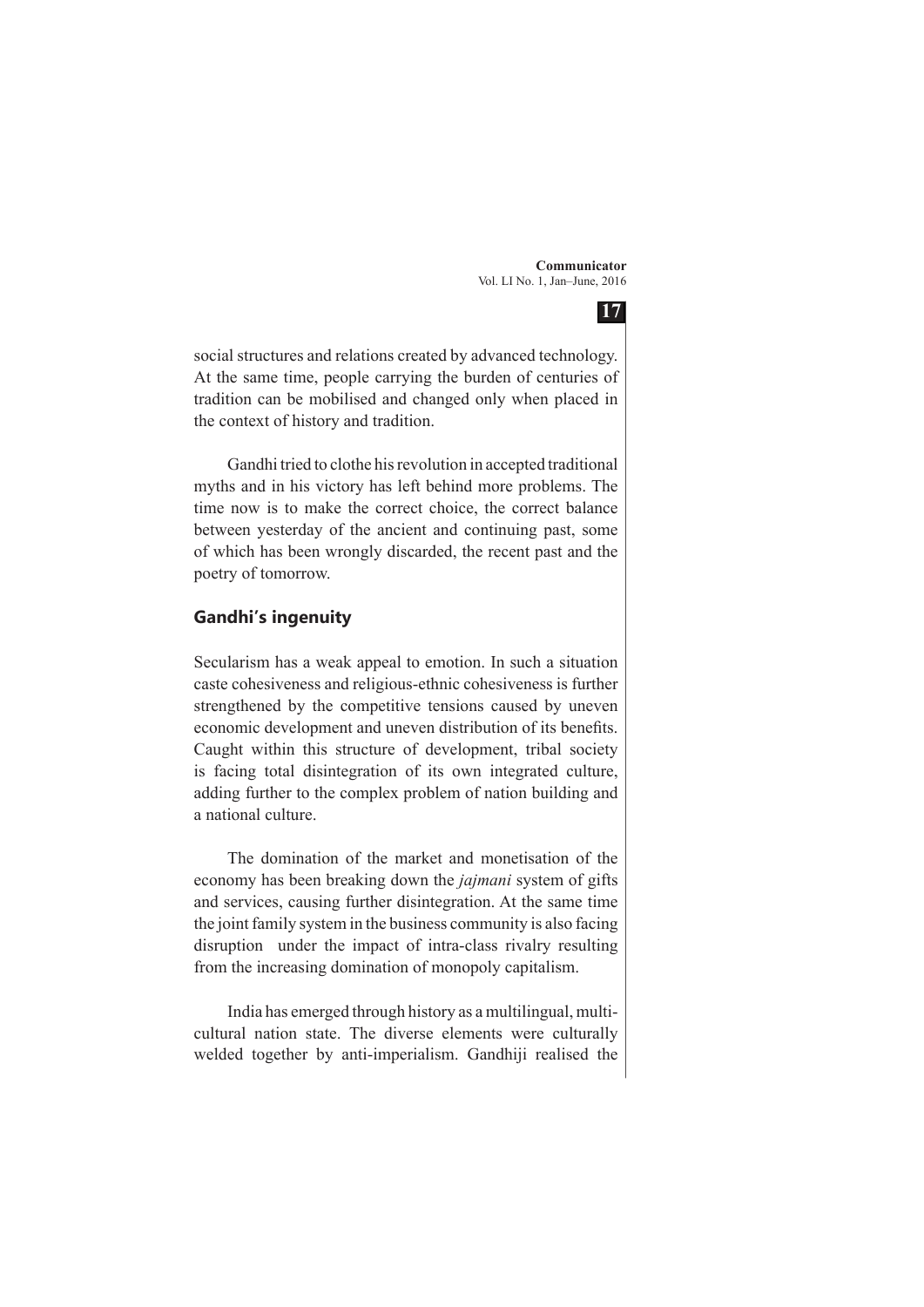social structures and relations created by advanced technology. At the same time, people carrying the burden of centuries of tradition can be mobilised and changed only when placed in the context of history and tradition.

Gandhi tried to clothe his revolution in accepted traditional myths and in his victory has left behind more problems. The time now is to make the correct choice, the correct balance between yesterday of the ancient and continuing past, some of which has been wrongly discarded, the recent past and the poetry of tomorrow.

## Gandhi's ingenuity

Secularism has a weak appeal to emotion. In such a situation caste cohesiveness and religious-ethnic cohesiveness is further strengthened by the competitive tensions caused by uneven economic development and uneven distribution of its benefits. Caught within this structure of development, tribal society is facing total disintegration of its own integrated culture, adding further to the complex problem of nation building and a national culture.

The domination of the market and monetisation of the economy has been breaking down the *jajmani* system of gifts and services, causing further disintegration. At the same time the joint family system in the business community is also facing disruption under the impact of intra-class rivalry resulting from the increasing domination of monopoly capitalism.

India has emerged through history as a multilingual, multi-cultural nation state. The diverse elements were culturally welded together by anti-imperialism. Gandhiji realised the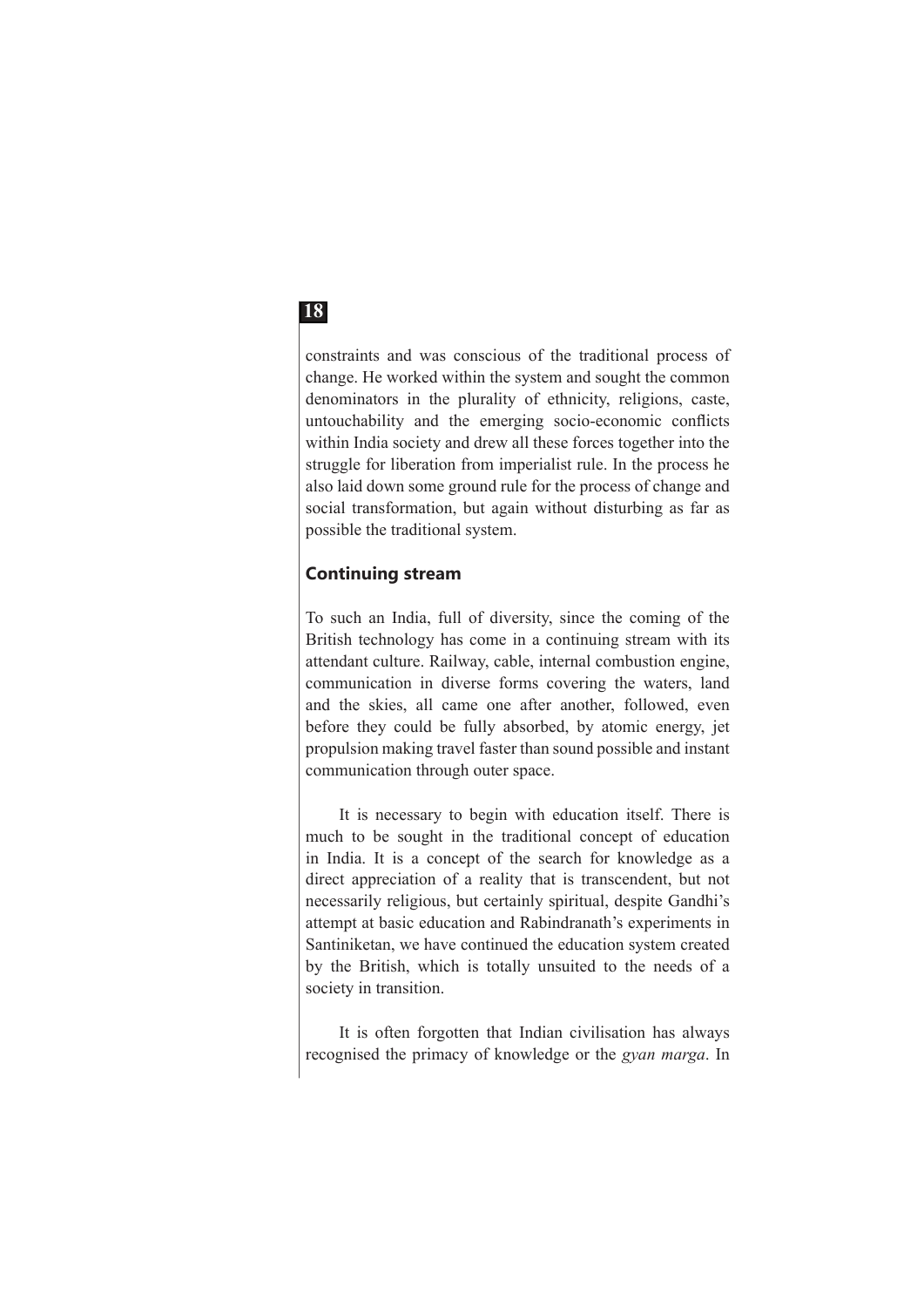constraints and was conscious of the traditional process of change. He worked within the system and sought the common denominators in the plurality of ethnicity, religions, caste, untouchability and the emerging socio-economic conflicts within India society and drew all these forces together into the struggle for liberation from imperialist rule. In the process he also laid down some ground rule for the process of change and social transformation, but again without disturbing as far as possible the traditional system.

## Continuing stream

To such an India, full of diversity, since the coming of the British technology has come in a continuing stream with its attendant culture. Railway, cable, internal combustion engine, communication in diverse forms covering the waters, land and the skies, all came one after another, followed, even before they could be fully absorbed, by atomic energy, jet propulsion making travel faster than sound possible and instant communication through outer space.

It is necessary to begin with education itself. There is much to be sought in the traditional concept of education in India. It is a concept of the search for knowledge as a direct appreciation of a reality that is transcendent, but not necessarily religious, but certainly spiritual, despite Gandhi's attempt at basic education and Rabindranath's experiments in Santiniketan, we have continued the education system created by the British, which is totally unsuited to the needs of a society in transition.

It is often forgotten that Indian civilisation has always recognised the primacy of knowledge or the *gyan marga*. In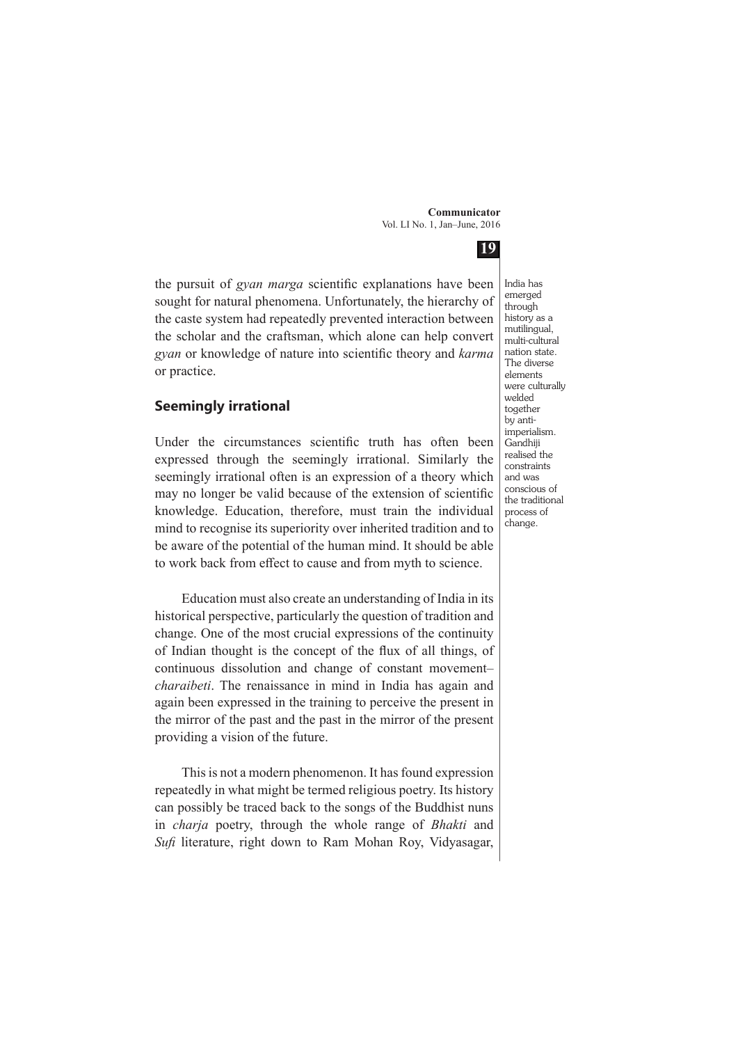the pursuit of *gyan marga* scientific explanations have been sought for natural phenomena. Unfortunately, the hierarchy of the caste system had repeatedly prevented interaction between the scholar and the craftsman, which alone can help convert *gyan* or knowledge of nature into scientific theory and *karma* or practice.

> India has emerged through history as a mutilingual, multi-cultural nation state. The diverse elements were culturally welded together by anti-imperialism. Gandhiji realised the constraints and was conscious of the traditional process of change.

## Seemingly irrational

Under the circumstances scientific truth has often been expressed through the seemingly irrational. Similarly the seemingly irrational often is an expression of a theory which may no longer be valid because of the extension of scientific knowledge. Education, therefore, must train the individual mind to recognise its superiority over inherited tradition and to be aware of the potential of the human mind. It should be able to work back from effect to cause and from myth to science.

Education must also create an understanding of India in its historical perspective, particularly the question of tradition and change. One of the most crucial expressions of the continuity of Indian thought is the concept of the flux of all things, of continuous dissolution and change of constant movement– *charaibeti*. The renaissance in mind in India has again and again been expressed in the training to perceive the present in the mirror of the past and the past in the mirror of the present providing a vision of the future.

This is not a modern phenomenon. It has found expression repeatedly in what might be termed religious poetry. Its history can possibly be traced back to the songs of the Buddhist nuns in *charja* poetry, through the whole range of *Bhakti* and *Sufi* literature, right down to Ram Mohan Roy, Vidyasagar,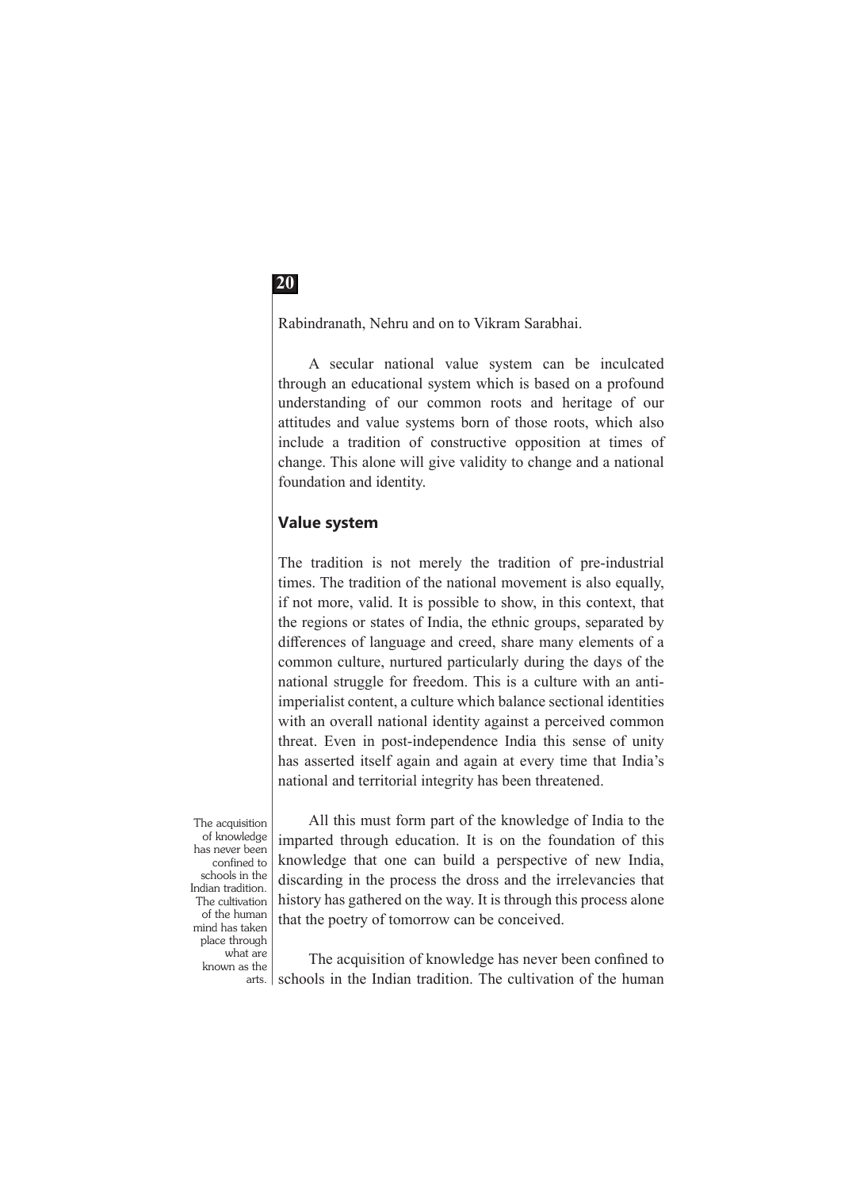Rabindranath, Nehru and on to Vikram Sarabhai.

A secular national value system can be inculcated through an educational system which is based on a profound understanding of our common roots and heritage of our attitudes and value systems born of those roots, which also include a tradition of constructive opposition at times of change. This alone will give validity to change and a national foundation and identity.

## Value system

The tradition is not merely the tradition of pre-industrial times. The tradition of the national movement is also equally, if not more, valid. It is possible to show, in this context, that the regions or states of India, the ethnic groups, separated by differences of language and creed, share many elements of a common culture, nurtured particularly during the days of the national struggle for freedom. This is a culture with an anti-imperialist content, a culture which balance sectional identities with an overall national identity against a perceived common threat. Even in post-independence India this sense of unity has asserted itself again and again at every time that India's national and territorial integrity has been threatened.

> The acquisition of knowledge has never been confined to schools in the Indian tradition. The cultivation of the human mind has taken place through what are known as the arts.

All this must form part of the knowledge of India to the imparted through education. It is on the foundation of this knowledge that one can build a perspective of new India, discarding in the process the dross and the irrelevancies that history has gathered on the way. It is through this process alone that the poetry of tomorrow can be conceived.

The acquisition of knowledge has never been confined to schools in the Indian tradition. The cultivation of the human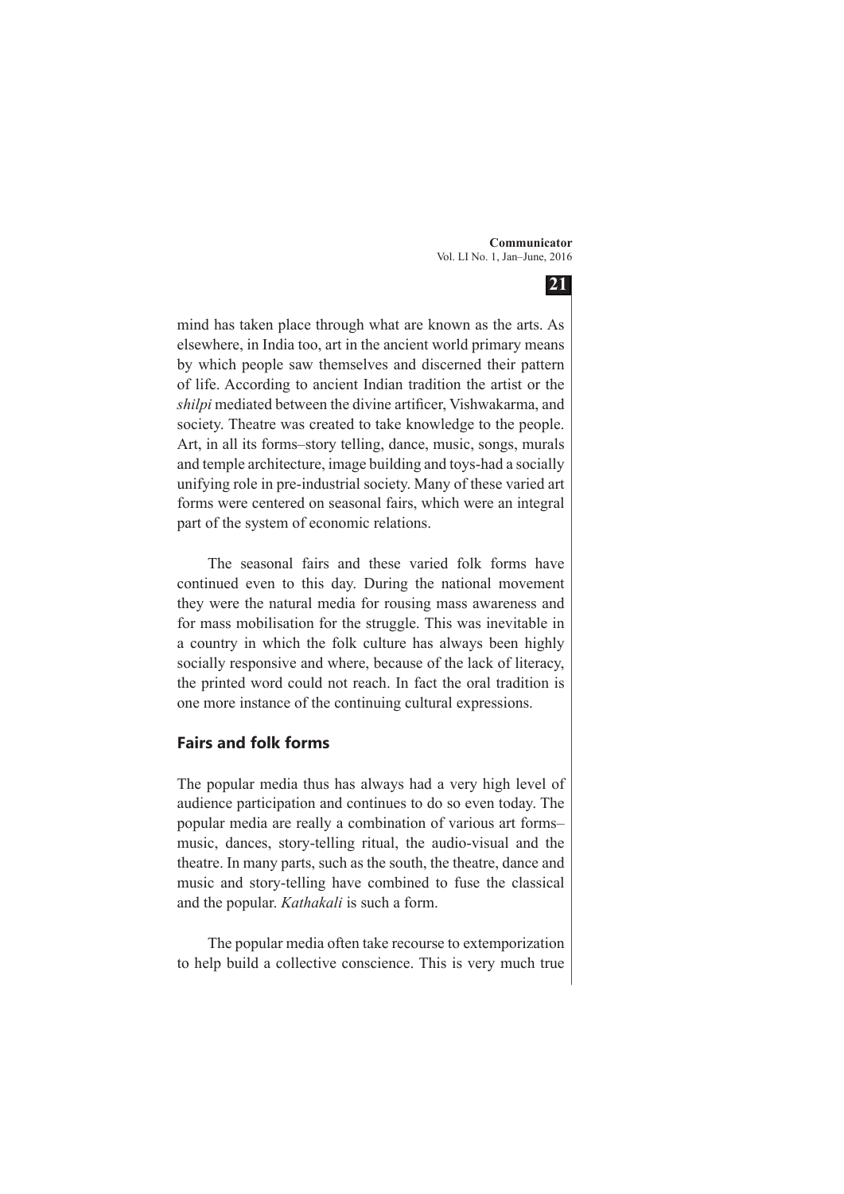mind has taken place through what are known as the arts. As elsewhere, in India too, art in the ancient world primary means by which people saw themselves and discerned their pattern of life. According to ancient Indian tradition the artist or the *shilpi* mediated between the divine artificer, Vishwakarma, and society. Theatre was created to take knowledge to the people. Art, in all its forms–story telling, dance, music, songs, murals and temple architecture, image building and toys-had a socially unifying role in pre-industrial society. Many of these varied art forms were centered on seasonal fairs, which were an integral part of the system of economic relations.

The seasonal fairs and these varied folk forms have continued even to this day. During the national movement they were the natural media for rousing mass awareness and for mass mobilisation for the struggle. This was inevitable in a country in which the folk culture has always been highly socially responsive and where, because of the lack of literacy, the printed word could not reach. In fact the oral tradition is one more instance of the continuing cultural expressions.

## Fairs and folk forms

The popular media thus has always had a very high level of audience participation and continues to do so even today. The popular media are really a combination of various art forms–music, dances, story-telling ritual, the audio-visual and the theatre. In many parts, such as the south, the theatre, dance and music and story-telling have combined to fuse the classical and the popular. *Kathakali* is such a form.

The popular media often take recourse to extemporization to help build a collective conscience. This is very much true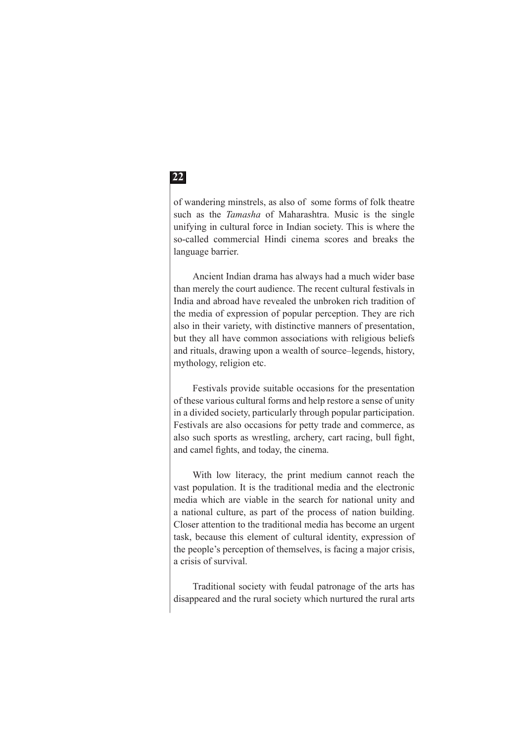of wandering minstrels, as also of some forms of folk theatre such as the *Tamasha* of Maharashtra. Music is the single unifying in cultural force in Indian society. This is where the so-called commercial Hindi cinema scores and breaks the language barrier.

Ancient Indian drama has always had a much wider base than merely the court audience. The recent cultural festivals in India and abroad have revealed the unbroken rich tradition of the media of expression of popular perception. They are rich also in their variety, with distinctive manners of presentation, but they all have common associations with religious beliefs and rituals, drawing upon a wealth of source–legends, history, mythology, religion etc.

Festivals provide suitable occasions for the presentation of these various cultural forms and help restore a sense of unity in a divided society, particularly through popular participation. Festivals are also occasions for petty trade and commerce, as also such sports as wrestling, archery, cart racing, bull fight, and camel fights, and today, the cinema.

With low literacy, the print medium cannot reach the vast population. It is the traditional media and the electronic media which are viable in the search for national unity and a national culture, as part of the process of nation building. Closer attention to the traditional media has become an urgent task, because this element of cultural identity, expression of the people's perception of themselves, is facing a major crisis, a crisis of survival.

Traditional society with feudal patronage of the arts has disappeared and the rural society which nurtured the rural arts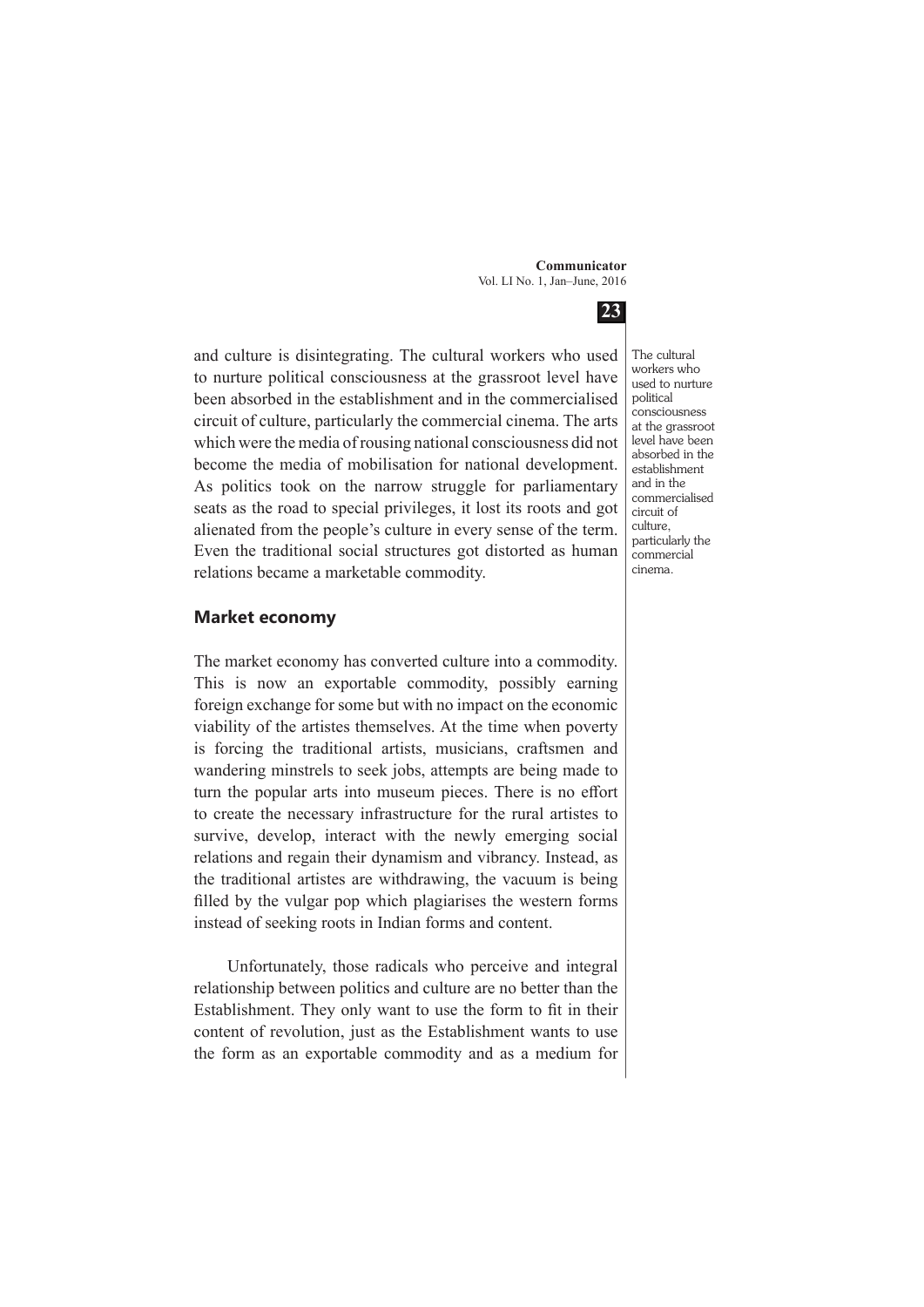and culture is disintegrating. The cultural workers who used to nurture political consciousness at the grassroot level have been absorbed in the establishment and in the commercialised circuit of culture, particularly the commercial cinema. The arts which were the media of rousing national consciousness did not become the media of mobilisation for national development. As politics took on the narrow struggle for parliamentary seats as the road to special privileges, it lost its roots and got alienated from the people's culture in every sense of the term. Even the traditional social structures got distorted as human relations became a marketable commodity.

The cultural workers who used to nurture political consciousness at the grassroot level have been absorbed in the establishment and in the commercialised circuit of culture, particularly the commercial cinema.

## Market economy

The market economy has converted culture into a commodity. This is now an exportable commodity, possibly earning foreign exchange for some but with no impact on the economic viability of the artistes themselves. At the time when poverty is forcing the traditional artists, musicians, craftsmen and wandering minstrels to seek jobs, attempts are being made to turn the popular arts into museum pieces. There is no effort to create the necessary infrastructure for the rural artistes to survive, develop, interact with the newly emerging social relations and regain their dynamism and vibrancy. Instead, as the traditional artistes are withdrawing, the vacuum is being filled by the vulgar pop which plagiarises the western forms instead of seeking roots in Indian forms and content.

Unfortunately, those radicals who perceive and integral relationship between politics and culture are no better than the Establishment. They only want to use the form to fit in their content of revolution, just as the Establishment wants to use the form as an exportable commodity and as a medium for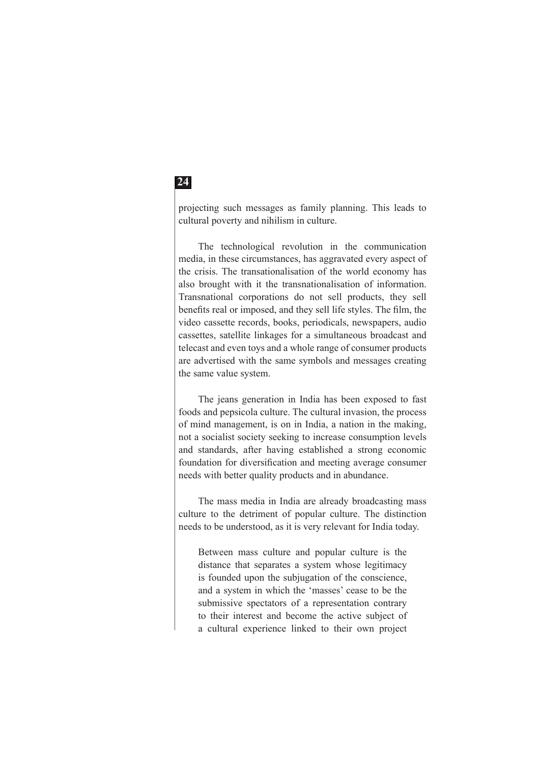projecting such messages as family planning. This leads to cultural poverty and nihilism in culture.

The technological revolution in the communication media, in these circumstances, has aggravated every aspect of the crisis. The transationalisation of the world economy has also brought with it the transnationalisation of information. Transnational corporations do not sell products, they sell benefits real or imposed, and they sell life styles. The film, the video cassette records, books, periodicals, newspapers, audio cassettes, satellite linkages for a simultaneous broadcast and telecast and even toys and a whole range of consumer products are advertised with the same symbols and messages creating the same value system.

The jeans generation in India has been exposed to fast foods and pepsicola culture. The cultural invasion, the process of mind management, is on in India, a nation in the making, not a socialist society seeking to increase consumption levels and standards, after having established a strong economic foundation for diversification and meeting average consumer needs with better quality products and in abundance.

The mass media in India are already broadcasting mass culture to the detriment of popular culture. The distinction needs to be understood, as it is very relevant for India today.

> Between mass culture and popular culture is the distance that separates a system whose legitimacy is founded upon the subjugation of the conscience, and a system in which the 'masses' cease to be the submissive spectators of a representation contrary to their interest and become the active subject of a cultural experience linked to their own project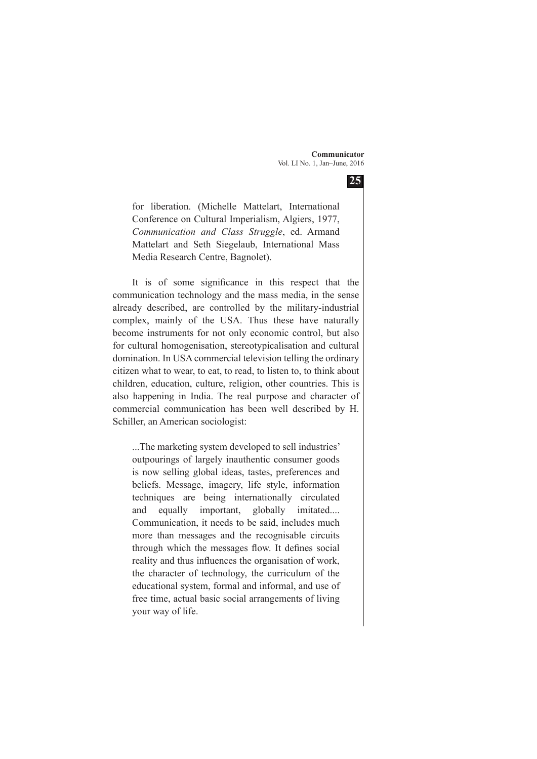for liberation. (Michelle Mattelart, International Conference on Cultural Imperialism, Algiers, 1977, *Communication and Class Struggle*, ed. Armand Mattelart and Seth Siegelaub, International Mass Media Research Centre, Bagnolet).

It is of some significance in this respect that the communication technology and the mass media, in the sense already described, are controlled by the military-industrial complex, mainly of the USA. Thus these have naturally become instruments for not only economic control, but also for cultural homogenisation, stereotypicalisation and cultural domination. In USA commercial television telling the ordinary citizen what to wear, to eat, to read, to listen to, to think about children, education, culture, religion, other countries. This is also happening in India. The real purpose and character of commercial communication has been well described by H. Schiller, an American sociologist:

> ...The marketing system developed to sell industries' outpourings of largely inauthentic consumer goods is now selling global ideas, tastes, preferences and beliefs. Message, imagery, life style, information techniques are being internationally circulated and equally important, globally imitated.... Communication, it needs to be said, includes much more than messages and the recognisable circuits through which the messages flow. It defines social reality and thus influences the organisation of work, the character of technology, the curriculum of the educational system, formal and informal, and use of free time, actual basic social arrangements of living your way of life.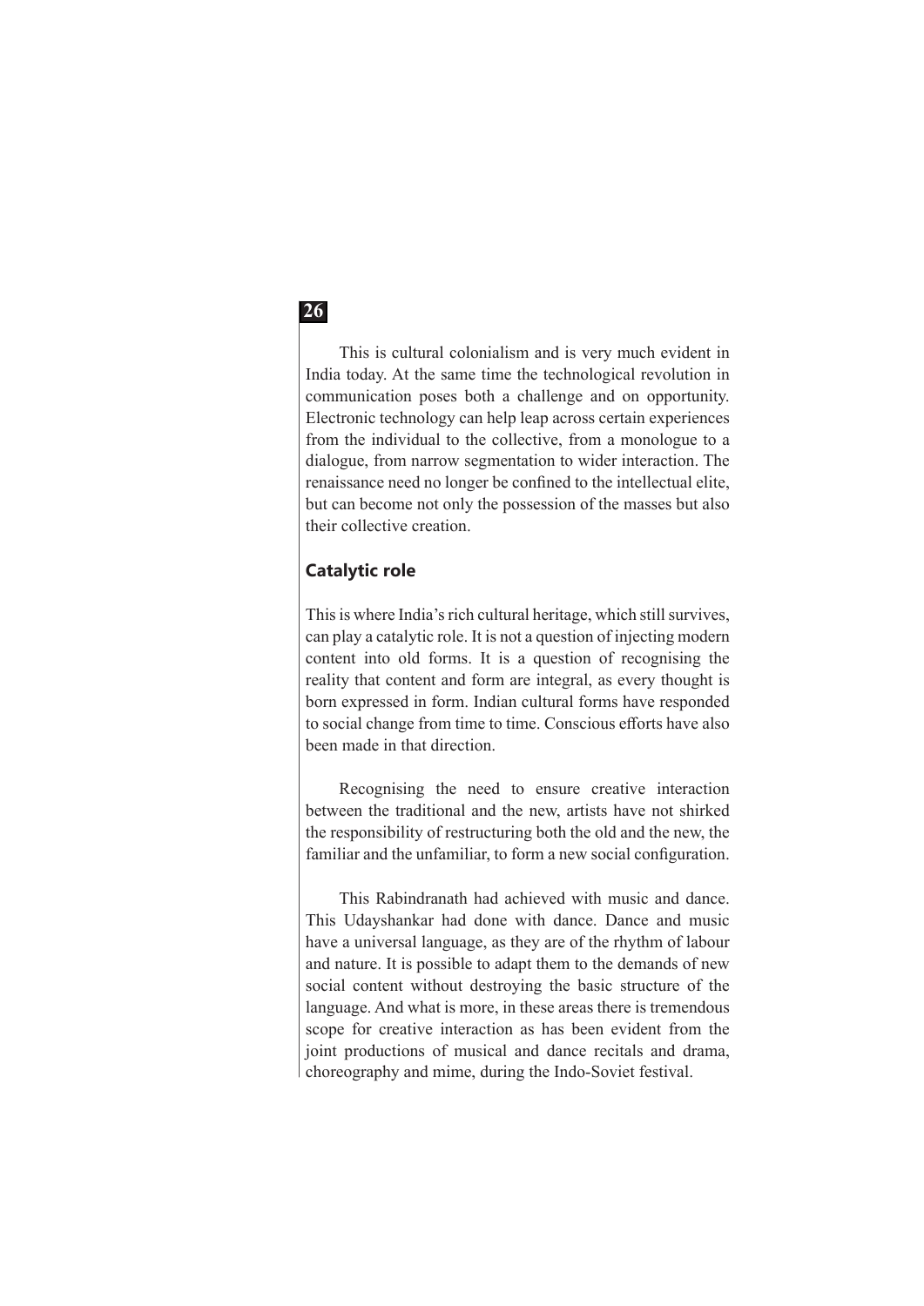This is cultural colonialism and is very much evident in India today. At the same time the technological revolution in communication poses both a challenge and on opportunity. Electronic technology can help leap across certain experiences from the individual to the collective, from a monologue to a dialogue, from narrow segmentation to wider interaction. The renaissance need no longer be confined to the intellectual elite, but can become not only the possession of the masses but also their collective creation.

## Catalytic role

This is where India's rich cultural heritage, which still survives, can play a catalytic role. It is not a question of injecting modern content into old forms. It is a question of recognising the reality that content and form are integral, as every thought is born expressed in form. Indian cultural forms have responded to social change from time to time. Conscious efforts have also been made in that direction.

Recognising the need to ensure creative interaction between the traditional and the new, artists have not shirked the responsibility of restructuring both the old and the new, the familiar and the unfamiliar, to form a new social configuration.

This Rabindranath had achieved with music and dance. This Udayshankar had done with dance. Dance and music have a universal language, as they are of the rhythm of labour and nature. It is possible to adapt them to the demands of new social content without destroying the basic structure of the language. And what is more, in these areas there is tremendous scope for creative interaction as has been evident from the joint productions of musical and dance recitals and drama, choreography and mime, during the Indo-Soviet festival.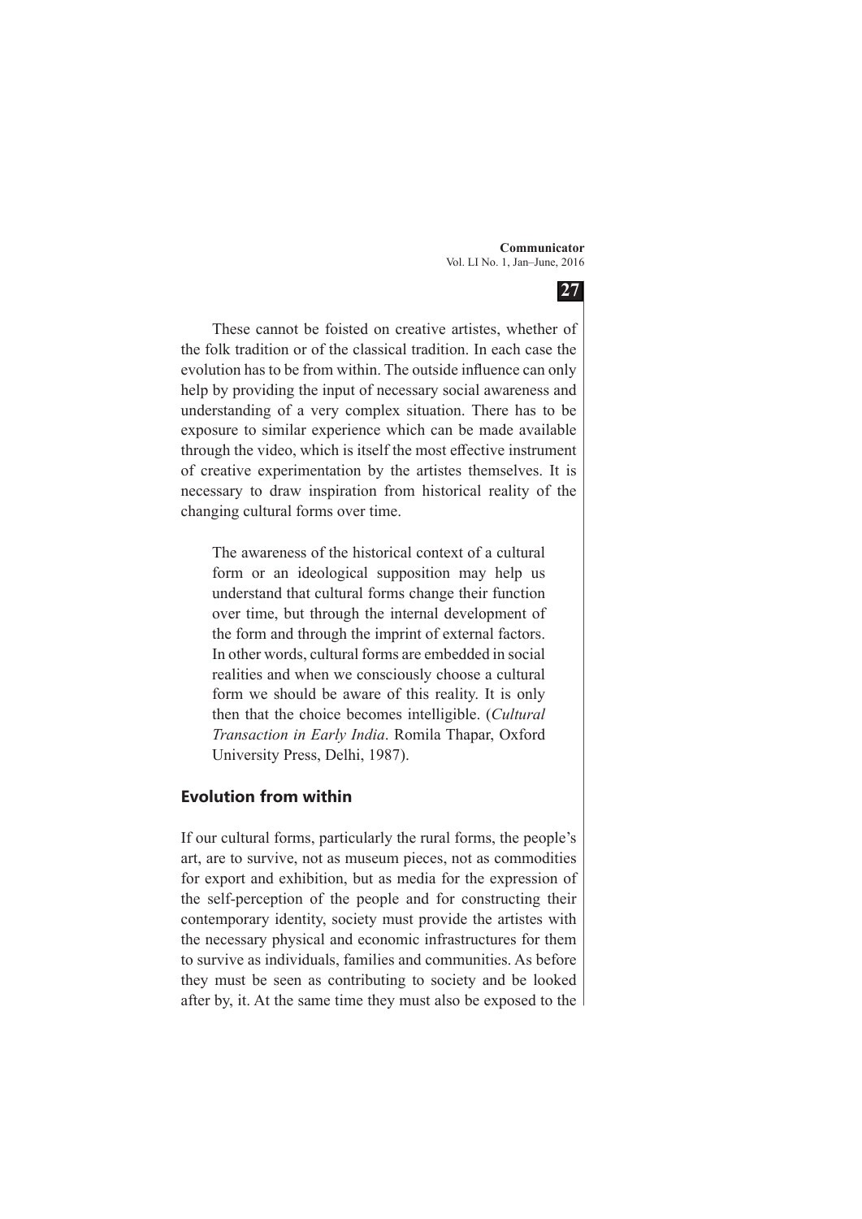These cannot be foisted on creative artistes, whether of the folk tradition or of the classical tradition. In each case the evolution has to be from within. The outside influence can only help by providing the input of necessary social awareness and understanding of a very complex situation. There has to be exposure to similar experience which can be made available through the video, which is itself the most effective instrument of creative experimentation by the artistes themselves. It is necessary to draw inspiration from historical reality of the changing cultural forms over time.

> The awareness of the historical context of a cultural form or an ideological supposition may help us understand that cultural forms change their function over time, but through the internal development of the form and through the imprint of external factors. In other words, cultural forms are embedded in social realities and when we consciously choose a cultural form we should be aware of this reality. It is only then that the choice becomes intelligible. (*Cultural Transaction in Early India*. Romila Thapar, Oxford University Press, Delhi, 1987).

## Evolution from within

If our cultural forms, particularly the rural forms, the people's art, are to survive, not as museum pieces, not as commodities for export and exhibition, but as media for the expression of the self-perception of the people and for constructing their contemporary identity, society must provide the artistes with the necessary physical and economic infrastructures for them to survive as individuals, families and communities. As before they must be seen as contributing to society and be looked after by, it. At the same time they must also be exposed to the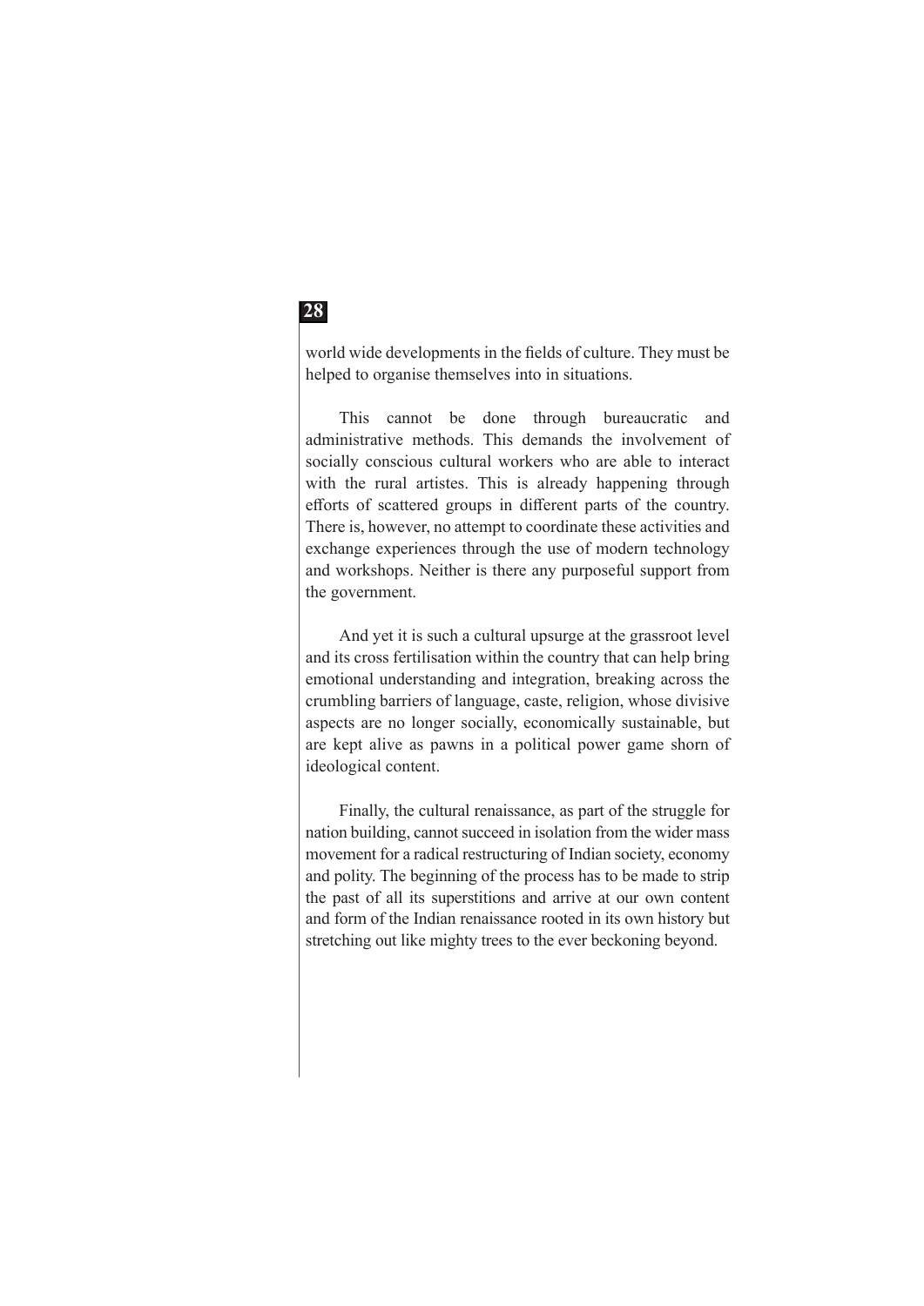world wide developments in the fields of culture. They must be helped to organise themselves into in situations.

This cannot be done through bureaucratic and administrative methods. This demands the involvement of socially conscious cultural workers who are able to interact with the rural artistes. This is already happening through efforts of scattered groups in different parts of the country. There is, however, no attempt to coordinate these activities and exchange experiences through the use of modern technology and workshops. Neither is there any purposeful support from the government.

And yet it is such a cultural upsurge at the grassroot level and its cross fertilisation within the country that can help bring emotional understanding and integration, breaking across the crumbling barriers of language, caste, religion, whose divisive aspects are no longer socially, economically sustainable, but are kept alive as pawns in a political power game shorn of ideological content.

Finally, the cultural renaissance, as part of the struggle for nation building, cannot succeed in isolation from the wider mass movement for a radical restructuring of Indian society, economy and polity. The beginning of the process has to be made to strip the past of all its superstitions and arrive at our own content and form of the Indian renaissance rooted in its own history but stretching out like mighty trees to the ever beckoning beyond.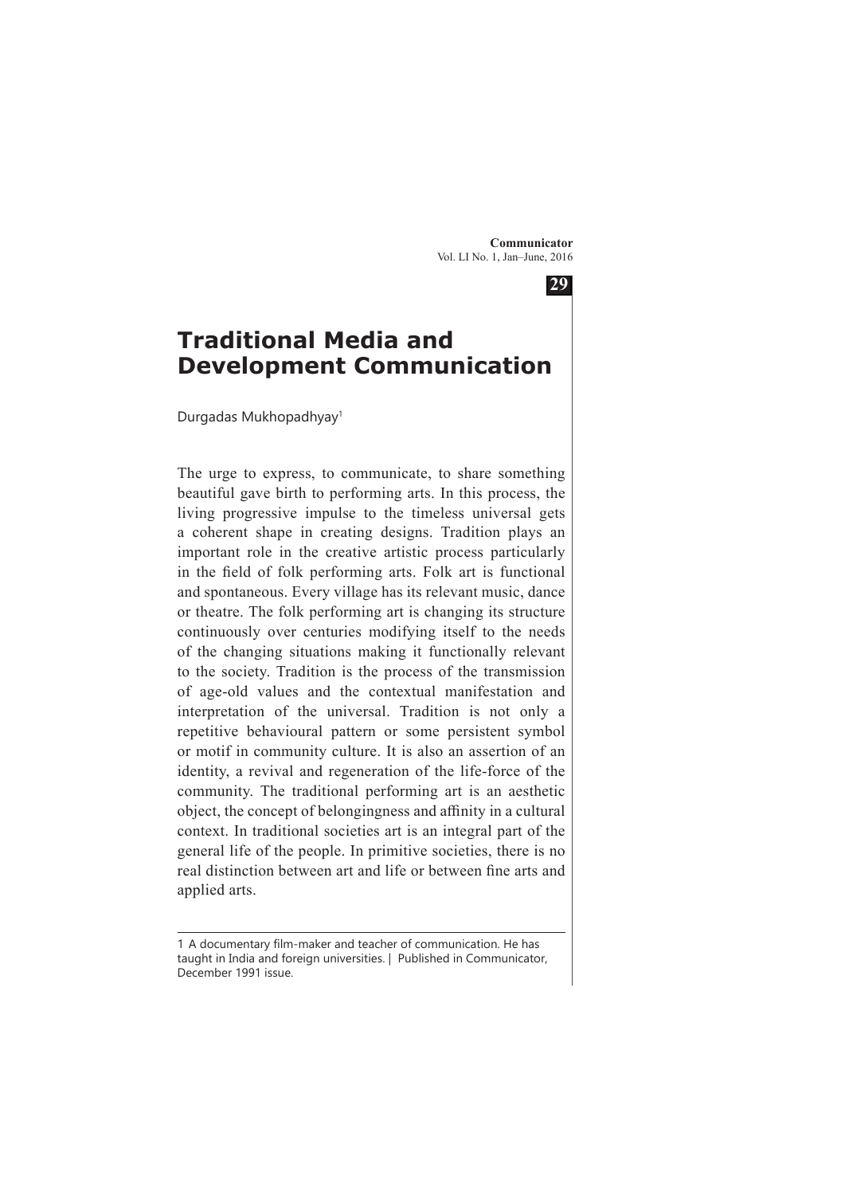# Traditional Media and Development Communication

Durgadas Mukhopadhyay[1]

The urge to express, to communicate, to share something beautiful gave birth to performing arts. In this process, the living progressive impulse to the timeless universal gets a coherent shape in creating designs. Tradition plays an important role in the creative artistic process particularly in the field of folk performing arts. Folk art is functional and spontaneous. Every village has its relevant music, dance or theatre. The folk performing art is changing its structure continuously over centuries modifying itself to the needs of the changing situations making it functionally relevant to the society. Tradition is the process of the transmission of age-old values and the contextual manifestation and interpretation of the universal. Tradition is not only a repetitive behavioural pattern or some persistent symbol or motif in community culture. It is also an assertion of an identity, a revival and regeneration of the life-force of the community. The traditional performing art is an aesthetic object, the concept of belongingness and affinity in a cultural context. In traditional societies art is an integral part of the general life of the people. In primitive societies, there is no real distinction between art and life or between fine arts and applied arts.

---

1 A documentary film-maker and teacher of communication. He has taught in India and foreign universities. | Published in Communicator, December 1991 issue.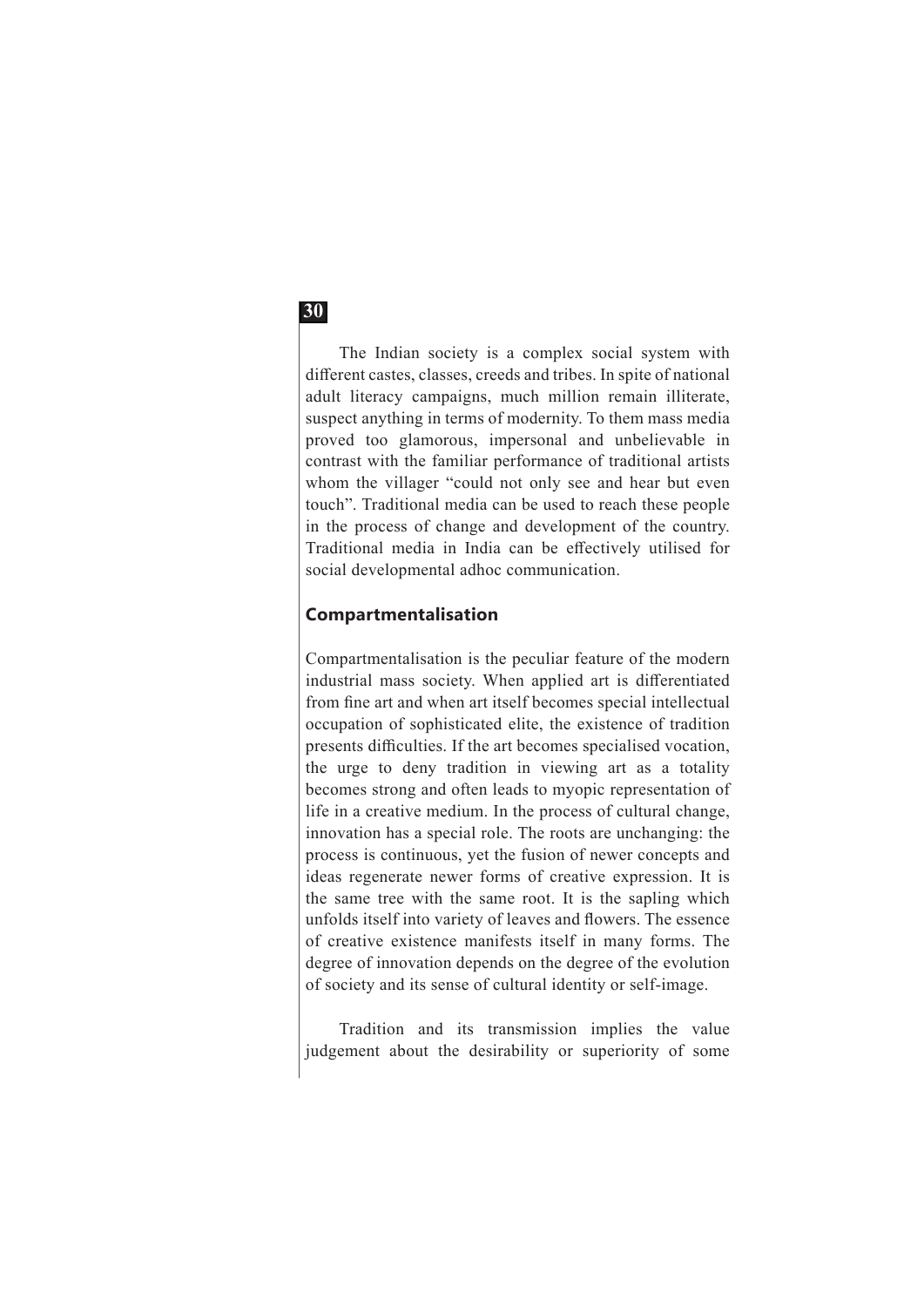The Indian society is a complex social system with different castes, classes, creeds and tribes. In spite of national adult literacy campaigns, much million remain illiterate, suspect anything in terms of modernity. To them mass media proved too glamorous, impersonal and unbelievable in contrast with the familiar performance of traditional artists whom the villager "could not only see and hear but even touch". Traditional media can be used to reach these people in the process of change and development of the country. Traditional media in India can be effectively utilised for social developmental adhoc communication.

## Compartmentalisation

Compartmentalisation is the peculiar feature of the modern industrial mass society. When applied art is differentiated from fine art and when art itself becomes special intellectual occupation of sophisticated elite, the existence of tradition presents difficulties. If the art becomes specialised vocation, the urge to deny tradition in viewing art as a totality becomes strong and often leads to myopic representation of life in a creative medium. In the process of cultural change, innovation has a special role. The roots are unchanging: the process is continuous, yet the fusion of newer concepts and ideas regenerate newer forms of creative expression. It is the same tree with the same root. It is the sapling which unfolds itself into variety of leaves and flowers. The essence of creative existence manifests itself in many forms. The degree of innovation depends on the degree of the evolution of society and its sense of cultural identity or self-image.

Tradition and its transmission implies the value judgement about the desirability or superiority of some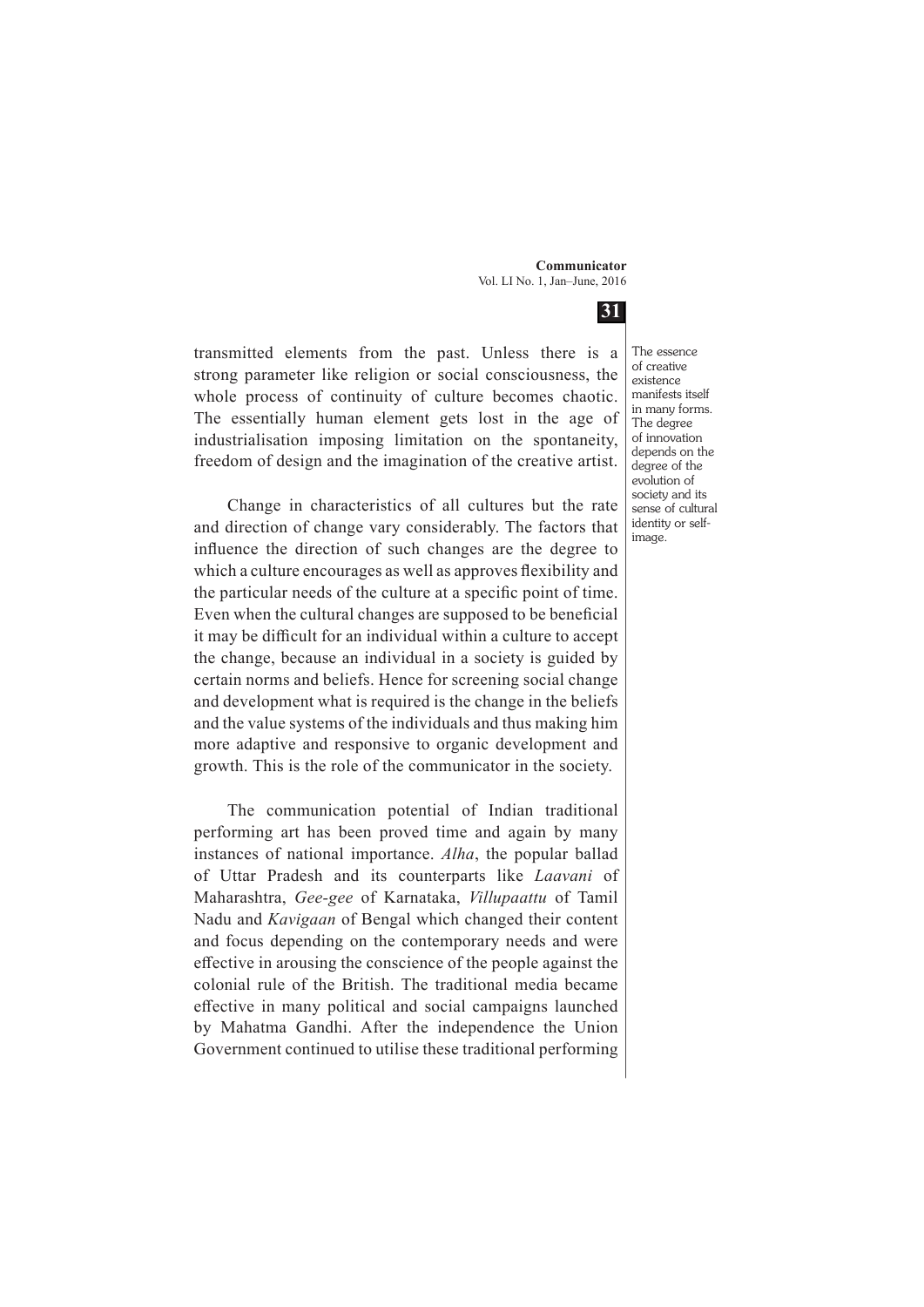transmitted elements from the past. Unless there is a strong parameter like religion or social consciousness, the whole process of continuity of culture becomes chaotic. The essentially human element gets lost in the age of industrialisation imposing limitation on the spontaneity, freedom of design and the imagination of the creative artist.

The essence of creative existence manifests itself in many forms. The degree of innovation depends on the degree of the evolution of society and its sense of cultural identity or self-image.

Change in characteristics of all cultures but the rate and direction of change vary considerably. The factors that influence the direction of such changes are the degree to which a culture encourages as well as approves flexibility and the particular needs of the culture at a specific point of time. Even when the cultural changes are supposed to be beneficial it may be difficult for an individual within a culture to accept the change, because an individual in a society is guided by certain norms and beliefs. Hence for screening social change and development what is required is the change in the beliefs and the value systems of the individuals and thus making him more adaptive and responsive to organic development and growth. This is the role of the communicator in the society.

The communication potential of Indian traditional performing art has been proved time and again by many instances of national importance. *Alha*, the popular ballad of Uttar Pradesh and its counterparts like *Laavani* of Maharashtra, *Gee-gee* of Karnataka, *Villupaattu* of Tamil Nadu and *Kavigaan* of Bengal which changed their content and focus depending on the contemporary needs and were effective in arousing the conscience of the people against the colonial rule of the British. The traditional media became effective in many political and social campaigns launched by Mahatma Gandhi. After the independence the Union Government continued to utilise these traditional performing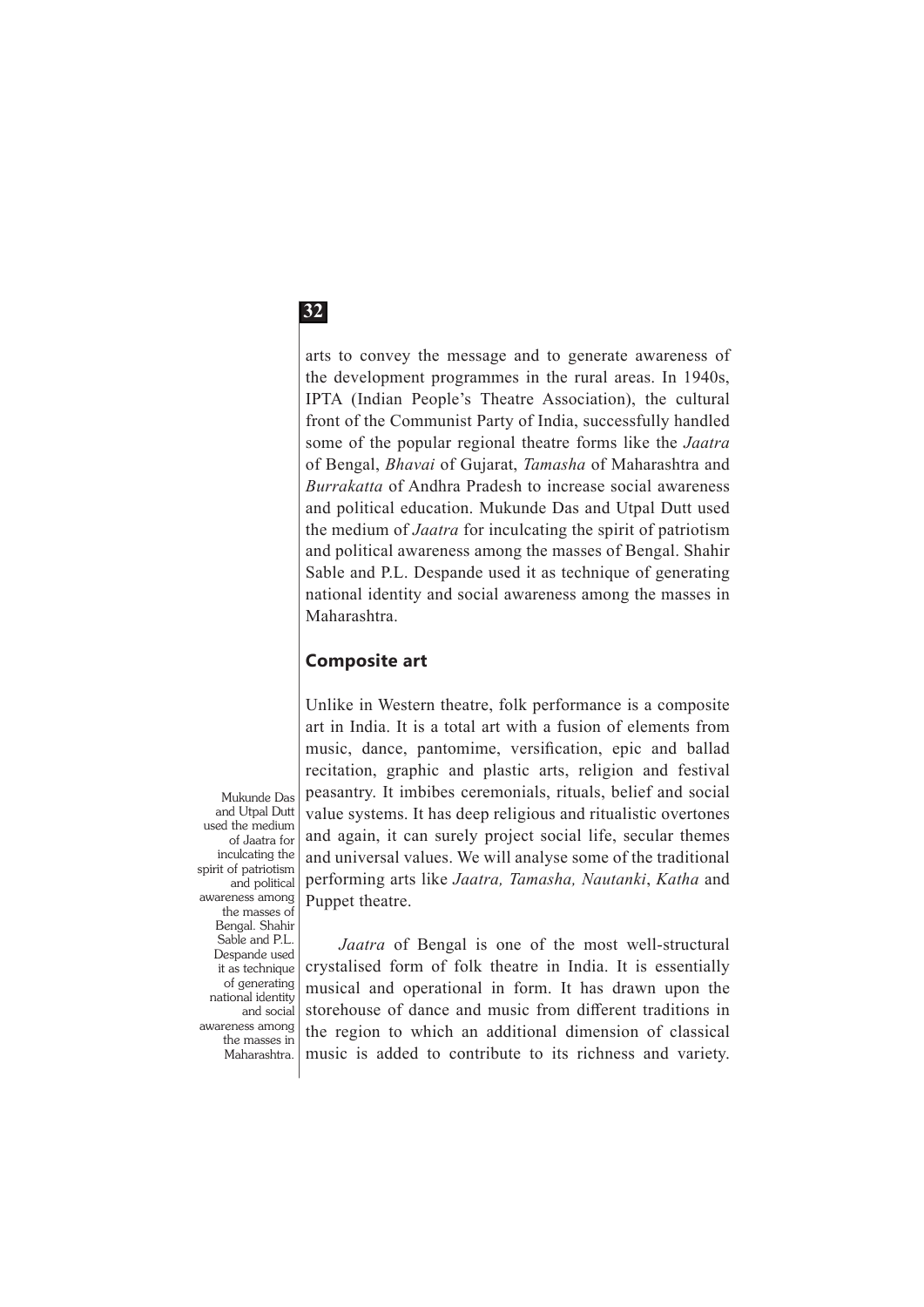arts to convey the message and to generate awareness of the development programmes in the rural areas. In 1940s, IPTA (Indian People's Theatre Association), the cultural front of the Communist Party of India, successfully handled some of the popular regional theatre forms like the *Jaatra* of Bengal, *Bhavai* of Gujarat, *Tamasha* of Maharashtra and *Burrakatta* of Andhra Pradesh to increase social awareness and political education. Mukunde Das and Utpal Dutt used the medium of *Jaatra* for inculcating the spirit of patriotism and political awareness among the masses of Bengal. Shahir Sable and P.L. Despande used it as technique of generating national identity and social awareness among the masses in Maharashtra.

### Composite art

Unlike in Western theatre, folk performance is a composite art in India. It is a total art with a fusion of elements from music, dance, pantomime, versification, epic and ballad recitation, graphic and plastic arts, religion and festival peasantry. It imbibes ceremonials, rituals, belief and social value systems. It has deep religious and ritualistic overtones and again, it can surely project social life, secular themes and universal values. We will analyse some of the traditional performing arts like *Jaatra, Tamasha, Nautanki*, *Katha* and Puppet theatre.

> Mukunde Das and Utpal Dutt used the medium of Jaatra for inculcating the spirit of patriotism and political awareness among the masses of Bengal. Shahir Sable and P.L. Despande used it as technique of generating national identity and social awareness among the masses in Maharashtra.

*Jaatra* of Bengal is one of the most well-structural crystalised form of folk theatre in India. It is essentially musical and operational in form. It has drawn upon the storehouse of dance and music from different traditions in the region to which an additional dimension of classical music is added to contribute to its richness and variety.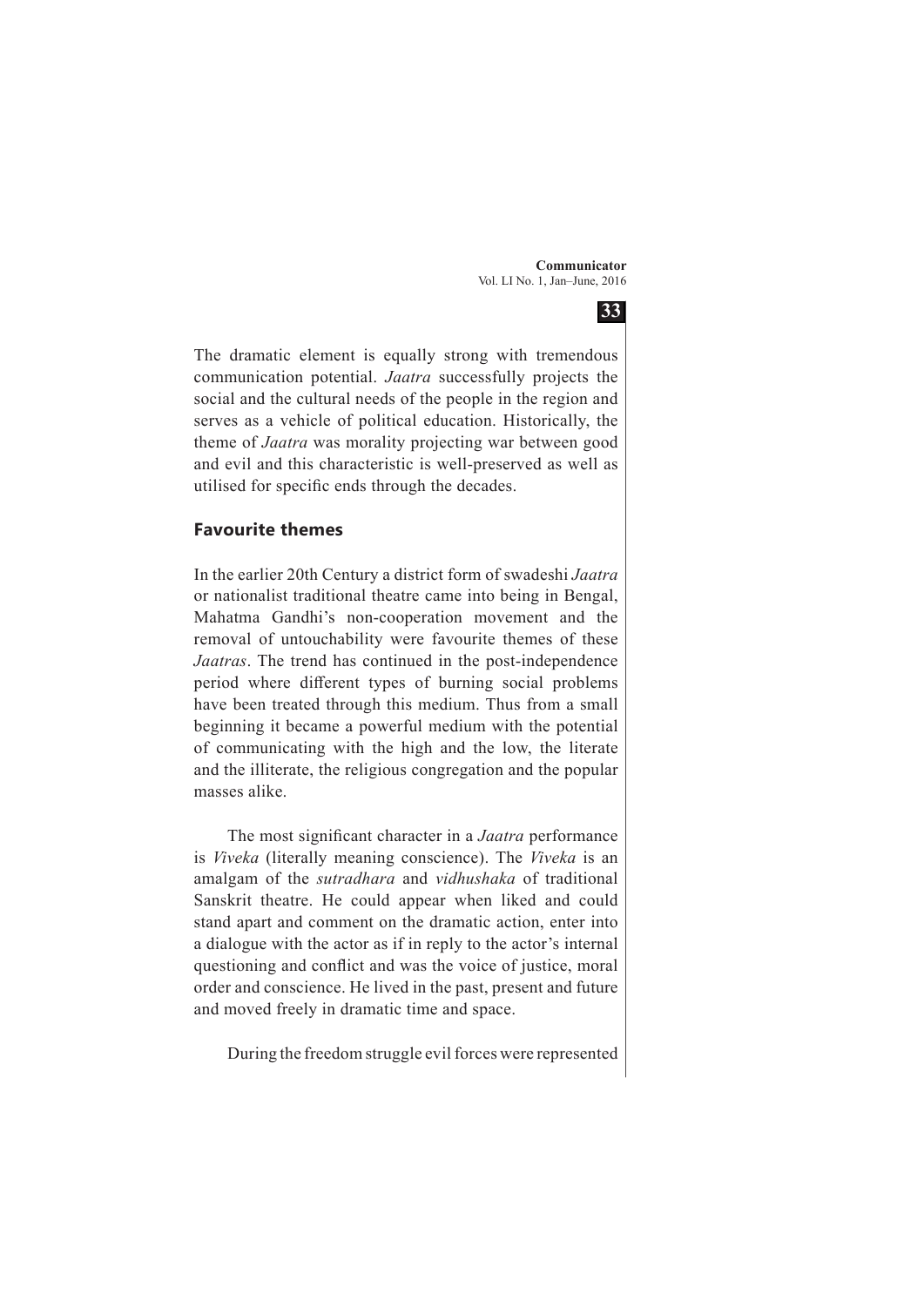The dramatic element is equally strong with tremendous communication potential. *Jaatra* successfully projects the social and the cultural needs of the people in the region and serves as a vehicle of political education. Historically, the theme of *Jaatra* was morality projecting war between good and evil and this characteristic is well-preserved as well as utilised for specific ends through the decades.

## Favourite themes

In the earlier 20th Century a district form of swadeshi *Jaatra* or nationalist traditional theatre came into being in Bengal, Mahatma Gandhi's non-cooperation movement and the removal of untouchability were favourite themes of these *Jaatras*. The trend has continued in the post-independence period where different types of burning social problems have been treated through this medium. Thus from a small beginning it became a powerful medium with the potential of communicating with the high and the low, the literate and the illiterate, the religious congregation and the popular masses alike.

The most significant character in a *Jaatra* performance is *Viveka* (literally meaning conscience). The *Viveka* is an amalgam of the *sutradhara* and *vidhushaka* of traditional Sanskrit theatre. He could appear when liked and could stand apart and comment on the dramatic action, enter into a dialogue with the actor as if in reply to the actor's internal questioning and conflict and was the voice of justice, moral order and conscience. He lived in the past, present and future and moved freely in dramatic time and space.

During the freedom struggle evil forces were represented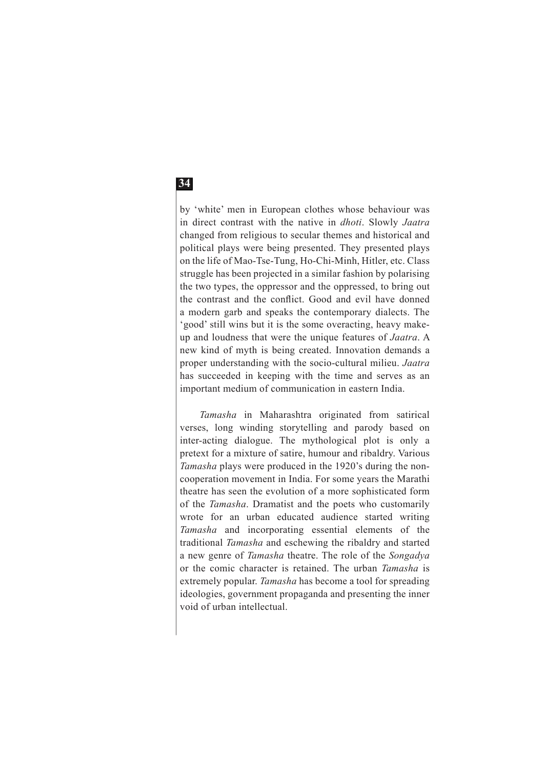by 'white' men in European clothes whose behaviour was in direct contrast with the native in *dhoti*. Slowly *Jaatra* changed from religious to secular themes and historical and political plays were being presented. They presented plays on the life of Mao-Tse-Tung, Ho-Chi-Minh, Hitler, etc. Class struggle has been projected in a similar fashion by polarising the two types, the oppressor and the oppressed, to bring out the contrast and the conflict. Good and evil have donned a modern garb and speaks the contemporary dialects. The 'good' still wins but it is the some overacting, heavy make-up and loudness that were the unique features of *Jaatra*. A new kind of myth is being created. Innovation demands a proper understanding with the socio-cultural milieu. *Jaatra* has succeeded in keeping with the time and serves as an important medium of communication in eastern India.

*Tamasha* in Maharashtra originated from satirical verses, long winding storytelling and parody based on inter-acting dialogue. The mythological plot is only a pretext for a mixture of satire, humour and ribaldry. Various *Tamasha* plays were produced in the 1920's during the non-cooperation movement in India. For some years the Marathi theatre has seen the evolution of a more sophisticated form of the *Tamasha*. Dramatist and the poets who customarily wrote for an urban educated audience started writing *Tamasha* and incorporating essential elements of the traditional *Tamasha* and eschewing the ribaldry and started a new genre of *Tamasha* theatre. The role of the *Songadya* or the comic character is retained. The urban *Tamasha* is extremely popular. *Tamasha* has become a tool for spreading ideologies, government propaganda and presenting the inner void of urban intellectual.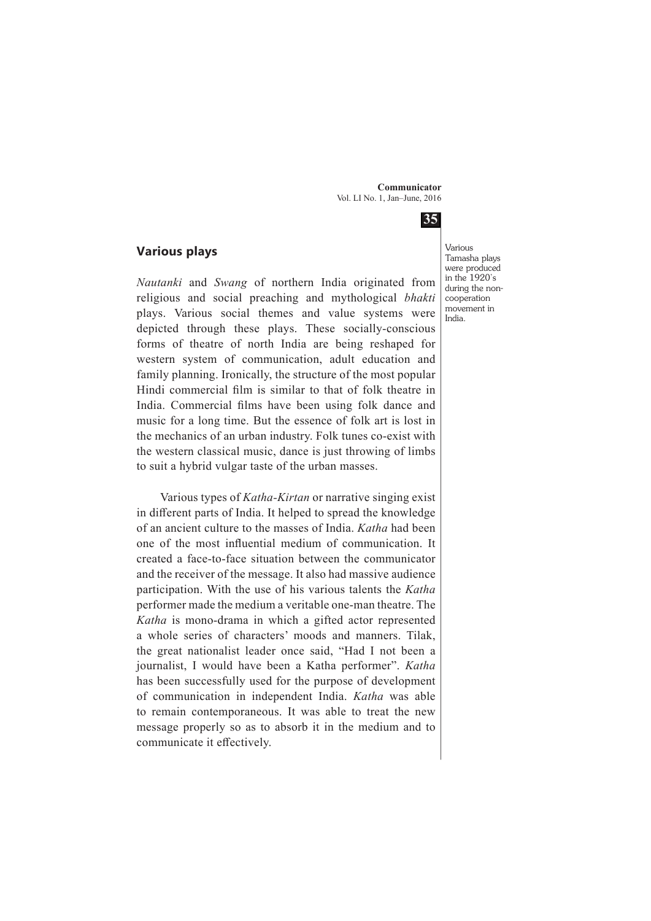## Various plays

*Nautanki* and *Swang* of northern India originated from religious and social preaching and mythological *bhakti* plays. Various social themes and value systems were depicted through these plays. These socially-conscious forms of theatre of north India are being reshaped for western system of communication, adult education and family planning. Ironically, the structure of the most popular Hindi commercial film is similar to that of folk theatre in India. Commercial films have been using folk dance and music for a long time. But the essence of folk art is lost in the mechanics of an urban industry. Folk tunes co-exist with the western classical music, dance is just throwing of limbs to suit a hybrid vulgar taste of the urban masses.

Various Tamasha plays were produced in the 1920's during the non-cooperation movement in India.

Various types of *Katha-Kirtan* or narrative singing exist in different parts of India. It helped to spread the knowledge of an ancient culture to the masses of India. *Katha* had been one of the most influential medium of communication. It created a face-to-face situation between the communicator and the receiver of the message. It also had massive audience participation. With the use of his various talents the *Katha* performer made the medium a veritable one-man theatre. The *Katha* is mono-drama in which a gifted actor represented a whole series of characters' moods and manners. Tilak, the great nationalist leader once said, "Had I not been a journalist, I would have been a Katha performer". *Katha* has been successfully used for the purpose of development of communication in independent India. *Katha* was able to remain contemporaneous. It was able to treat the new message properly so as to absorb it in the medium and to communicate it effectively.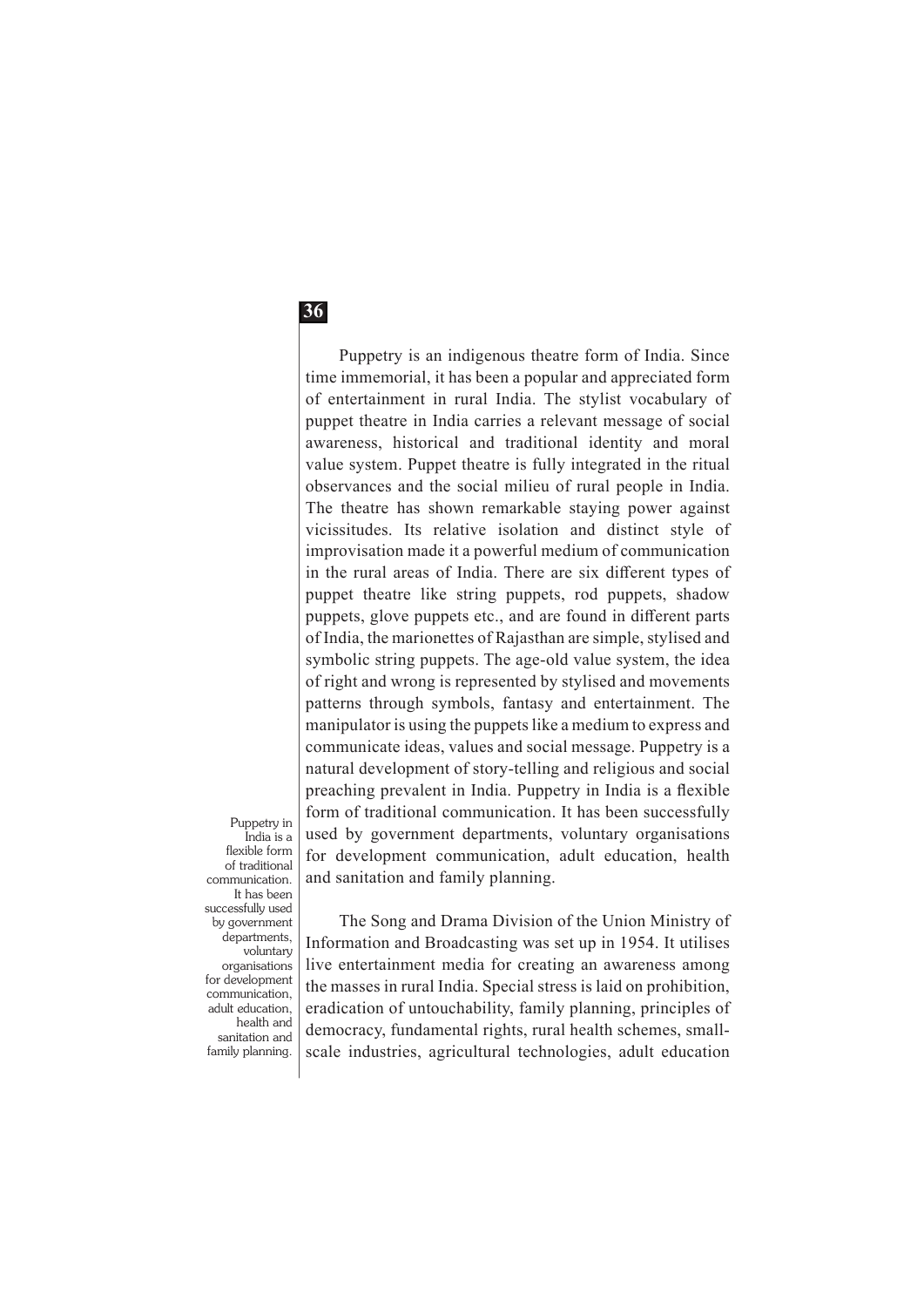Puppetry is an indigenous theatre form of India. Since time immemorial, it has been a popular and appreciated form of entertainment in rural India. The stylist vocabulary of puppet theatre in India carries a relevant message of social awareness, historical and traditional identity and moral value system. Puppet theatre is fully integrated in the ritual observances and the social milieu of rural people in India. The theatre has shown remarkable staying power against vicissitudes. Its relative isolation and distinct style of improvisation made it a powerful medium of communication in the rural areas of India. There are six different types of puppet theatre like string puppets, rod puppets, shadow puppets, glove puppets etc., and are found in different parts of India, the marionettes of Rajasthan are simple, stylised and symbolic string puppets. The age-old value system, the idea of right and wrong is represented by stylised and movements patterns through symbols, fantasy and entertainment. The manipulator is using the puppets like a medium to express and communicate ideas, values and social message. Puppetry is a natural development of story-telling and religious and social preaching prevalent in India. Puppetry in India is a flexible form of traditional communication. It has been successfully used by government departments, voluntary organisations for development communication, adult education, health and sanitation and family planning.

> Puppetry in India is a flexible form of traditional communication. It has been successfully used by government departments, voluntary organisations for development communication, adult education, health and sanitation and family planning.

The Song and Drama Division of the Union Ministry of Information and Broadcasting was set up in 1954. It utilises live entertainment media for creating an awareness among the masses in rural India. Special stress is laid on prohibition, eradication of untouchability, family planning, principles of democracy, fundamental rights, rural health schemes, small-scale industries, agricultural technologies, adult education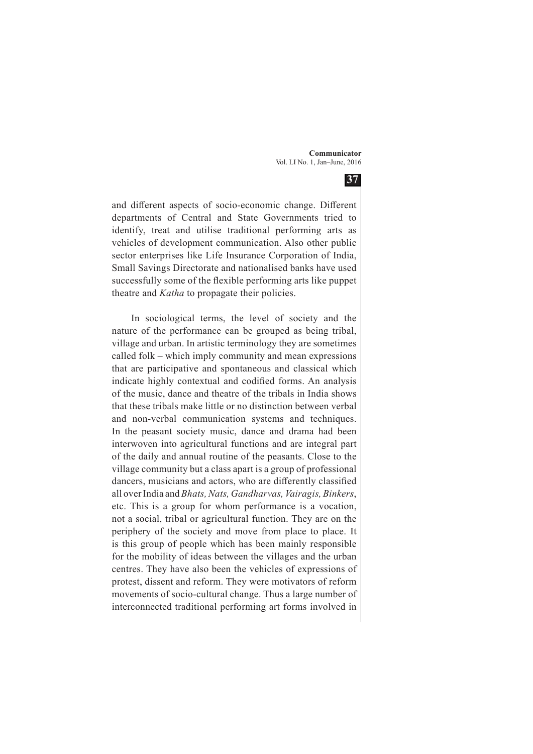and different aspects of socio-economic change. Different departments of Central and State Governments tried to identify, treat and utilise traditional performing arts as vehicles of development communication. Also other public sector enterprises like Life Insurance Corporation of India, Small Savings Directorate and nationalised banks have used successfully some of the flexible performing arts like puppet theatre and *Katha* to propagate their policies.

In sociological terms, the level of society and the nature of the performance can be grouped as being tribal, village and urban. In artistic terminology they are sometimes called folk – which imply community and mean expressions that are participative and spontaneous and classical which indicate highly contextual and codified forms. An analysis of the music, dance and theatre of the tribals in India shows that these tribals make little or no distinction between verbal and non-verbal communication systems and techniques. In the peasant society music, dance and drama had been interwoven into agricultural functions and are integral part of the daily and annual routine of the peasants. Close to the village community but a class apart is a group of professional dancers, musicians and actors, who are differently classified all over India and *Bhats, Nats, Gandharvas, Vairagis, Binkers*, etc. This is a group for whom performance is a vocation, not a social, tribal or agricultural function. They are on the periphery of the society and move from place to place. It is this group of people which has been mainly responsible for the mobility of ideas between the villages and the urban centres. They have also been the vehicles of expressions of protest, dissent and reform. They were motivators of reform movements of socio-cultural change. Thus a large number of interconnected traditional performing art forms involved in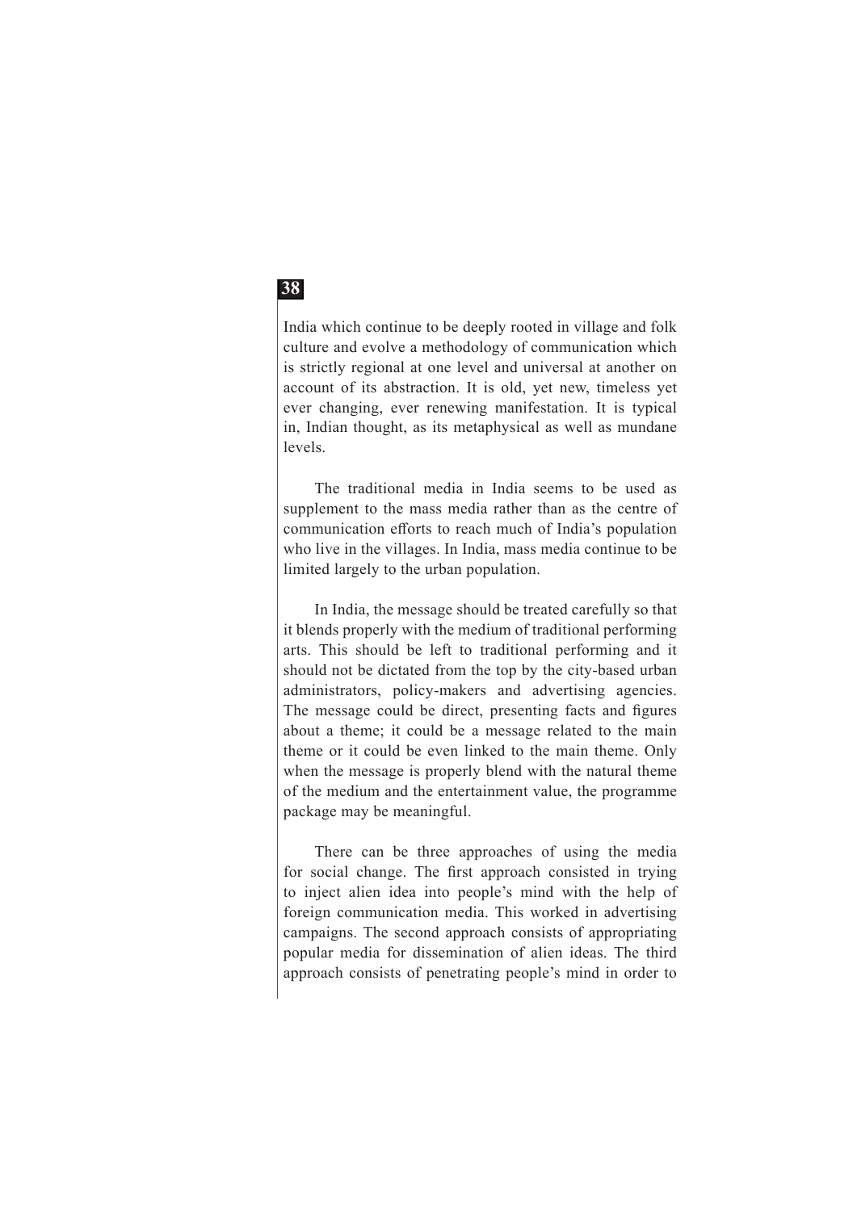India which continue to be deeply rooted in village and folk culture and evolve a methodology of communication which is strictly regional at one level and universal at another on account of its abstraction. It is old, yet new, timeless yet ever changing, ever renewing manifestation. It is typical in, Indian thought, as its metaphysical as well as mundane levels.

The traditional media in India seems to be used as supplement to the mass media rather than as the centre of communication efforts to reach much of India's population who live in the villages. In India, mass media continue to be limited largely to the urban population.

In India, the message should be treated carefully so that it blends properly with the medium of traditional performing arts. This should be left to traditional performing and it should not be dictated from the top by the city-based urban administrators, policy-makers and advertising agencies. The message could be direct, presenting facts and figures about a theme; it could be a message related to the main theme or it could be even linked to the main theme. Only when the message is properly blend with the natural theme of the medium and the entertainment value, the programme package may be meaningful.

There can be three approaches of using the media for social change. The first approach consisted in trying to inject alien idea into people's mind with the help of foreign communication media. This worked in advertising campaigns. The second approach consists of appropriating popular media for dissemination of alien ideas. The third approach consists of penetrating people's mind in order to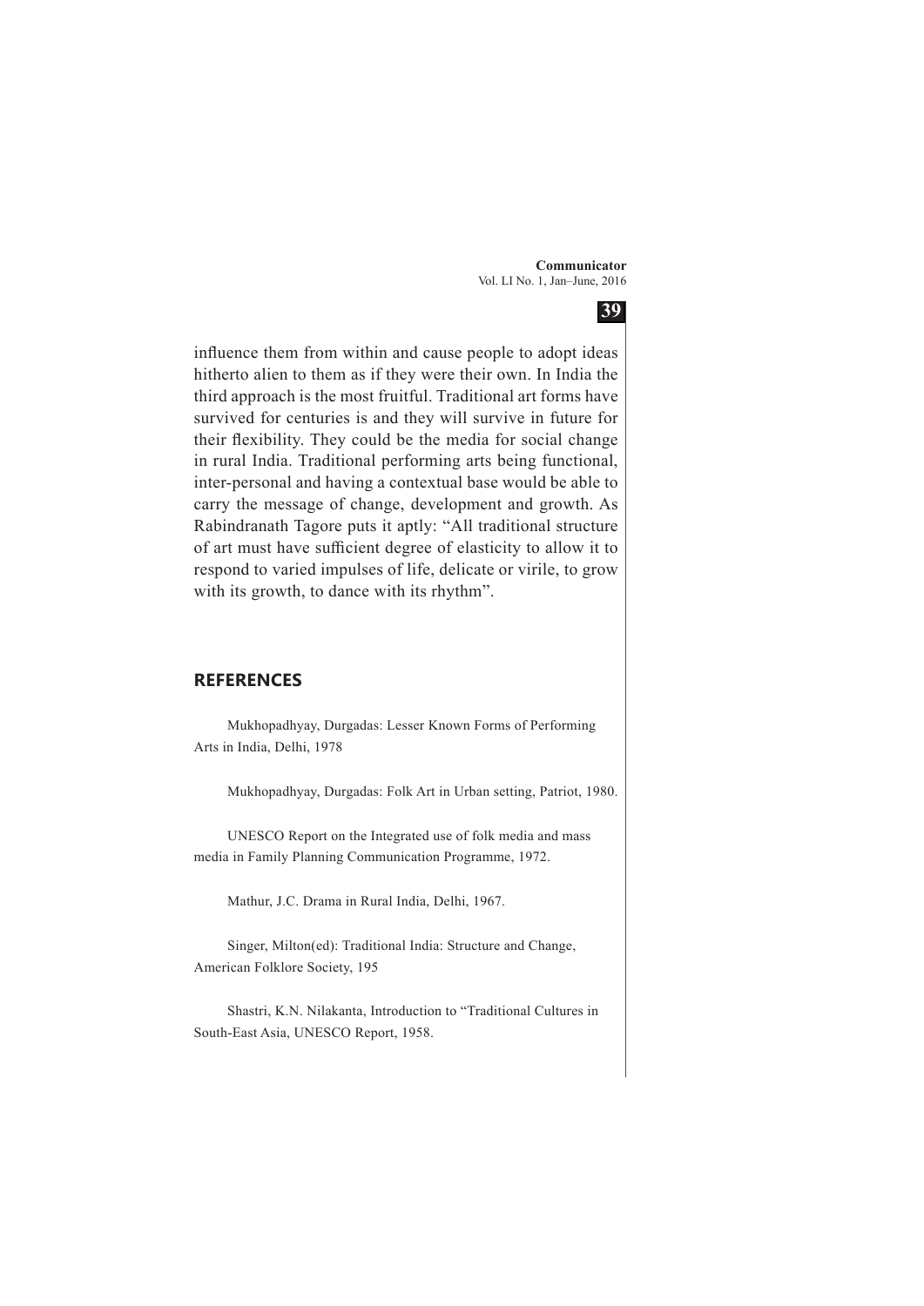influence them from within and cause people to adopt ideas hitherto alien to them as if they were their own. In India the third approach is the most fruitful. Traditional art forms have survived for centuries is and they will survive in future for their flexibility. They could be the media for social change in rural India. Traditional performing arts being functional, inter-personal and having a contextual base would be able to carry the message of change, development and growth. As Rabindranath Tagore puts it aptly: "All traditional structure of art must have sufficient degree of elasticity to allow it to respond to varied impulses of life, delicate or virile, to grow with its growth, to dance with its rhythm".

## REFERENCES

Mukhopadhyay, Durgadas: Lesser Known Forms of Performing Arts in India, Delhi, 1978

Mukhopadhyay, Durgadas: Folk Art in Urban setting, Patriot, 1980.

UNESCO Report on the Integrated use of folk media and mass media in Family Planning Communication Programme, 1972.

Mathur, J.C. Drama in Rural India, Delhi, 1967.

Singer, Milton(ed): Traditional India: Structure and Change, American Folklore Society, 195

Shastri, K.N. Nilakanta, Introduction to "Traditional Cultures in South-East Asia, UNESCO Report, 1958.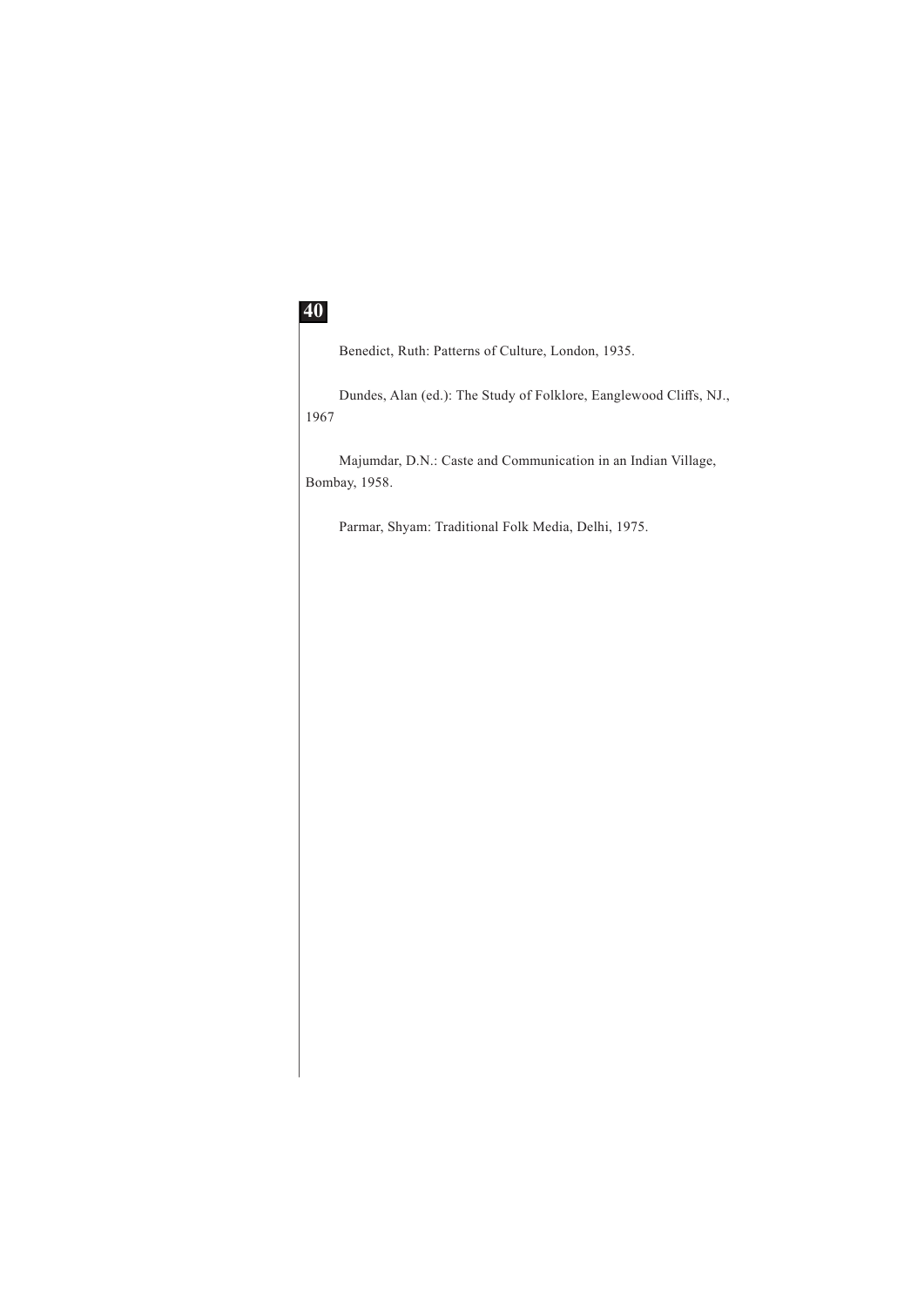Benedict, Ruth: Patterns of Culture, London, 1935.

Dundes, Alan (ed.): The Study of Folklore, Eanglewood Cliffs, NJ., 1967

Majumdar, D.N.: Caste and Communication in an Indian Village, Bombay, 1958.

Parmar, Shyam: Traditional Folk Media, Delhi, 1975.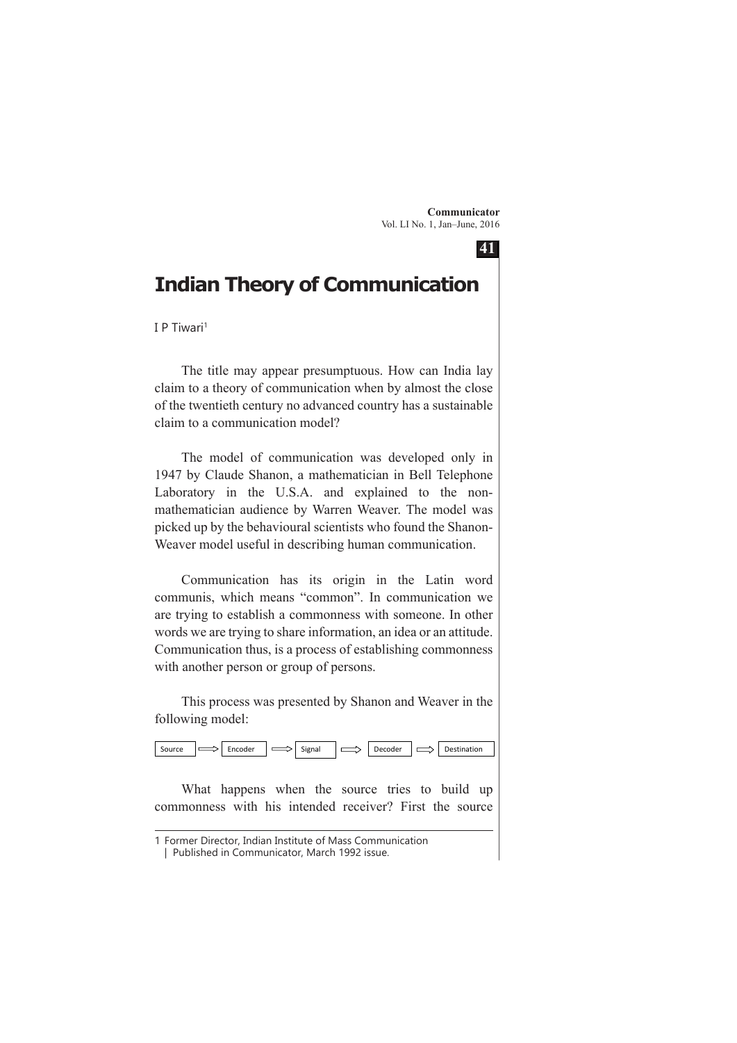# Indian Theory of Communication

I P Tiwari[1]

The title may appear presumptuous. How can India lay claim to a theory of communication when by almost the close of the twentieth century no advanced country has a sustainable claim to a communication model?

The model of communication was developed only in 1947 by Claude Shanon, a mathematician in Bell Telephone Laboratory in the U.S.A. and explained to the non-mathematician audience by Warren Weaver. The model was picked up by the behavioural scientists who found the Shanon-Weaver model useful in describing human communication.

Communication has its origin in the Latin word communis, which means "common". In communication we are trying to establish a commonness with someone. In other words we are trying to share information, an idea or an attitude. Communication thus, is a process of establishing commonness with another person or group of persons.

This process was presented by Shanon and Weaver in the following model:

Source ⟹ Encoder ⟹ Signal ⟹ Decoder ⟹ Destination

What happens when the source tries to build up commonness with his intended receiver? First the source

1 Former Director, Indian Institute of Mass Communication | Published in Communicator, March 1992 issue.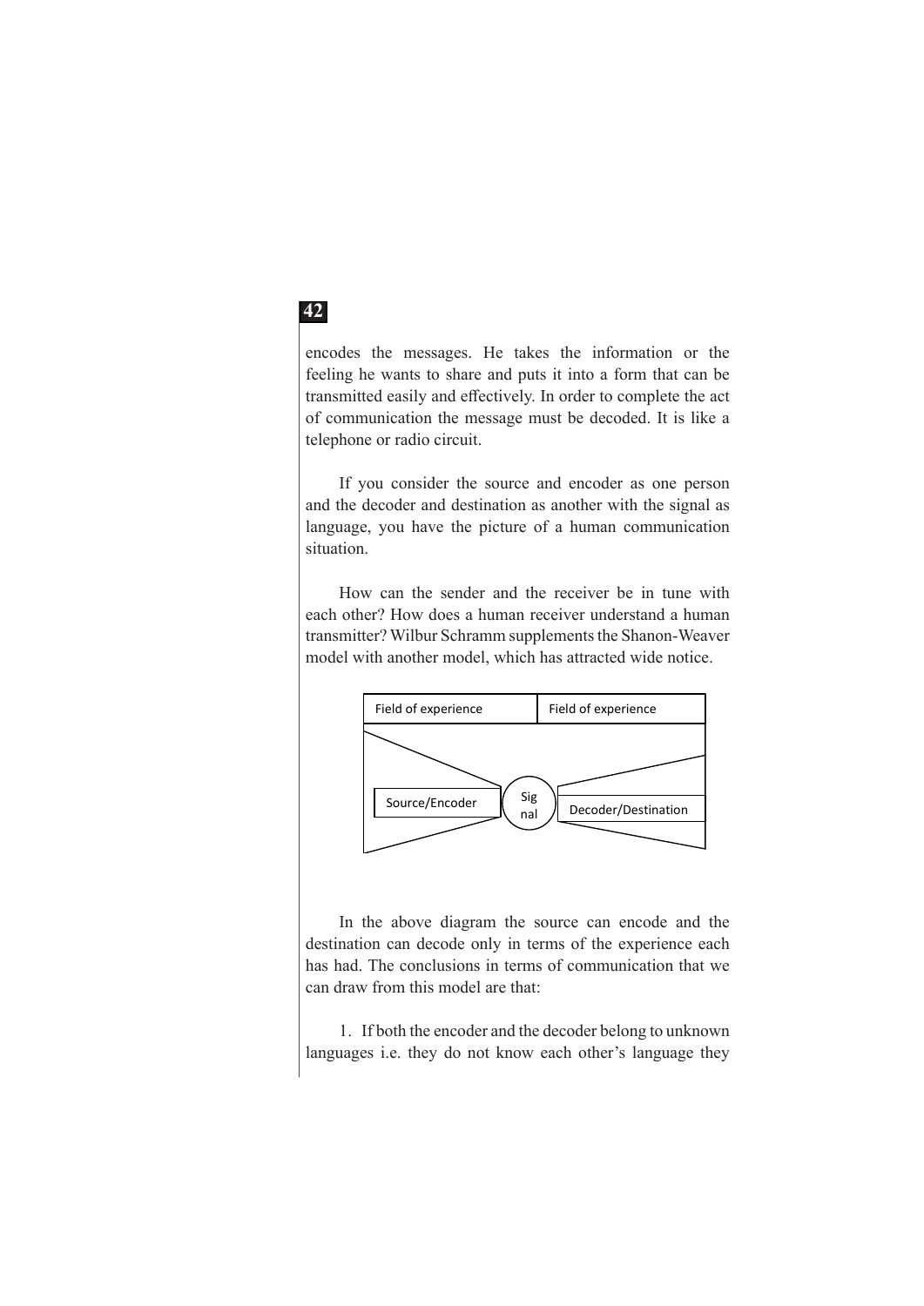encodes the messages. He takes the information or the feeling he wants to share and puts it into a form that can be transmitted easily and effectively. In order to complete the act of communication the message must be decoded. It is like a telephone or radio circuit.

If you consider the source and encoder as one person and the decoder and destination as another with the signal as language, you have the picture of a human communication situation.

How can the sender and the receiver be in tune with each other? How does a human receiver understand a human transmitter? Wilbur Schramm supplements the Shanon-Weaver model with another model, which has attracted wide notice.

| Field of experience | | Field of experience |
|---|---|---|
| Source/Encoder | Signal | Decoder/Destination |

In the above diagram the source can encode and the destination can decode only in terms of the experience each has had. The conclusions in terms of communication that we can draw from this model are that:

1. If both the encoder and the decoder belong to unknown languages i.e. they do not know each other's language they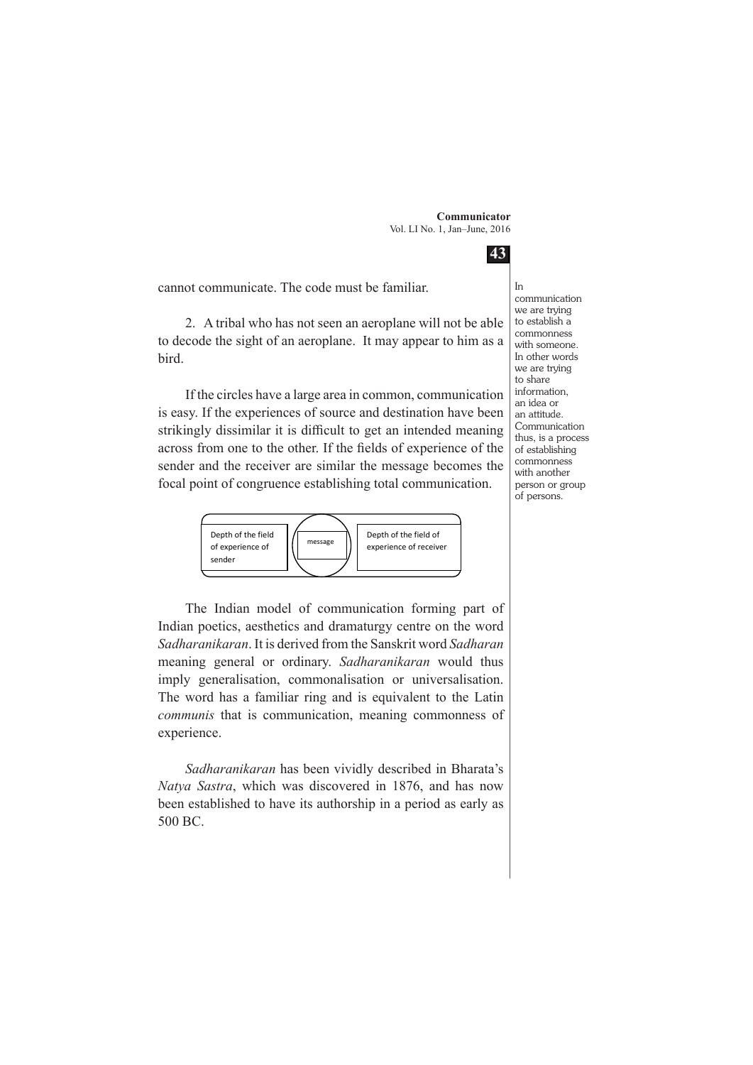cannot communicate. The code must be familiar.

2. A tribal who has not seen an aeroplane will not be able to decode the sight of an aeroplane. It may appear to him as a bird.

If the circles have a large area in common, communication is easy. If the experiences of source and destination have been strikingly dissimilar it is difficult to get an intended meaning across from one to the other. If the fields of experience of the sender and the receiver are similar the message becomes the focal point of congruence establishing total communication.

In communication we are trying to establish a commonness with someone. In other words we are trying to share information, an idea or an attitude. Communication thus, is a process of establishing commonness with another person or group of persons.

Depth of the field of experience of sender | message | Depth of the field of experience of receiver

The Indian model of communication forming part of Indian poetics, aesthetics and dramaturgy centre on the word *Sadharanikaran*. It is derived from the Sanskrit word *Sadharan* meaning general or ordinary. *Sadharanikaran* would thus imply generalisation, commonalisation or universalisation. The word has a familiar ring and is equivalent to the Latin *communis* that is communication, meaning commonness of experience.

*Sadharanikaran* has been vividly described in Bharata's *Natya Sastra*, which was discovered in 1876, and has now been established to have its authorship in a period as early as 500 BC.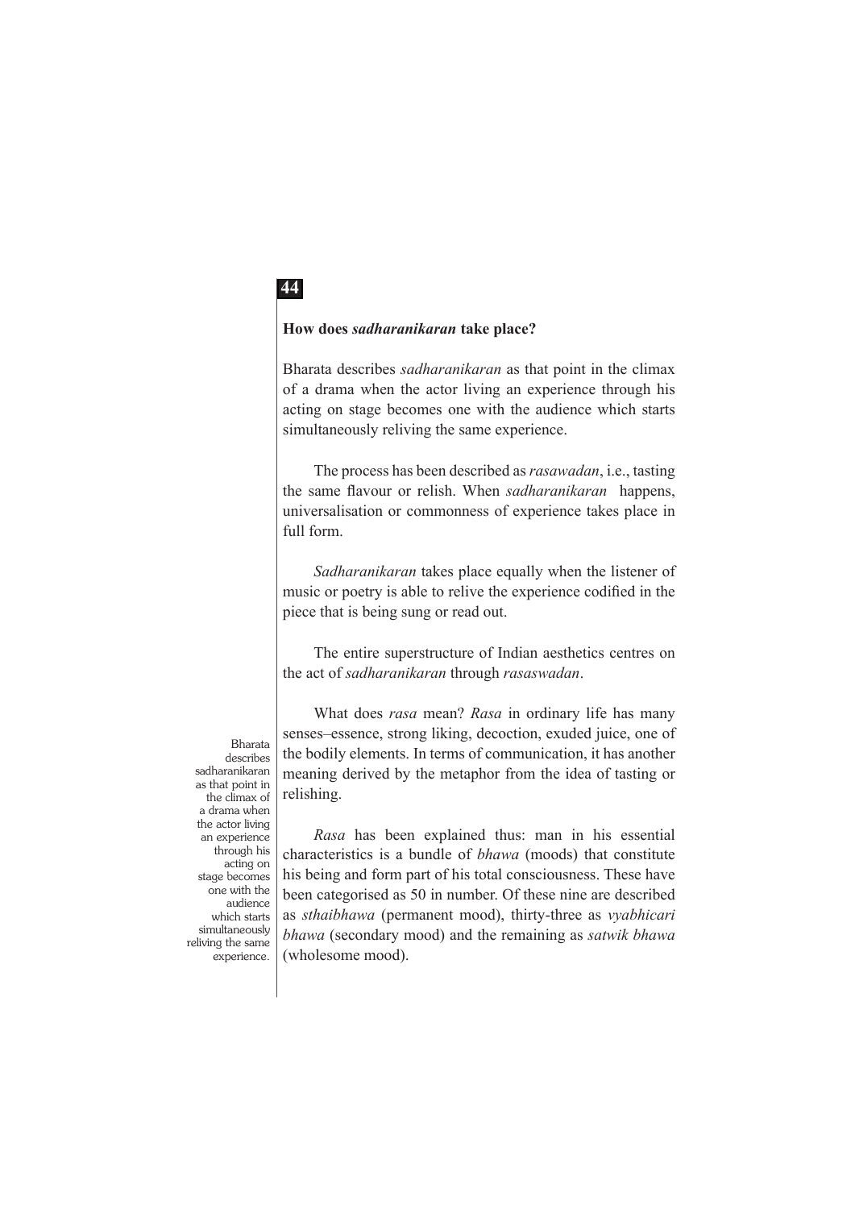### How does *sadharanikaran* take place?

Bharata describes *sadharanikaran* as that point in the climax of a drama when the actor living an experience through his acting on stage becomes one with the audience which starts simultaneously reliving the same experience.

The process has been described as *rasawadan*, i.e., tasting the same flavour or relish. When *sadharanikaran* happens, universalisation or commonness of experience takes place in full form.

*Sadharanikaran* takes place equally when the listener of music or poetry is able to relive the experience codified in the piece that is being sung or read out.

The entire superstructure of Indian aesthetics centres on the act of *sadharanikaran* through *rasaswadan*.

What does *rasa* mean? *Rasa* in ordinary life has many senses–essence, strong liking, decoction, exuded juice, one of the bodily elements. In terms of communication, it has another meaning derived by the metaphor from the idea of tasting or relishing.

*Rasa* has been explained thus: man in his essential characteristics is a bundle of *bhawa* (moods) that constitute his being and form part of his total consciousness. These have been categorised as 50 in number. Of these nine are described as *sthaibhawa* (permanent mood), thirty-three as *vyabhicari bhawa* (secondary mood) and the remaining as *satwik bhawa* (wholesome mood).

Bharata describes sadharanikaran as that point in the climax of a drama when the actor living an experience through his acting on stage becomes one with the audience which starts simultaneously reliving the same experience.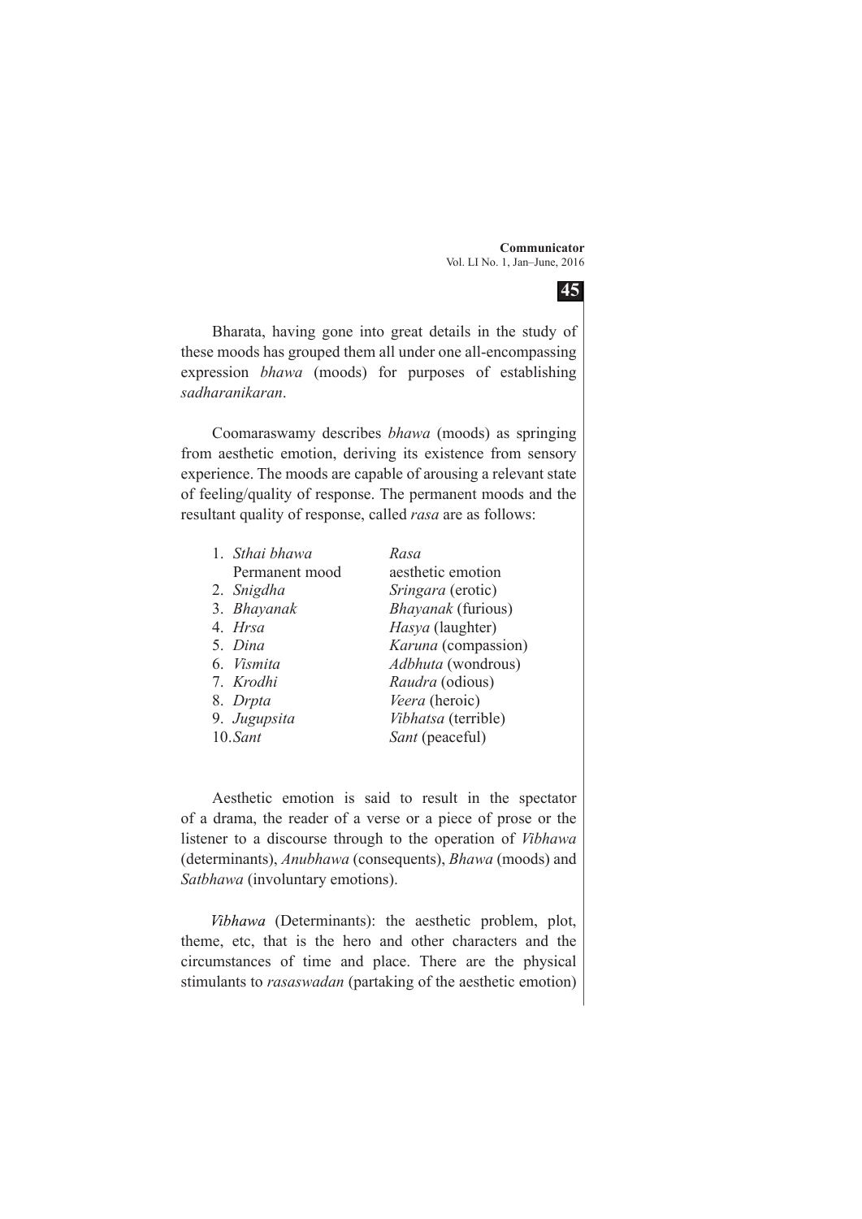Bharata, having gone into great details in the study of these moods has grouped them all under one all-encompassing expression *bhawa* (moods) for purposes of establishing *sadharanikaran*.

Coomaraswamy describes *bhawa* (moods) as springing from aesthetic emotion, deriving its existence from sensory experience. The moods are capable of arousing a relevant state of feeling/quality of response. The permanent moods and the resultant quality of response, called *rasa* are as follows:

| | |
|---|---|
| 1. *Sthai bhawa* Permanent mood | *Rasa* aesthetic emotion |
| 2. *Snigdha* | *Sringara* (erotic) |
| 3. *Bhayanak* | *Bhayanak* (furious) |
| 4. *Hrsa* | *Hasya* (laughter) |
| 5. *Dina* | *Karuna* (compassion) |
| 6. *Vismita* | *Adbhuta* (wondrous) |
| 7. *Krodhi* | *Raudra* (odious) |
| 8. *Drpta* | *Veera* (heroic) |
| 9. *Jugupsita* | *Vibhatsa* (terrible) |
| 10. *Sant* | *Sant* (peaceful) |

Aesthetic emotion is said to result in the spectator of a drama, the reader of a verse or a piece of prose or the listener to a discourse through to the operation of *Vibhawa* (determinants), *Anubhawa* (consequents), *Bhawa* (moods) and *Satbhawa* (involuntary emotions).

*Vibhawa* (Determinants): the aesthetic problem, plot, theme, etc, that is the hero and other characters and the circumstances of time and place. There are the physical stimulants to *rasaswadan* (partaking of the aesthetic emotion)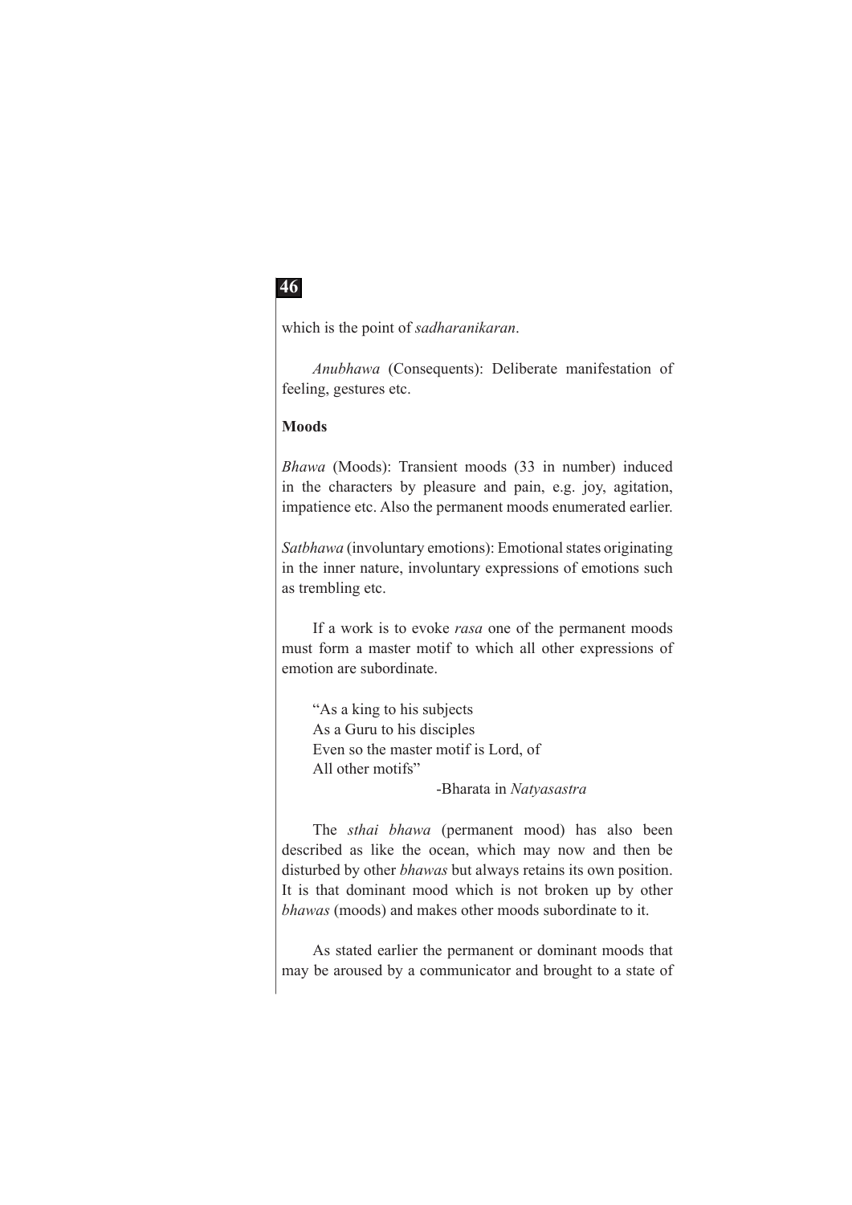which is the point of *sadharanikaran*.

*Anubhawa* (Consequents): Deliberate manifestation of feeling, gestures etc.

**Moods**

*Bhawa* (Moods): Transient moods (33 in number) induced in the characters by pleasure and pain, e.g. joy, agitation, impatience etc. Also the permanent moods enumerated earlier.

*Satbhawa* (involuntary emotions): Emotional states originating in the inner nature, involuntary expressions of emotions such as trembling etc.

If a work is to evoke *rasa* one of the permanent moods must form a master motif to which all other expressions of emotion are subordinate.

> "As a king to his subjects
> As a Guru to his disciples
> Even so the master motif is Lord, of
> All other motifs"
>
> -Bharata in *Natyasastra*

The *sthai bhawa* (permanent mood) has also been described as like the ocean, which may now and then be disturbed by other *bhawas* but always retains its own position. It is that dominant mood which is not broken up by other *bhawas* (moods) and makes other moods subordinate to it.

As stated earlier the permanent or dominant moods that may be aroused by a communicator and brought to a state of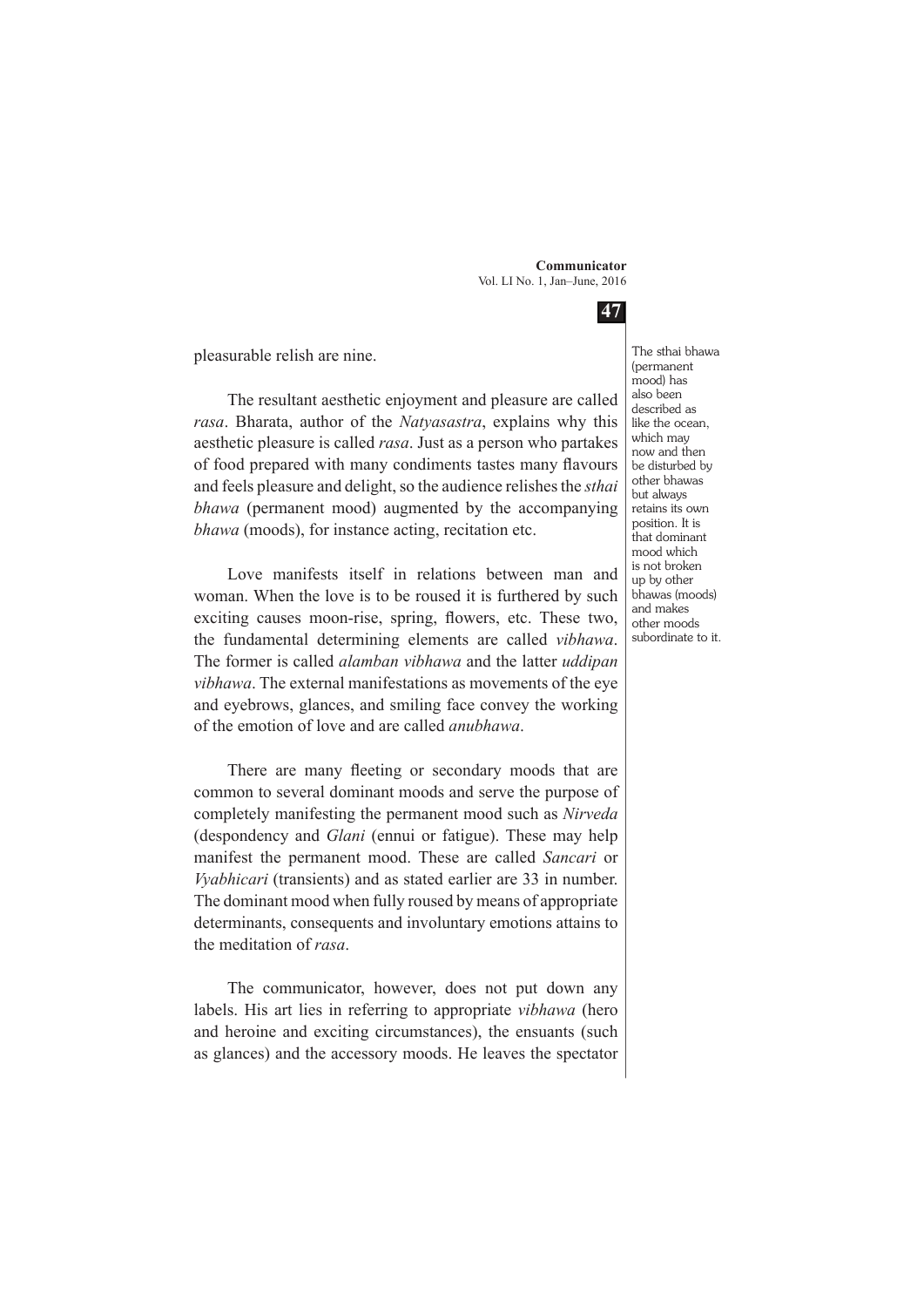pleasurable relish are nine.

The resultant aesthetic enjoyment and pleasure are called *rasa*. Bharata, author of the *Natyasastra*, explains why this aesthetic pleasure is called *rasa*. Just as a person who partakes of food prepared with many condiments tastes many flavours and feels pleasure and delight, so the audience relishes the *sthai bhawa* (permanent mood) augmented by the accompanying *bhawa* (moods), for instance acting, recitation etc.

Love manifests itself in relations between man and woman. When the love is to be roused it is furthered by such exciting causes moon-rise, spring, flowers, etc. These two, the fundamental determining elements are called *vibhawa*. The former is called *alamban vibhawa* and the latter *uddipan vibhawa*. The external manifestations as movements of the eye and eyebrows, glances, and smiling face convey the working of the emotion of love and are called *anubhawa*.

There are many fleeting or secondary moods that are common to several dominant moods and serve the purpose of completely manifesting the permanent mood such as *Nirveda* (despondency and *Glani* (ennui or fatigue). These may help manifest the permanent mood. These are called *Sancari* or *Vyabhicari* (transients) and as stated earlier are 33 in number. The dominant mood when fully roused by means of appropriate determinants, consequents and involuntary emotions attains to the meditation of *rasa*.

The communicator, however, does not put down any labels. His art lies in referring to appropriate *vibhawa* (hero and heroine and exciting circumstances), the ensuants (such as glances) and the accessory moods. He leaves the spectator

The sthai bhawa (permanent mood) has also been described as like the ocean, which may now and then be disturbed by other bhawas but always retains its own position. It is that dominant mood which is not broken up by other bhawas (moods) and makes other moods subordinate to it.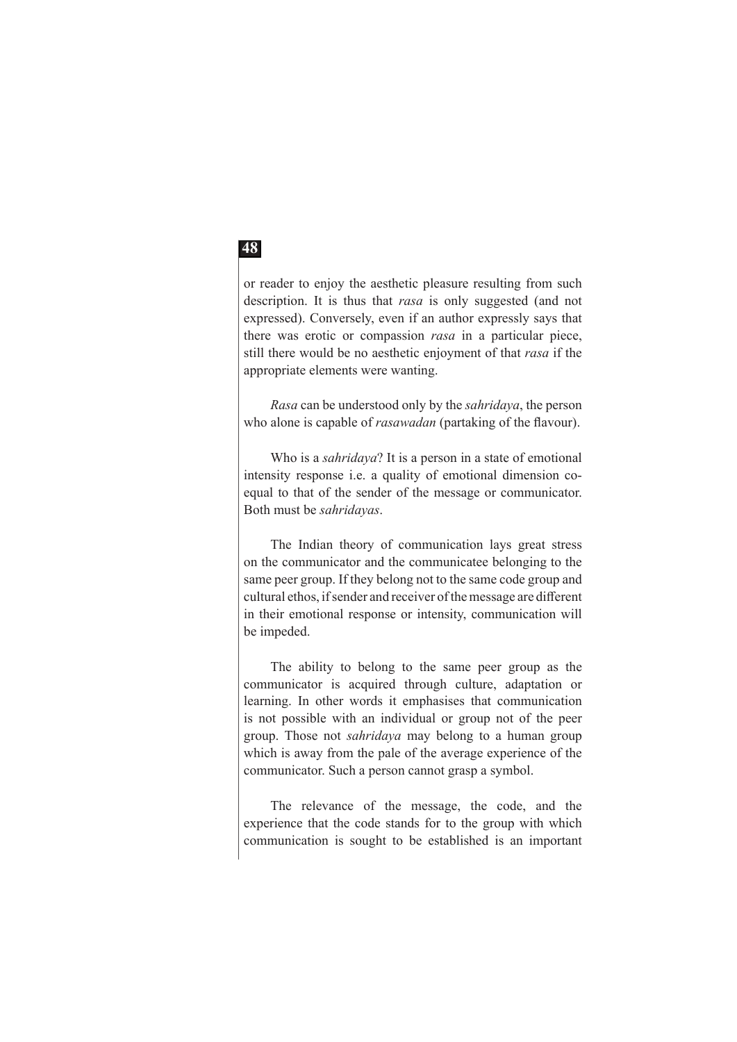or reader to enjoy the aesthetic pleasure resulting from such description. It is thus that *rasa* is only suggested (and not expressed). Conversely, even if an author expressly says that there was erotic or compassion *rasa* in a particular piece, still there would be no aesthetic enjoyment of that *rasa* if the appropriate elements were wanting.

*Rasa* can be understood only by the *sahridaya*, the person who alone is capable of *rasawadan* (partaking of the flavour).

Who is a *sahridaya*? It is a person in a state of emotional intensity response i.e. a quality of emotional dimension co-equal to that of the sender of the message or communicator. Both must be *sahridayas*.

The Indian theory of communication lays great stress on the communicator and the communicatee belonging to the same peer group. If they belong not to the same code group and cultural ethos, if sender and receiver of the message are different in their emotional response or intensity, communication will be impeded.

The ability to belong to the same peer group as the communicator is acquired through culture, adaptation or learning. In other words it emphasises that communication is not possible with an individual or group not of the peer group. Those not *sahridaya* may belong to a human group which is away from the pale of the average experience of the communicator. Such a person cannot grasp a symbol.

The relevance of the message, the code, and the experience that the code stands for to the group with which communication is sought to be established is an important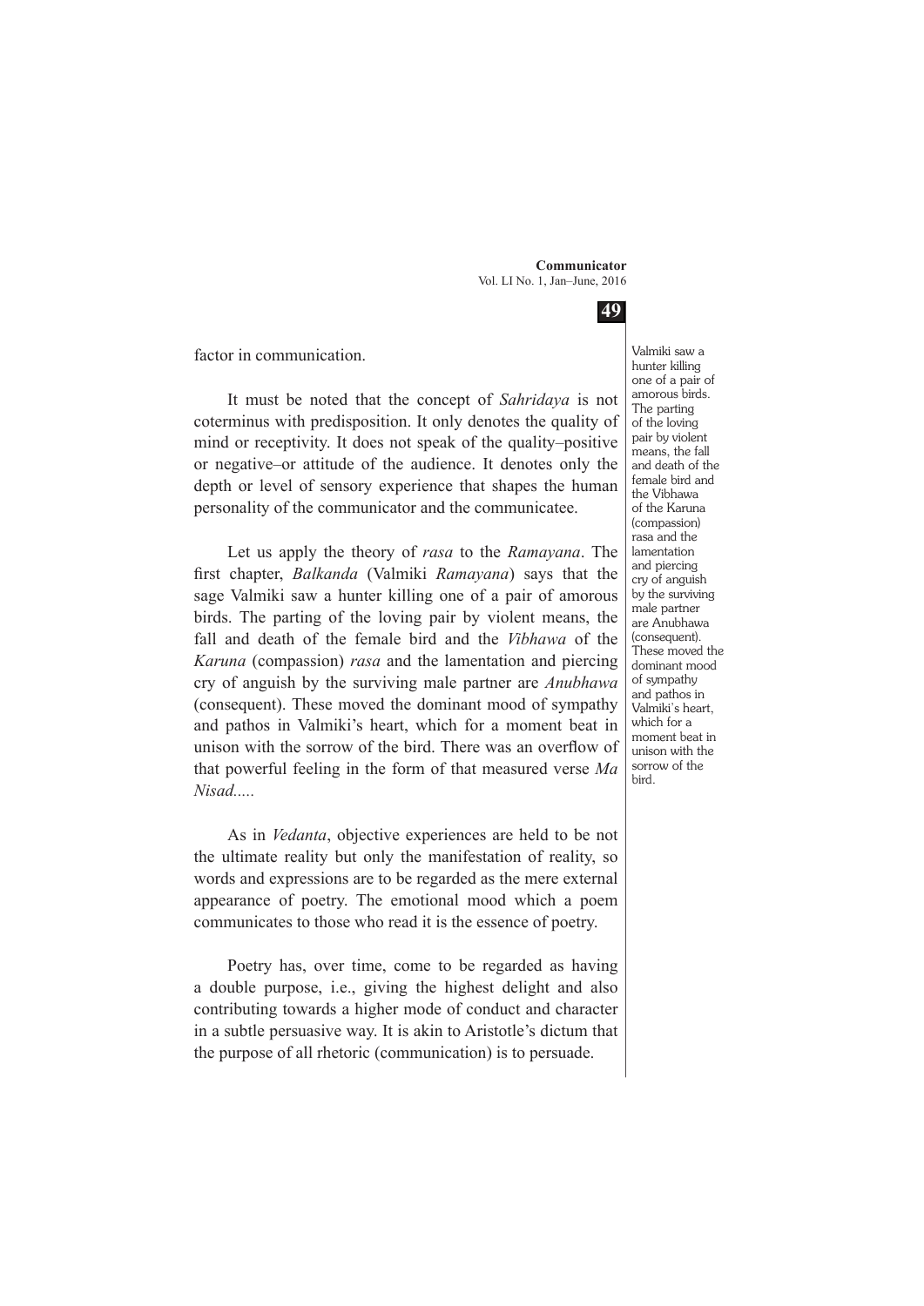factor in communication.

It must be noted that the concept of *Sahridaya* is not coterminus with predisposition. It only denotes the quality of mind or receptivity. It does not speak of the quality–positive or negative–or attitude of the audience. It denotes only the depth or level of sensory experience that shapes the human personality of the communicator and the communicatee.

Let us apply the theory of *rasa* to the *Ramayana*. The first chapter, *Balkanda* (Valmiki *Ramayana*) says that the sage Valmiki saw a hunter killing one of a pair of amorous birds. The parting of the loving pair by violent means, the fall and death of the female bird and the *Vibhawa* of the *Karuna* (compassion) *rasa* and the lamentation and piercing cry of anguish by the surviving male partner are *Anubhawa* (consequent). These moved the dominant mood of sympathy and pathos in Valmiki's heart, which for a moment beat in unison with the sorrow of the bird. There was an overflow of that powerful feeling in the form of that measured verse *Ma Nisad.....*

Valmiki saw a hunter killing one of a pair of amorous birds. The parting of the loving pair by violent means, the fall and death of the female bird and the Vibhawa of the Karuna (compassion) rasa and the lamentation and piercing cry of anguish by the surviving male partner are Anubhawa (consequent). These moved the dominant mood of sympathy and pathos in Valmiki's heart, which for a moment beat in unison with the sorrow of the bird.

As in *Vedanta*, objective experiences are held to be not the ultimate reality but only the manifestation of reality, so words and expressions are to be regarded as the mere external appearance of poetry. The emotional mood which a poem communicates to those who read it is the essence of poetry.

Poetry has, over time, come to be regarded as having a double purpose, i.e., giving the highest delight and also contributing towards a higher mode of conduct and character in a subtle persuasive way. It is akin to Aristotle's dictum that the purpose of all rhetoric (communication) is to persuade.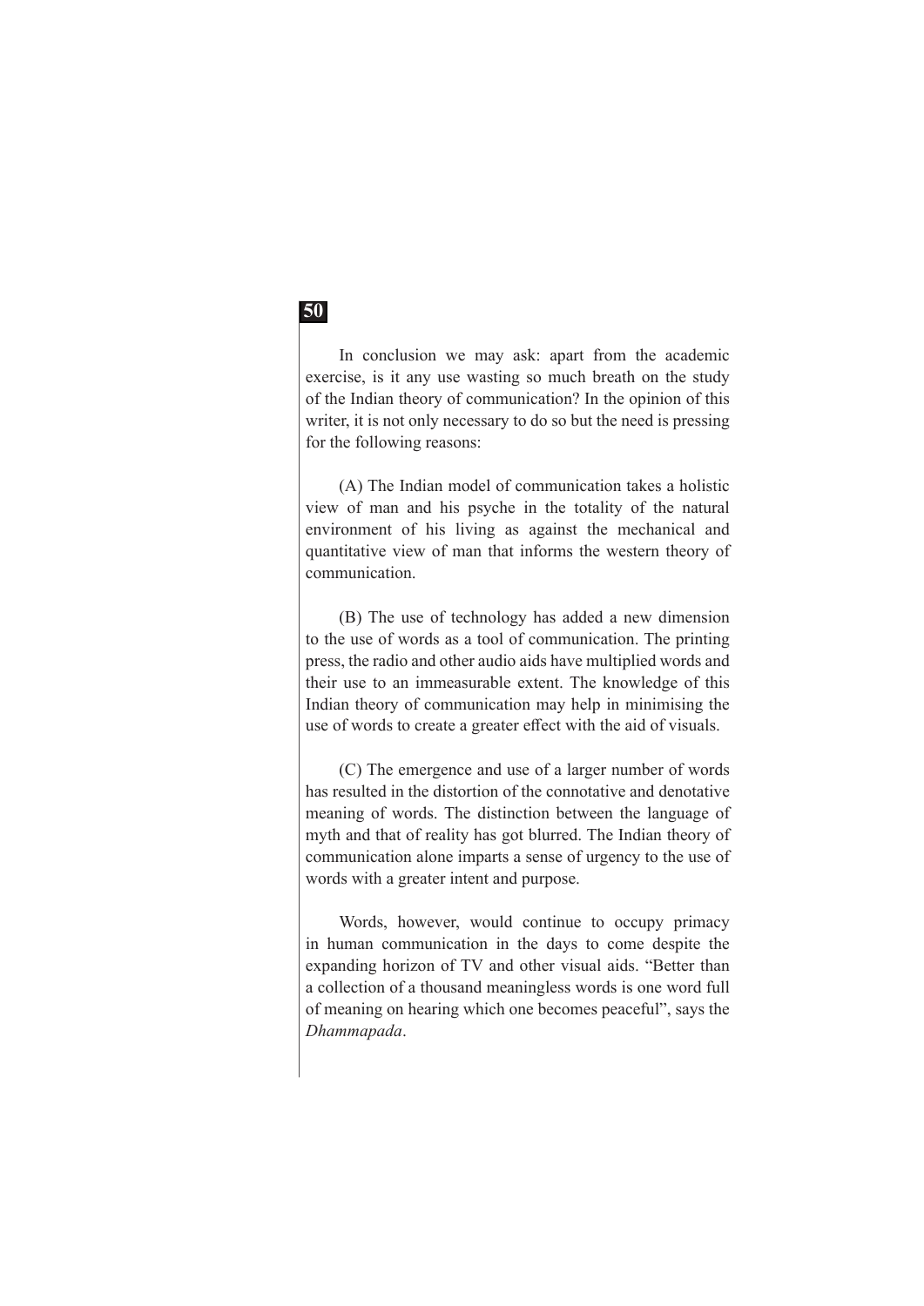In conclusion we may ask: apart from the academic exercise, is it any use wasting so much breath on the study of the Indian theory of communication? In the opinion of this writer, it is not only necessary to do so but the need is pressing for the following reasons:

(A) The Indian model of communication takes a holistic view of man and his psyche in the totality of the natural environment of his living as against the mechanical and quantitative view of man that informs the western theory of communication.

(B) The use of technology has added a new dimension to the use of words as a tool of communication. The printing press, the radio and other audio aids have multiplied words and their use to an immeasurable extent. The knowledge of this Indian theory of communication may help in minimising the use of words to create a greater effect with the aid of visuals.

(C) The emergence and use of a larger number of words has resulted in the distortion of the connotative and denotative meaning of words. The distinction between the language of myth and that of reality has got blurred. The Indian theory of communication alone imparts a sense of urgency to the use of words with a greater intent and purpose.

Words, however, would continue to occupy primacy in human communication in the days to come despite the expanding horizon of TV and other visual aids. "Better than a collection of a thousand meaningless words is one word full of meaning on hearing which one becomes peaceful", says the *Dhammapada*.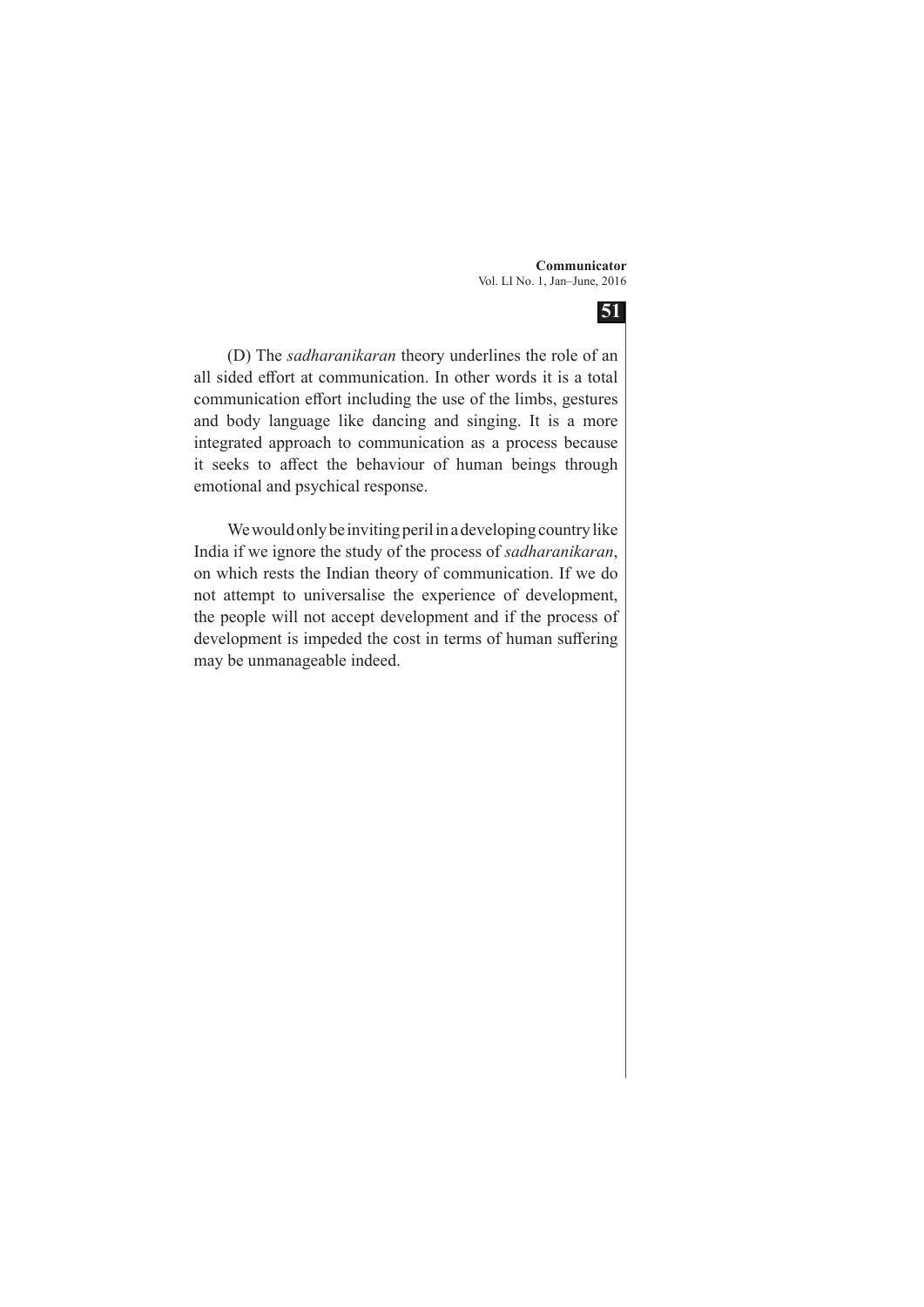(D) The *sadharanikaran* theory underlines the role of an all sided effort at communication. In other words it is a total communication effort including the use of the limbs, gestures and body language like dancing and singing. It is a more integrated approach to communication as a process because it seeks to affect the behaviour of human beings through emotional and psychical response.

We would only be inviting peril in a developing country like India if we ignore the study of the process of *sadharanikaran*, on which rests the Indian theory of communication. If we do not attempt to universalise the experience of development, the people will not accept development and if the process of development is impeded the cost in terms of human suffering may be unmanageable indeed.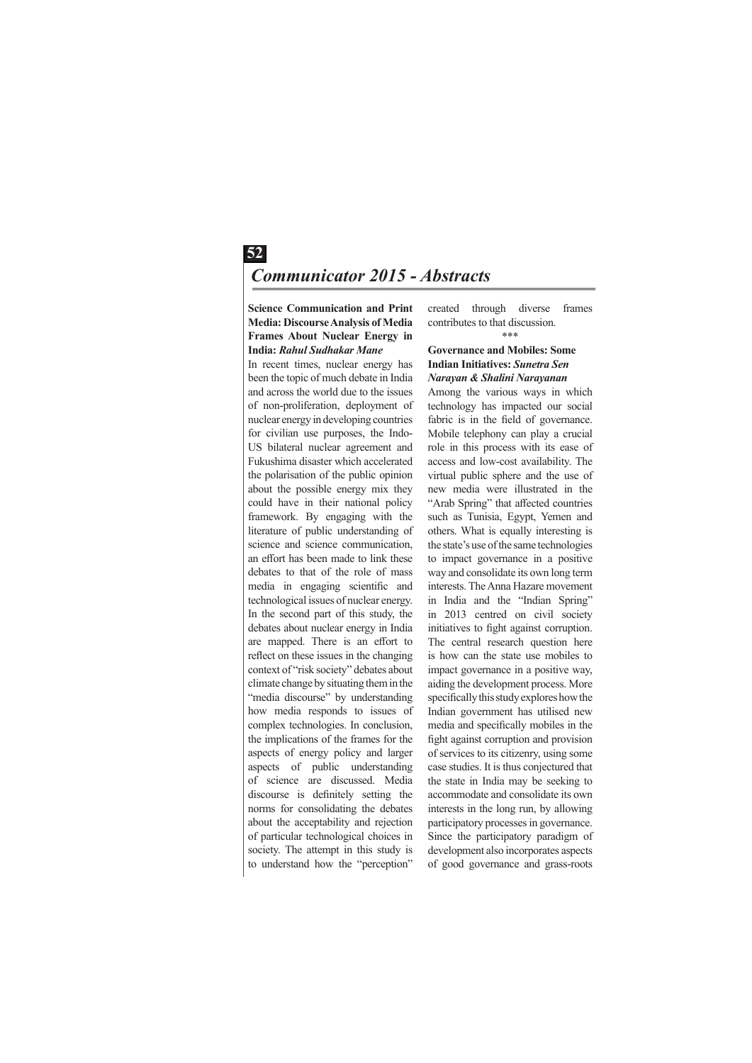## Communicator 2015 - Abstracts

**Science Communication and Print Media: Discourse Analysis of Media Frames About Nuclear Energy in India:** ***Rahul Sudhakar Mane***

In recent times, nuclear energy has been the topic of much debate in India and across the world due to the issues of non-proliferation, deployment of nuclear energy in developing countries for civilian use purposes, the Indo-US bilateral nuclear agreement and Fukushima disaster which accelerated the polarisation of the public opinion about the possible energy mix they could have in their national policy framework. By engaging with the literature of public understanding of science and science communication, an effort has been made to link these debates to that of the role of mass media in engaging scientific and technological issues of nuclear energy. In the second part of this study, the debates about nuclear energy in India are mapped. There is an effort to reflect on these issues in the changing context of "risk society" debates about climate change by situating them in the "media discourse" by understanding how media responds to issues of complex technologies. In conclusion, the implications of the frames for the aspects of energy policy and larger aspects of public understanding of science are discussed. Media discourse is definitely setting the norms for consolidating the debates about the acceptability and rejection of particular technological choices in society. The attempt in this study is to understand how the "perception" created through diverse frames contributes to that discussion.

***

**Governance and Mobiles: Some Indian Initiatives:** ***Sunetra Sen Narayan & Shalini Narayanan***

Among the various ways in which technology has impacted our social fabric is in the field of governance. Mobile telephony can play a crucial role in this process with its ease of access and low-cost availability. The virtual public sphere and the use of new media were illustrated in the "Arab Spring" that affected countries such as Tunisia, Egypt, Yemen and others. What is equally interesting is the state's use of the same technologies to impact governance in a positive way and consolidate its own long term interests. The Anna Hazare movement in India and the "Indian Spring" in 2013 centred on civil society initiatives to fight against corruption. The central research question here is how can the state use mobiles to impact governance in a positive way, aiding the development process. More specifically this study explores how the Indian government has utilised new media and specifically mobiles in the fight against corruption and provision of services to its citizenry, using some case studies. It is thus conjectured that the state in India may be seeking to accommodate and consolidate its own interests in the long run, by allowing participatory processes in governance. Since the participatory paradigm of development also incorporates aspects of good governance and grass-roots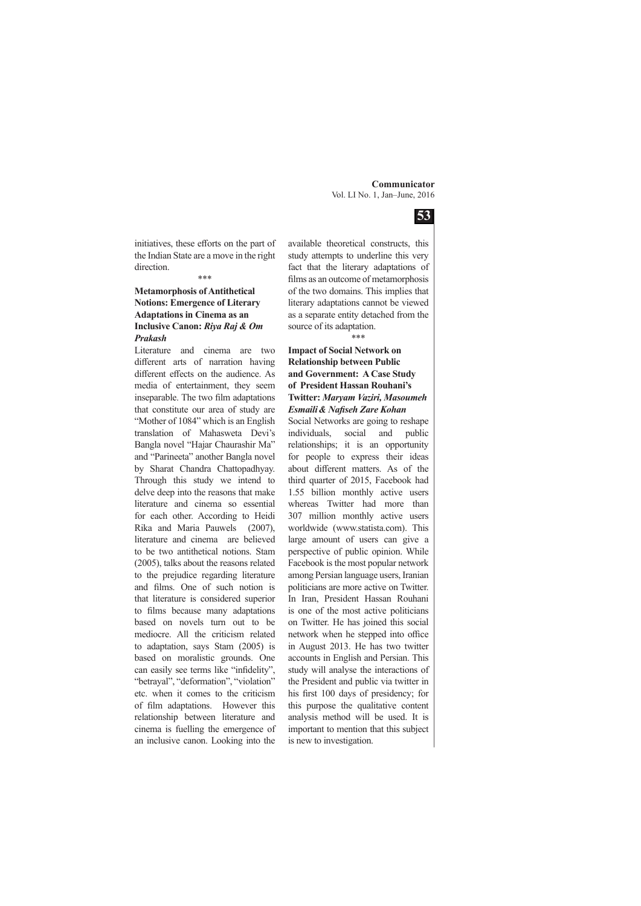initiatives, these efforts on the part of the Indian State are a move in the right direction.

\*\*\*

**Metamorphosis of Antithetical Notions: Emergence of Literary Adaptations in Cinema as an Inclusive Canon:** ***Riya Raj & Om Prakash***

Literature and cinema are two different arts of narration having different effects on the audience. As media of entertainment, they seem inseparable. The two film adaptations that constitute our area of study are "Mother of 1084" which is an English translation of Mahasweta Devi's Bangla novel "Hajar Chaurashir Ma" and "Parineeta" another Bangla novel by Sharat Chandra Chattopadhyay. Through this study we intend to delve deep into the reasons that make literature and cinema so essential for each other. According to Heidi Rika and Maria Pauwels (2007), literature and cinema are believed to be two antithetical notions. Stam (2005), talks about the reasons related to the prejudice regarding literature and films. One of such notion is that literature is considered superior to films because many adaptations based on novels turn out to be mediocre. All the criticism related to adaptation, says Stam (2005) is based on moralistic grounds. One can easily see terms like "infidelity", "betrayal", "deformation", "violation" etc. when it comes to the criticism of film adaptations. However this relationship between literature and cinema is fuelling the emergence of an inclusive canon. Looking into the available theoretical constructs, this study attempts to underline this very fact that the literary adaptations of films as an outcome of metamorphosis of the two domains. This implies that literary adaptations cannot be viewed as a separate entity detached from the source of its adaptation.

\*\*\*

**Impact of Social Network on Relationship between Public and Government: A Case Study of President Hassan Rouhani's Twitter:** ***Maryam Vaziri, Masoumeh Esmaili & Nafiseh Zare Kohan***

Social Networks are going to reshape individuals, social and public relationships; it is an opportunity for people to express their ideas about different matters. As of the third quarter of 2015, Facebook had 1.55 billion monthly active users whereas Twitter had more than 307 million monthly active users worldwide (www.statista.com). This large amount of users can give a perspective of public opinion. While Facebook is the most popular network among Persian language users, Iranian politicians are more active on Twitter. In Iran, President Hassan Rouhani is one of the most active politicians on Twitter. He has joined this social network when he stepped into office in August 2013. He has two twitter accounts in English and Persian. This study will analyse the interactions of the President and public via twitter in his first 100 days of presidency; for this purpose the qualitative content analysis method will be used. It is important to mention that this subject is new to investigation.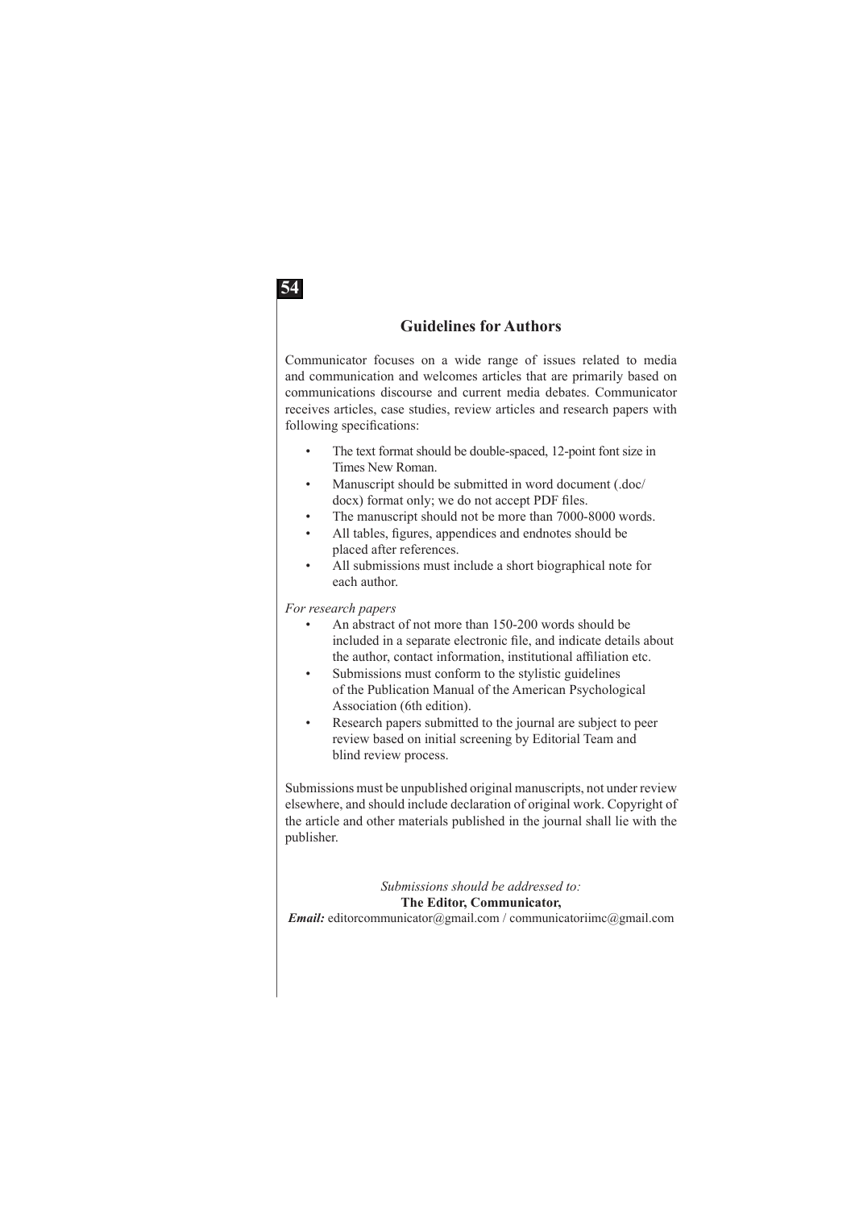## Guidelines for Authors

Communicator focuses on a wide range of issues related to media and communication and welcomes articles that are primarily based on communications discourse and current media debates. Communicator receives articles, case studies, review articles and research papers with following specifications:

- The text format should be double-spaced, 12-point font size in Times New Roman.
- Manuscript should be submitted in word document (.doc/ docx) format only; we do not accept PDF files.
- The manuscript should not be more than 7000-8000 words.
- All tables, figures, appendices and endnotes should be placed after references.
- All submissions must include a short biographical note for each author.

*For research papers*

- An abstract of not more than 150-200 words should be included in a separate electronic file, and indicate details about the author, contact information, institutional affiliation etc.
- Submissions must conform to the stylistic guidelines of the Publication Manual of the American Psychological Association (6th edition).
- Research papers submitted to the journal are subject to peer review based on initial screening by Editorial Team and blind review process.

Submissions must be unpublished original manuscripts, not under review elsewhere, and should include declaration of original work. Copyright of the article and other materials published in the journal shall lie with the publisher.

*Submissions should be addressed to:*
**The Editor, Communicator,**
***Email:*** editorcommunicator@gmail.com / communicatoriimc@gmail.com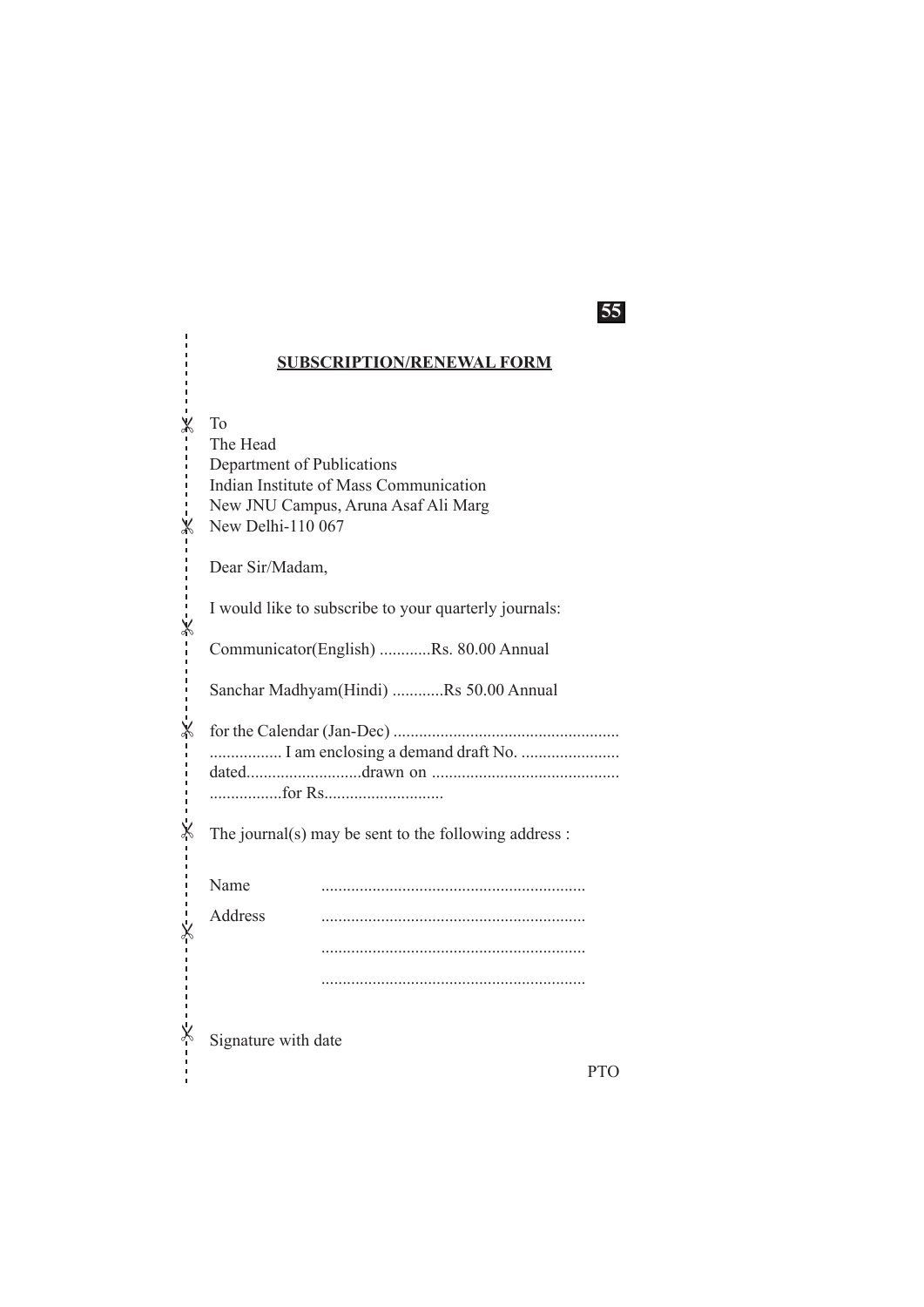## SUBSCRIPTION/RENEWAL FORM

To
The Head
Department of Publications
Indian Institute of Mass Communication
New JNU Campus, Aruna Asaf Ali Marg
New Delhi-110 067

Dear Sir/Madam,

I would like to subscribe to your quarterly journals:

Communicator(English) ............Rs. 80.00 Annual

Sanchar Madhyam(Hindi) ............Rs 50.00 Annual

for the Calendar (Jan-Dec) .................................................... ................. I am enclosing a demand draft No. ....................... dated...........................drawn on ........................................... .................for Rs............................

The journal(s) may be sent to the following address :

Name .............................................................

Address .............................................................

.............................................................

.............................................................

Signature with date

PTO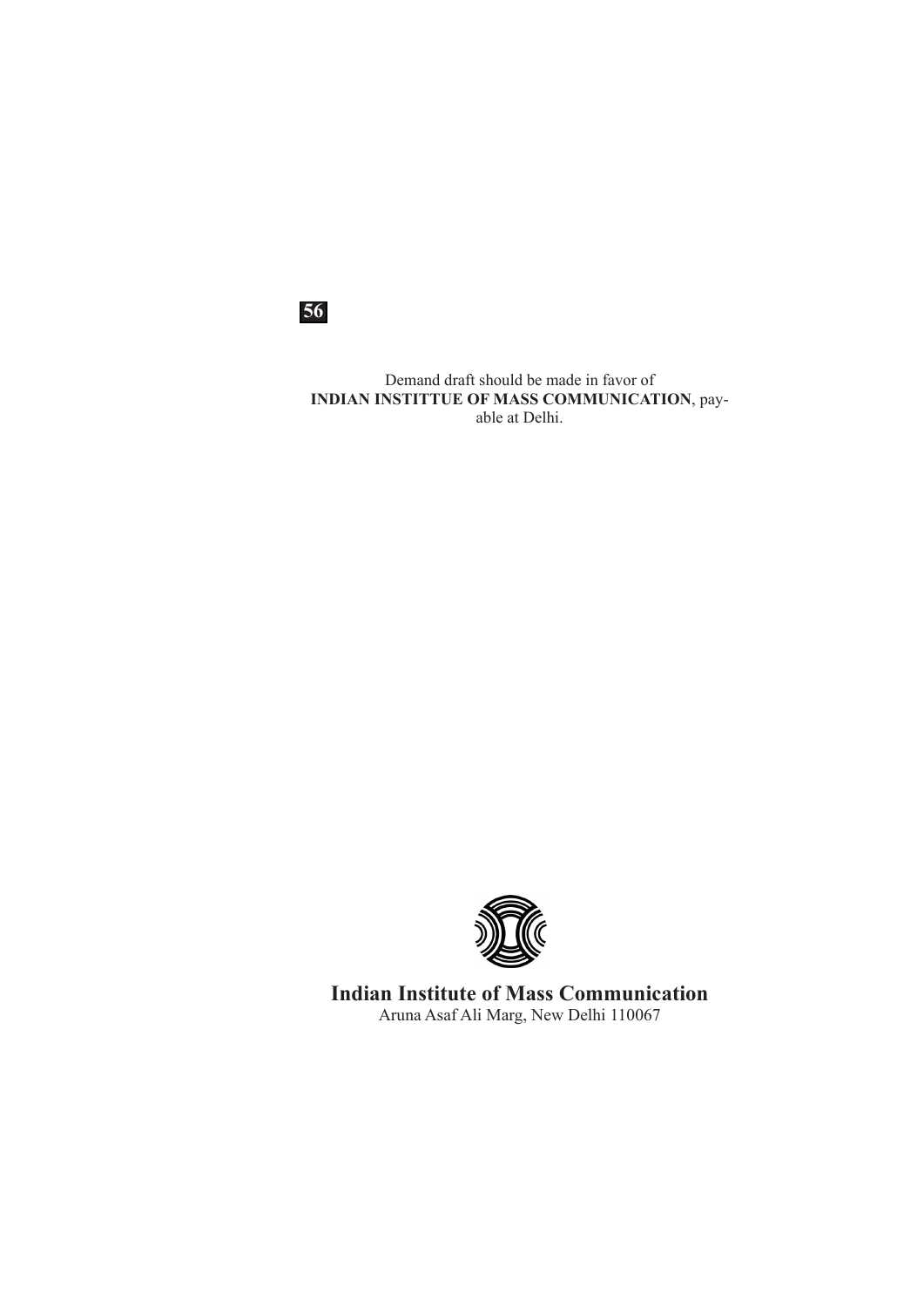Demand draft should be made in favor of **INDIAN INSTITTUE OF MASS COMMUNICATION**, payable at Delhi.

**Indian Institute of Mass Communication**
Aruna Asaf Ali Marg, New Delhi 110067